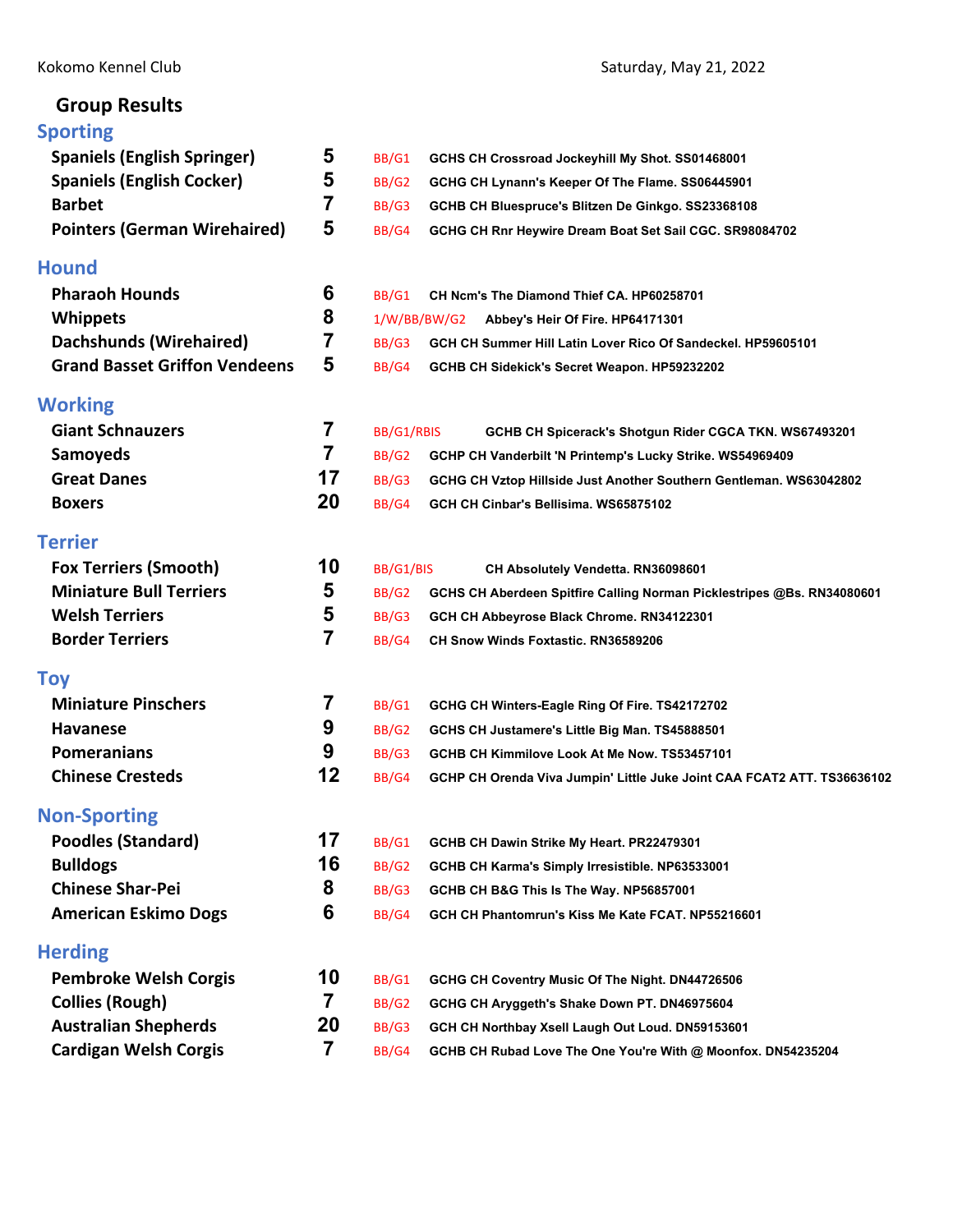Kokomo Kennel Club — Saturday, May 21, 2022

# Group Results

## Sporting

| Breed | Entries | Award | Dog |
|---|---|---|---|
| Spaniels (English Springer) | 5 | BB/G1 | GCHS CH Crossroad Jockeyhill My Shot. SS01468001 |
| Spaniels (English Cocker) | 5 | BB/G2 | GCHG CH Lynann's Keeper Of The Flame. SS06445901 |
| Barbet | 7 | BB/G3 | GCHB CH Bluespruce's Blitzen De Ginkgo. SS23368108 |
| Pointers (German Wirehaired) | 5 | BB/G4 | GCHG CH Rnr Heywire Dream Boat Set Sail CGC. SR98084702 |

## Hound

| Breed | Entries | Award | Dog |
|---|---|---|---|
| Pharaoh Hounds | 6 | BB/G1 | CH Ncm's The Diamond Thief CA. HP60258701 |
| Whippets | 8 | 1/W/BB/BW/G2 | Abbey's Heir Of Fire. HP64171301 |
| Dachshunds (Wirehaired) | 7 | BB/G3 | GCH CH Summer Hill Latin Lover Rico Of Sandeckel. HP59605101 |
| Grand Basset Griffon Vendeens | 5 | BB/G4 | GCHB CH Sidekick's Secret Weapon. HP59232202 |

## Working

| Breed | Entries | Award | Dog |
|---|---|---|---|
| Giant Schnauzers | 7 | BB/G1/RBIS | GCHB CH Spicerack's Shotgun Rider CGCA TKN. WS67493201 |
| Samoyeds | 7 | BB/G2 | GCHP CH Vanderbilt 'N Printemp's Lucky Strike. WS54969409 |
| Great Danes | 17 | BB/G3 | GCHG CH Vztop Hillside Just Another Southern Gentleman. WS63042802 |
| Boxers | 20 | BB/G4 | GCH CH Cinbar's Bellisima. WS65875102 |

## Terrier

| Breed | Entries | Award | Dog |
|---|---|---|---|
| Fox Terriers (Smooth) | 10 | BB/G1/BIS | CH Absolutely Vendetta. RN36098601 |
| Miniature Bull Terriers | 5 | BB/G2 | GCHS CH Aberdeen Spitfire Calling Norman Picklestripes @Bs. RN34080601 |
| Welsh Terriers | 5 | BB/G3 | GCH CH Abbeyrose Black Chrome. RN34122301 |
| Border Terriers | 7 | BB/G4 | CH Snow Winds Foxtastic. RN36589206 |

## Toy

| Breed | Entries | Award | Dog |
|---|---|---|---|
| Miniature Pinschers | 7 | BB/G1 | GCHG CH Winters-Eagle Ring Of Fire. TS42172702 |
| Havanese | 9 | BB/G2 | GCHS CH Justamere's Little Big Man. TS45888501 |
| Pomeranians | 9 | BB/G3 | GCHB CH Kimmilove Look At Me Now. TS53457101 |
| Chinese Cresteds | 12 | BB/G4 | GCHP CH Orenda Viva Jumpin' Little Juke Joint CAA FCAT2 ATT. TS36636102 |

## Non-Sporting

| Breed | Entries | Award | Dog |
|---|---|---|---|
| Poodles (Standard) | 17 | BB/G1 | GCHB CH Dawin Strike My Heart. PR22479301 |
| Bulldogs | 16 | BB/G2 | GCHB CH Karma's Simply Irresistible. NP63533001 |
| Chinese Shar-Pei | 8 | BB/G3 | GCHB CH B&G This Is The Way. NP56857001 |
| American Eskimo Dogs | 6 | BB/G4 | GCH CH Phantomrun's Kiss Me Kate FCAT. NP55216601 |

## Herding

| Breed | Entries | Award | Dog |
|---|---|---|---|
| Pembroke Welsh Corgis | 10 | BB/G1 | GCHG CH Coventry Music Of The Night. DN44726506 |
| Collies (Rough) | 7 | BB/G2 | GCHG CH Aryggeth's Shake Down PT. DN46975604 |
| Australian Shepherds | 20 | BB/G3 | GCH CH Northbay Xsell Laugh Out Loud. DN59153601 |
| Cardigan Welsh Corgis | 7 | BB/G4 | GCHB CH Rubad Love The One You're With @ Moonfox. DN54235204 |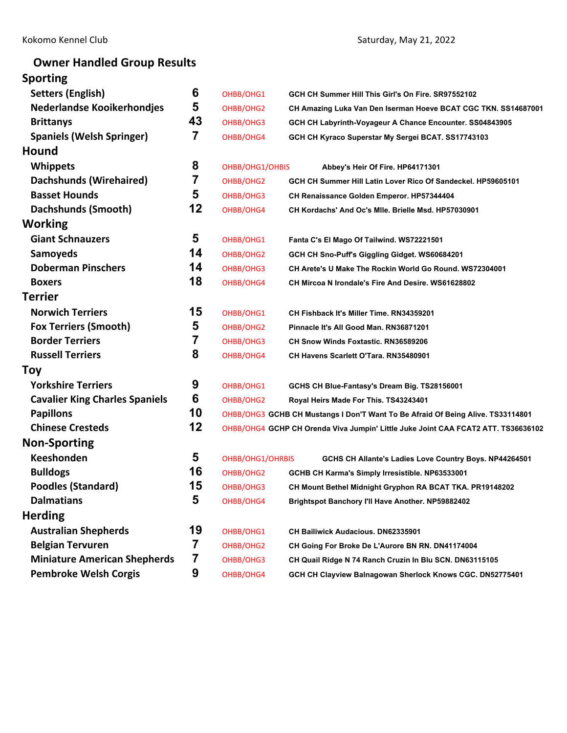Kokomo Kennel Club

Saturday, May 21, 2022

## Owner Handled Group Results

### Sporting

| Breed | Entries | Award | Dog |
|---|---|---|---|
| Setters (English) | 6 | OHBB/OHG1 | GCH CH Summer Hill This Girl's On Fire. SR97552102 |
| Nederlandse Kooikerhondjes | 5 | OHBB/OHG2 | CH Amazing Luka Van Den Iserman Hoeve BCAT CGC TKN. SS14687001 |
| Brittanys | 43 | OHBB/OHG3 | GCH CH Labyrinth-Voyageur A Chance Encounter. SS04843905 |
| Spaniels (Welsh Springer) | 7 | OHBB/OHG4 | GCH CH Kyraco Superstar My Sergei BCAT. SS17743103 |

### Hound

| Breed | Entries | Award | Dog |
|---|---|---|---|
| Whippets | 8 | OHBB/OHG1/OHBIS | Abbey's Heir Of Fire. HP64171301 |
| Dachshunds (Wirehaired) | 7 | OHBB/OHG2 | GCH CH Summer Hill Latin Lover Rico Of Sandeckel. HP59605101 |
| Basset Hounds | 5 | OHBB/OHG3 | CH Renaissance Golden Emperor. HP57344404 |
| Dachshunds (Smooth) | 12 | OHBB/OHG4 | CH Kordachs' And Oc's Mlle. Brielle Msd. HP57030901 |

### Working

| Breed | Entries | Award | Dog |
|---|---|---|---|
| Giant Schnauzers | 5 | OHBB/OHG1 | Fanta C's El Mago Of Tailwind. WS72221501 |
| Samoyeds | 14 | OHBB/OHG2 | GCH CH Sno-Puff's Giggling Gidget. WS60684201 |
| Doberman Pinschers | 14 | OHBB/OHG3 | CH Arete's U Make The Rockin World Go Round. WS72304001 |
| Boxers | 18 | OHBB/OHG4 | CH Mircoa N Irondale's Fire And Desire. WS61628802 |

### Terrier

| Breed | Entries | Award | Dog |
|---|---|---|---|
| Norwich Terriers | 15 | OHBB/OHG1 | CH Fishback It's Miller Time. RN34359201 |
| Fox Terriers (Smooth) | 5 | OHBB/OHG2 | Pinnacle It's All Good Man. RN36871201 |
| Border Terriers | 7 | OHBB/OHG3 | CH Snow Winds Foxtastic. RN36589206 |
| Russell Terriers | 8 | OHBB/OHG4 | CH Havens Scarlett O'Tara. RN35480901 |

### Toy

| Breed | Entries | Award | Dog |
|---|---|---|---|
| Yorkshire Terriers | 9 | OHBB/OHG1 | GCHS CH Blue-Fantasy's Dream Big. TS28156001 |
| Cavalier King Charles Spaniels | 6 | OHBB/OHG2 | Royal Heirs Made For This. TS43243401 |
| Papillons | 10 | OHBB/OHG3 | GCHB CH Mustangs I Don'T Want To Be Afraid Of Being Alive. TS33114801 |
| Chinese Cresteds | 12 | OHBB/OHG4 | GCHP CH Orenda Viva Jumpin' Little Juke Joint CAA FCAT2 ATT. TS36636102 |

### Non-Sporting

| Breed | Entries | Award | Dog |
|---|---|---|---|
| Keeshonden | 5 | OHBB/OHG1/OHRBIS | GCHS CH Allante's Ladies Love Country Boys. NP44264501 |
| Bulldogs | 16 | OHBB/OHG2 | GCHB CH Karma's Simply Irresistible. NP63533001 |
| Poodles (Standard) | 15 | OHBB/OHG3 | CH Mount Bethel Midnight Gryphon RA BCAT TKA. PR19148202 |
| Dalmatians | 5 | OHBB/OHG4 | Brightspot Banchory I'll Have Another. NP59882402 |

### Herding

| Breed | Entries | Award | Dog |
|---|---|---|---|
| Australian Shepherds | 19 | OHBB/OHG1 | CH Bailiwick Audacious. DN62335901 |
| Belgian Tervuren | 7 | OHBB/OHG2 | CH Going For Broke De L'Aurore BN RN. DN41174004 |
| Miniature American Shepherds | 7 | OHBB/OHG3 | CH Quail Ridge N 74 Ranch Cruzin In Blu SCN. DN63115105 |
| Pembroke Welsh Corgis | 9 | OHBB/OHG4 | GCH CH Clayview Balnagowan Sherlock Knows CGC. DN52775401 |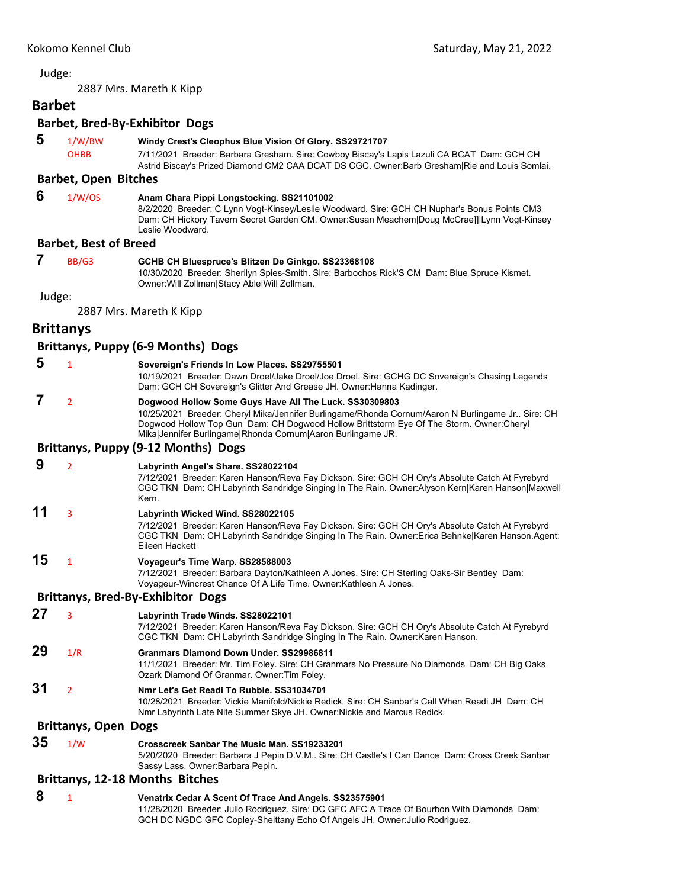Judge:

2887 Mrs. Mareth K Kipp

## Barbet

### Barbet, Bred-By-Exhibitor Dogs

**5** 1/W/BW OHBB **Windy Crest's Cleophus Blue Vision Of Glory. SS29721707**
7/11/2021 Breeder: Barbara Gresham. Sire: Cowboy Biscay's Lapis Lazuli CA BCAT Dam: GCH CH Astrid Biscay's Prized Diamond CM2 CAA DCAT DS CGC. Owner:Barb Gresham|Rie and Louis Somlai.

### Barbet, Open Bitches

**6** 1/W/OS **Anam Chara Pippi Longstocking. SS21101002**
8/2/2020 Breeder: C Lynn Vogt-Kinsey/Leslie Woodward. Sire: GCH CH Nuphar's Bonus Points CM3 Dam: CH Hickory Tavern Secret Garden CM. Owner:Susan Meachem|Doug McCrae]]|Lynn Vogt-Kinsey Leslie Woodward.

### Barbet, Best of Breed

**7** BB/G3 **GCHB CH Bluespruce's Blitzen De Ginkgo. SS23368108**
10/30/2020 Breeder: Sherilyn Spies-Smith. Sire: Barbochos Rick'S CM Dam: Blue Spruce Kismet. Owner:Will Zollman|Stacy Able|Will Zollman.

Judge:

2887 Mrs. Mareth K Kipp

## Brittanys

### Brittanys, Puppy (6-9 Months) Dogs

**5** 1 **Sovereign's Friends In Low Places. SS29755501**
10/19/2021 Breeder: Dawn Droel/Jake Droel/Joe Droel. Sire: GCHG DC Sovereign's Chasing Legends Dam: GCH CH Sovereign's Glitter And Grease JH. Owner:Hanna Kadinger.

**7** 2 **Dogwood Hollow Some Guys Have All The Luck. SS30309803**
10/25/2021 Breeder: Cheryl Mika/Jennifer Burlingame/Rhonda Cornum/Aaron N Burlingame Jr.. Sire: CH Dogwood Hollow Top Gun Dam: CH Dogwood Hollow Brittstorm Eye Of The Storm. Owner:Cheryl Mika|Jennifer Burlingame|Rhonda Cornum|Aaron Burlingame JR.

### Brittanys, Puppy (9-12 Months) Dogs

**9** 2 **Labyrinth Angel's Share. SS28022104**
7/12/2021 Breeder: Karen Hanson/Reva Fay Dickson. Sire: GCH CH Ory's Absolute Catch At Fyrebyrd CGC TKN Dam: CH Labyrinth Sandridge Singing In The Rain. Owner:Alyson Kern|Karen Hanson|Maxwell Kern.

**11** 3 **Labyrinth Wicked Wind. SS28022105**
7/12/2021 Breeder: Karen Hanson/Reva Fay Dickson. Sire: GCH CH Ory's Absolute Catch At Fyrebyrd CGC TKN Dam: CH Labyrinth Sandridge Singing In The Rain. Owner:Erica Behnke|Karen Hanson.Agent: Eileen Hackett

**15** 1 **Voyageur's Time Warp. SS28588003**
7/12/2021 Breeder: Barbara Dayton/Kathleen A Jones. Sire: CH Sterling Oaks-Sir Bentley Dam: Voyageur-Wincrest Chance Of A Life Time. Owner:Kathleen A Jones.

### Brittanys, Bred-By-Exhibitor Dogs

**27** 3 **Labyrinth Trade Winds. SS28022101**
7/12/2021 Breeder: Karen Hanson/Reva Fay Dickson. Sire: GCH CH Ory's Absolute Catch At Fyrebyrd CGC TKN Dam: CH Labyrinth Sandridge Singing In The Rain. Owner:Karen Hanson.

**29** 1/R **Granmars Diamond Down Under. SS29986811**
11/1/2021 Breeder: Mr. Tim Foley. Sire: CH Granmars No Pressure No Diamonds Dam: CH Big Oaks Ozark Diamond Of Granmar. Owner:Tim Foley.

**31** 2 **Nmr Let's Get Readi To Rubble. SS31034701**
10/28/2021 Breeder: Vickie Manifold/Nickie Redick. Sire: CH Sanbar's Call When Readi JH Dam: CH Nmr Labyrinth Late Nite Summer Skye JH. Owner:Nickie and Marcus Redick.

### Brittanys, Open Dogs

**35** 1/W **Crosscreek Sanbar The Music Man. SS19233201**
5/20/2020 Breeder: Barbara J Pepin D.V.M.. Sire: CH Castle's I Can Dance Dam: Cross Creek Sanbar Sassy Lass. Owner:Barbara Pepin.

### Brittanys, 12-18 Months Bitches

**8** 1 **Venatrix Cedar A Scent Of Trace And Angels. SS23575901**
11/28/2020 Breeder: Julio Rodriguez. Sire: DC GFC AFC A Trace Of Bourbon With Diamonds Dam: GCH DC NGDC GFC Copley-Shelttany Echo Of Angels JH. Owner:Julio Rodriguez.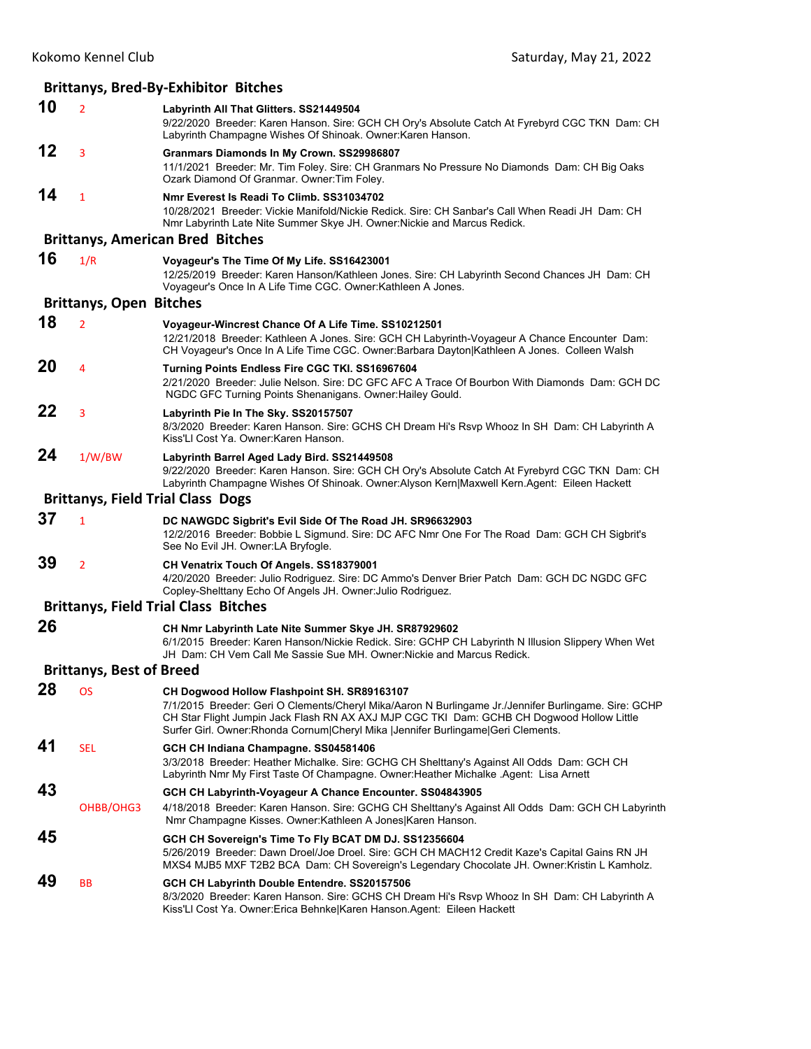## Brittanys, Bred-By-Exhibitor Bitches

**10** 2 **Labyrinth All That Glitters. SS21449504**
9/22/2020 Breeder: Karen Hanson. Sire: GCH CH Ory's Absolute Catch At Fyrebyrd CGC TKN Dam: CH Labyrinth Champagne Wishes Of Shinoak. Owner:Karen Hanson.

**12** 3 **Granmars Diamonds In My Crown. SS29986807**
11/1/2021 Breeder: Mr. Tim Foley. Sire: CH Granmars No Pressure No Diamonds Dam: CH Big Oaks Ozark Diamond Of Granmar. Owner:Tim Foley.

**14** 1 **Nmr Everest Is Readi To Climb. SS31034702**
10/28/2021 Breeder: Vickie Manifold/Nickie Redick. Sire: CH Sanbar's Call When Readi JH Dam: CH Nmr Labyrinth Late Nite Summer Skye JH. Owner:Nickie and Marcus Redick.

## Brittanys, American Bred Bitches

**16** 1/R **Voyageur's The Time Of My Life. SS16423001**
12/25/2019 Breeder: Karen Hanson/Kathleen Jones. Sire: CH Labyrinth Second Chances JH Dam: CH Voyageur's Once In A Life Time CGC. Owner:Kathleen A Jones.

## Brittanys, Open Bitches

**18** 2 **Voyageur-Wincrest Chance Of A Life Time. SS10212501**
12/21/2018 Breeder: Kathleen A Jones. Sire: GCH CH Labyrinth-Voyageur A Chance Encounter Dam: CH Voyageur's Once In A Life Time CGC. Owner:Barbara Dayton|Kathleen A Jones. Colleen Walsh

**20** 4 **Turning Points Endless Fire CGC TKI. SS16967604**
2/21/2020 Breeder: Julie Nelson. Sire: DC GFC AFC A Trace Of Bourbon With Diamonds Dam: GCH DC NGDC GFC Turning Points Shenanigans. Owner:Hailey Gould.

**22** 3 **Labyrinth Pie In The Sky. SS20157507**
8/3/2020 Breeder: Karen Hanson. Sire: GCHS CH Dream Hi's Rsvp Whooz In SH Dam: CH Labyrinth A Kiss'Ll Cost Ya. Owner:Karen Hanson.

**24** 1/W/BW **Labyrinth Barrel Aged Lady Bird. SS21449508**
9/22/2020 Breeder: Karen Hanson. Sire: GCH CH Ory's Absolute Catch At Fyrebyrd CGC TKN Dam: CH Labyrinth Champagne Wishes Of Shinoak. Owner:Alyson Kern|Maxwell Kern.Agent: Eileen Hackett

## Brittanys, Field Trial Class Dogs

**37** 1 **DC NAWGDC Sigbrit's Evil Side Of The Road JH. SR96632903**
12/2/2016 Breeder: Bobbie L Sigmund. Sire: DC AFC Nmr One For The Road Dam: GCH CH Sigbrit's See No Evil JH. Owner:LA Bryfogle.

**39** 2 **CH Venatrix Touch Of Angels. SS18379001**
4/20/2020 Breeder: Julio Rodriguez. Sire: DC Ammo's Denver Brier Patch Dam: GCH DC NGDC GFC Copley-Shelttany Echo Of Angels JH. Owner:Julio Rodriguez.

## Brittanys, Field Trial Class Bitches

**26** **CH Nmr Labyrinth Late Nite Summer Skye JH. SR87929602**
6/1/2015 Breeder: Karen Hanson/Nickie Redick. Sire: GCHP CH Labyrinth N Illusion Slippery When Wet JH Dam: CH Vem Call Me Sassie Sue MH. Owner:Nickie and Marcus Redick.

## Brittanys, Best of Breed

**28** OS **CH Dogwood Hollow Flashpoint SH. SR89163107**
7/1/2015 Breeder: Geri O Clements/Cheryl Mika/Aaron N Burlingame Jr./Jennifer Burlingame. Sire: GCHP CH Star Flight Jumpin Jack Flash RN AX AXJ MJP CGC TKI Dam: GCHB CH Dogwood Hollow Little Surfer Girl. Owner:Rhonda Cornum|Cheryl Mika |Jennifer Burlingame|Geri Clements.

**41** SEL **GCH CH Indiana Champagne. SS04581406**
3/3/2018 Breeder: Heather Michalke. Sire: GCHG CH Shelttany's Against All Odds Dam: GCH CH Labyrinth Nmr My First Taste Of Champagne. Owner:Heather Michalke .Agent: Lisa Arnett

**43** OHBB/OHG3 **GCH CH Labyrinth-Voyageur A Chance Encounter. SS04843905**
4/18/2018 Breeder: Karen Hanson. Sire: GCHG CH Shelttany's Against All Odds Dam: GCH CH Labyrinth Nmr Champagne Kisses. Owner:Kathleen A Jones|Karen Hanson.

**45** **GCH CH Sovereign's Time To Fly BCAT DM DJ. SS12356604**
5/26/2019 Breeder: Dawn Droel/Joe Droel. Sire: GCH CH MACH12 Credit Kaze's Capital Gains RN JH MXS4 MJB5 MXF T2B2 BCA Dam: CH Sovereign's Legendary Chocolate JH. Owner:Kristin L Kamholz.

**49** BB **GCH CH Labyrinth Double Entendre. SS20157506**
8/3/2020 Breeder: Karen Hanson. Sire: GCHS CH Dream Hi's Rsvp Whooz In SH Dam: CH Labyrinth A Kiss'Ll Cost Ya. Owner:Erica Behnke|Karen Hanson.Agent: Eileen Hackett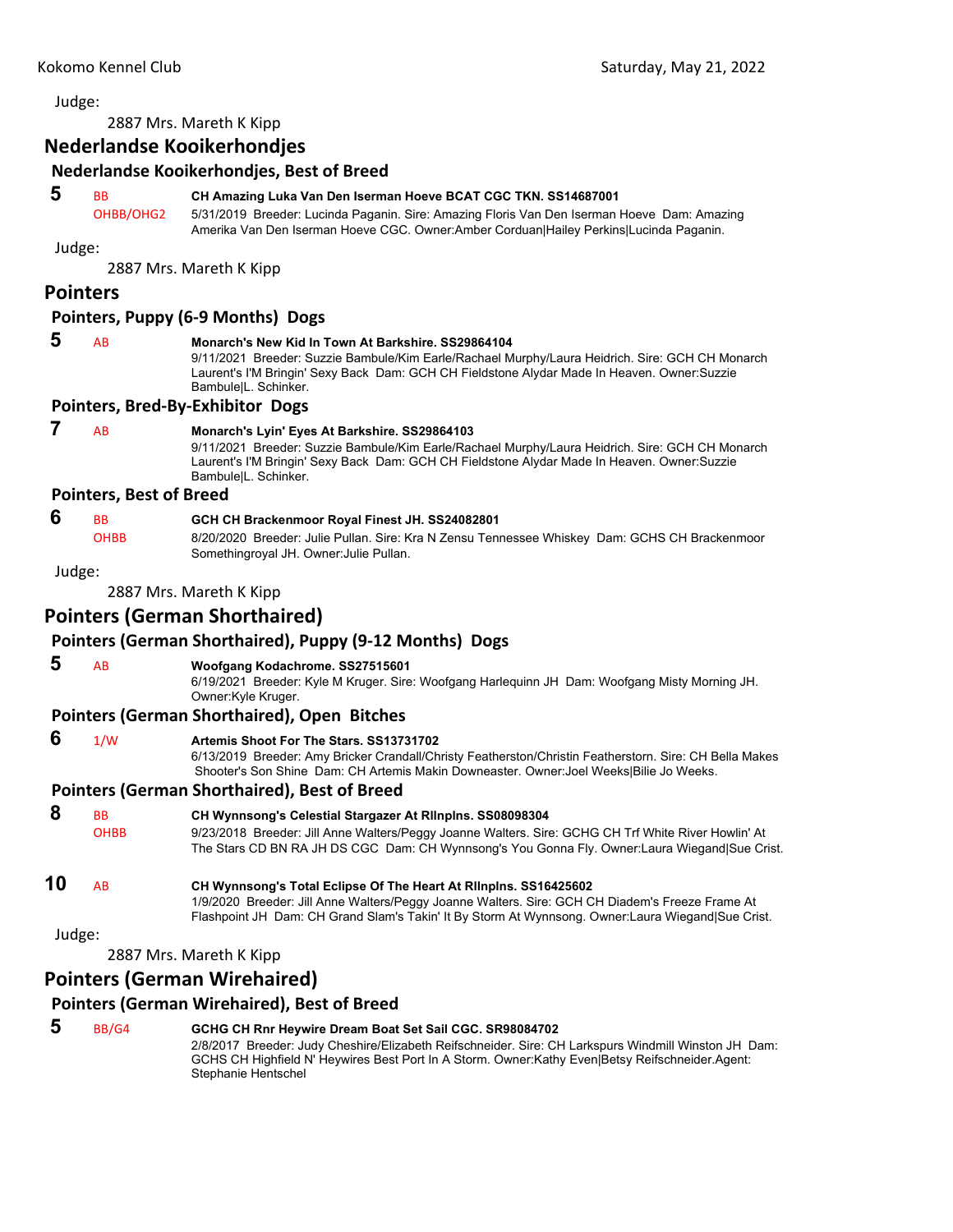Judge:

2887 Mrs. Mareth K Kipp

## Nederlandse Kooikerhondjes

### Nederlandse Kooikerhondjes, Best of Breed

**5** BB OHBB/OHG2 **CH Amazing Luka Van Den Iserman Hoeve BCAT CGC TKN. SS14687001**
5/31/2019 Breeder: Lucinda Paganin. Sire: Amazing Floris Van Den Iserman Hoeve Dam: Amazing Amerika Van Den Iserman Hoeve CGC. Owner:Amber Corduan|Hailey Perkins|Lucinda Paganin.

Judge:

2887 Mrs. Mareth K Kipp

## Pointers

### Pointers, Puppy (6-9 Months) Dogs

**5** AB **Monarch's New Kid In Town At Barkshire. SS29864104**
9/11/2021 Breeder: Suzzie Bambule/Kim Earle/Rachael Murphy/Laura Heidrich. Sire: GCH CH Monarch Laurent's I'M Bringin' Sexy Back Dam: GCH CH Fieldstone Alydar Made In Heaven. Owner:Suzzie Bambule|L. Schinker.

### Pointers, Bred-By-Exhibitor Dogs

**7** AB **Monarch's Lyin' Eyes At Barkshire. SS29864103**
9/11/2021 Breeder: Suzzie Bambule/Kim Earle/Rachael Murphy/Laura Heidrich. Sire: GCH CH Monarch Laurent's I'M Bringin' Sexy Back Dam: GCH CH Fieldstone Alydar Made In Heaven. Owner:Suzzie Bambule|L. Schinker.

### Pointers, Best of Breed

**6** BB OHBB **GCH CH Brackenmoor Royal Finest JH. SS24082801**
8/20/2020 Breeder: Julie Pullan. Sire: Kra N Zensu Tennessee Whiskey Dam: GCHS CH Brackenmoor Somethingroyal JH. Owner:Julie Pullan.

Judge:

2887 Mrs. Mareth K Kipp

## Pointers (German Shorthaired)

### Pointers (German Shorthaired), Puppy (9-12 Months) Dogs

**5** AB **Woofgang Kodachrome. SS27515601**
6/19/2021 Breeder: Kyle M Kruger. Sire: Woofgang Harlequinn JH Dam: Woofgang Misty Morning JH. Owner:Kyle Kruger.

### Pointers (German Shorthaired), Open Bitches

**6** 1/W **Artemis Shoot For The Stars. SS13731702**
6/13/2019 Breeder: Amy Bricker Crandall/Christy Featherston/Christin Featherstorn. Sire: CH Bella Makes Shooter's Son Shine Dam: CH Artemis Makin Downeaster. Owner:Joel Weeks|Bilie Jo Weeks.

### Pointers (German Shorthaired), Best of Breed

**8** BB OHBB **CH Wynnsong's Celestial Stargazer At Rllnplns. SS08098304**
9/23/2018 Breeder: Jill Anne Walters/Peggy Joanne Walters. Sire: GCHG CH Trf White River Howlin' At The Stars CD BN RA JH DS CGC Dam: CH Wynnsong's You Gonna Fly. Owner:Laura Wiegand|Sue Crist.

**10** AB **CH Wynnsong's Total Eclipse Of The Heart At Rllnplns. SS16425602**
1/9/2020 Breeder: Jill Anne Walters/Peggy Joanne Walters. Sire: GCH CH Diadem's Freeze Frame At Flashpoint JH Dam: CH Grand Slam's Takin' It By Storm At Wynnsong. Owner:Laura Wiegand|Sue Crist.

Judge:

2887 Mrs. Mareth K Kipp

## Pointers (German Wirehaired)

### Pointers (German Wirehaired), Best of Breed

**5** BB/G4 **GCHG CH Rnr Heywire Dream Boat Set Sail CGC. SR98084702**
2/8/2017 Breeder: Judy Cheshire/Elizabeth Reifschneider. Sire: CH Larkspurs Windmill Winston JH Dam: GCHS CH Highfield N' Heywires Best Port In A Storm. Owner:Kathy Even|Betsy Reifschneider.Agent: Stephanie Hentschel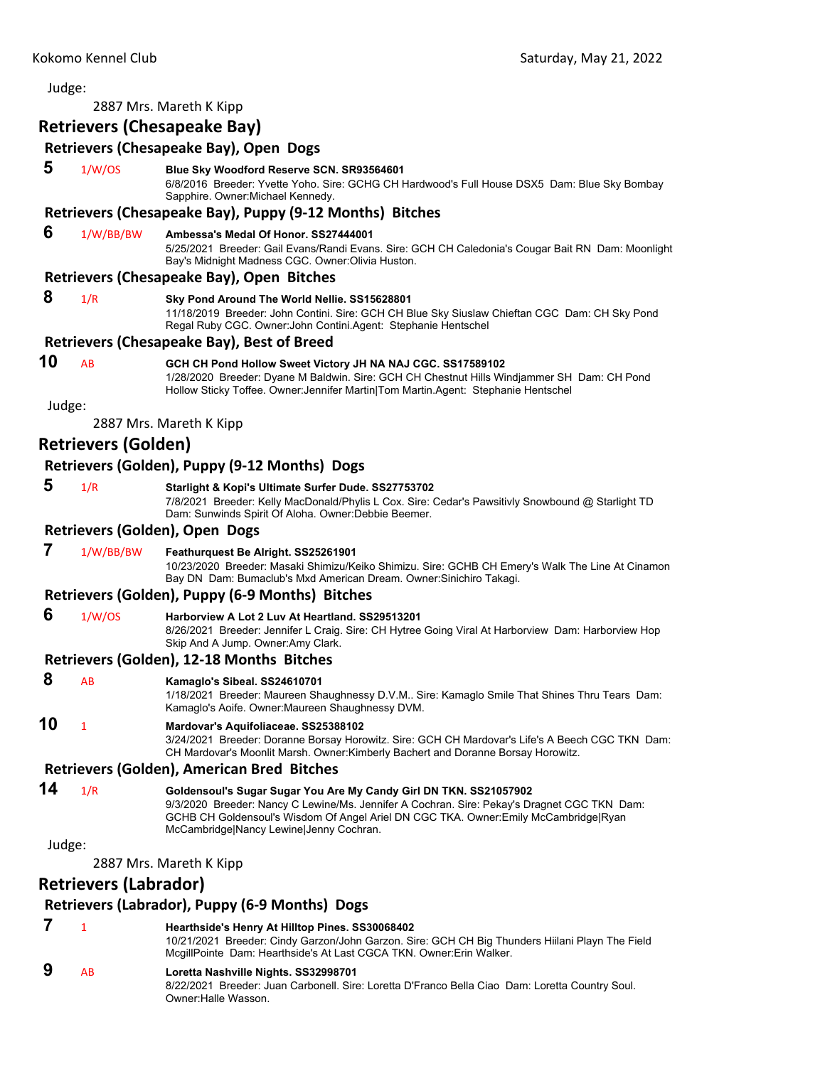Judge:

2887 Mrs. Mareth K Kipp

## Retrievers (Chesapeake Bay)

### Retrievers (Chesapeake Bay), Open Dogs

**5** 1/W/OS **Blue Sky Woodford Reserve SCN. SR93564601**
6/8/2016 Breeder: Yvette Yoho. Sire: GCHG CH Hardwood's Full House DSX5 Dam: Blue Sky Bombay Sapphire. Owner:Michael Kennedy.

### Retrievers (Chesapeake Bay), Puppy (9-12 Months) Bitches

**6** 1/W/BB/BW **Ambessa's Medal Of Honor. SS27444001**
5/25/2021 Breeder: Gail Evans/Randi Evans. Sire: GCH CH Caledonia's Cougar Bait RN Dam: Moonlight Bay's Midnight Madness CGC. Owner:Olivia Huston.

### Retrievers (Chesapeake Bay), Open Bitches

**8** 1/R **Sky Pond Around The World Nellie. SS15628801**
11/18/2019 Breeder: John Contini. Sire: GCH CH Blue Sky Siuslaw Chieftan CGC Dam: CH Sky Pond Regal Ruby CGC. Owner:John Contini.Agent: Stephanie Hentschel

### Retrievers (Chesapeake Bay), Best of Breed

**10** AB **GCH CH Pond Hollow Sweet Victory JH NA NAJ CGC. SS17589102**
1/28/2020 Breeder: Dyane M Baldwin. Sire: GCH CH Chestnut Hills Windjammer SH Dam: CH Pond Hollow Sticky Toffee. Owner:Jennifer Martin|Tom Martin.Agent: Stephanie Hentschel

Judge:

2887 Mrs. Mareth K Kipp

## Retrievers (Golden)

### Retrievers (Golden), Puppy (9-12 Months) Dogs

**5** 1/R **Starlight & Kopi's Ultimate Surfer Dude. SS27753702**
7/8/2021 Breeder: Kelly MacDonald/Phylis L Cox. Sire: Cedar's Pawsitivly Snowbound @ Starlight TD Dam: Sunwinds Spirit Of Aloha. Owner:Debbie Beemer.

### Retrievers (Golden), Open Dogs

**7** 1/W/BB/BW **Feathurquest Be Alright. SS25261901**
10/23/2020 Breeder: Masaki Shimizu/Keiko Shimizu. Sire: GCHB CH Emery's Walk The Line At Cinamon Bay DN Dam: Bumaclub's Mxd American Dream. Owner:Sinichiro Takagi.

### Retrievers (Golden), Puppy (6-9 Months) Bitches

**6** 1/W/OS **Harborview A Lot 2 Luv At Heartland. SS29513201**
8/26/2021 Breeder: Jennifer L Craig. Sire: CH Hytree Going Viral At Harborview Dam: Harborview Hop Skip And A Jump. Owner:Amy Clark.

### Retrievers (Golden), 12-18 Months Bitches

**8** AB **Kamaglo's Sibeal. SS24610701**
1/18/2021 Breeder: Maureen Shaughnessy D.V.M.. Sire: Kamaglo Smile That Shines Thru Tears Dam: Kamaglo's Aoife. Owner:Maureen Shaughnessy DVM.

**10** 1 **Mardovar's Aquifoliaceae. SS25388102**
3/24/2021 Breeder: Doranne Borsay Horowitz. Sire: GCH CH Mardovar's Life's A Beech CGC TKN Dam: CH Mardovar's Moonlit Marsh. Owner:Kimberly Bachert and Doranne Borsay Horowitz.

### Retrievers (Golden), American Bred Bitches

**14** 1/R **Goldensoul's Sugar Sugar You Are My Candy Girl DN TKN. SS21057902**
9/3/2020 Breeder: Nancy C Lewine/Ms. Jennifer A Cochran. Sire: Pekay's Dragnet CGC TKN Dam: GCHB CH Goldensoul's Wisdom Of Angel Ariel DN CGC TKA. Owner:Emily McCambridge|Ryan McCambridge|Nancy Lewine|Jenny Cochran.

Judge:

2887 Mrs. Mareth K Kipp

## Retrievers (Labrador)

### Retrievers (Labrador), Puppy (6-9 Months) Dogs

**7** 1 **Hearthside's Henry At Hilltop Pines. SS30068402**
10/21/2021 Breeder: Cindy Garzon/John Garzon. Sire: GCH CH Big Thunders Hiilani Playn The Field McgillPointe Dam: Hearthside's At Last CGCA TKN. Owner:Erin Walker.

**9** AB **Loretta Nashville Nights. SS32998701**
8/22/2021 Breeder: Juan Carbonell. Sire: Loretta D'Franco Bella Ciao Dam: Loretta Country Soul. Owner:Halle Wasson.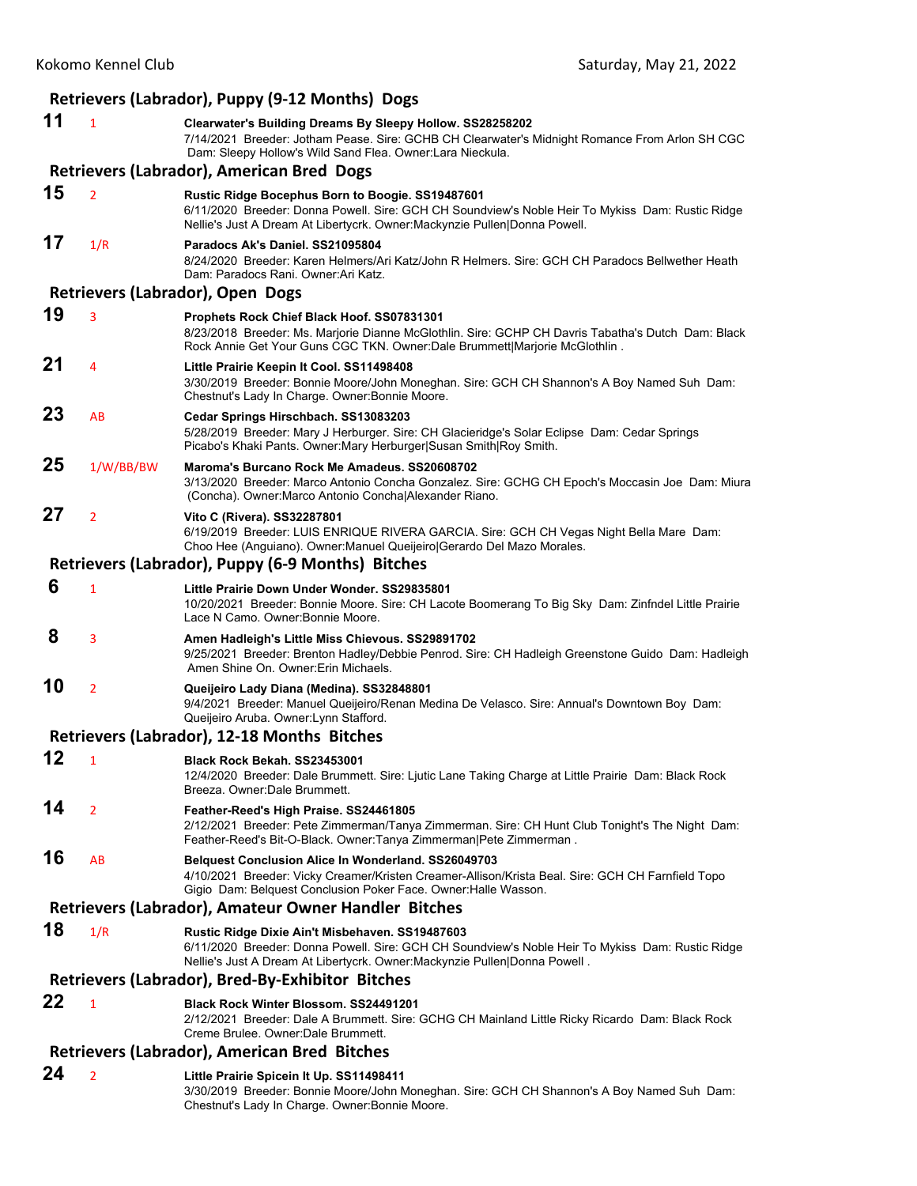### Retrievers (Labrador), Puppy (9-12 Months) Dogs

**11** 1 **Clearwater's Building Dreams By Sleepy Hollow. SS28258202**
7/14/2021 Breeder: Jotham Pease. Sire: GCHB CH Clearwater's Midnight Romance From Arlon SH CGC Dam: Sleepy Hollow's Wild Sand Flea. Owner:Lara Nieckula.

### Retrievers (Labrador), American Bred Dogs

**15** 2 **Rustic Ridge Bocephus Born to Boogie. SS19487601**
6/11/2020 Breeder: Donna Powell. Sire: GCH CH Soundview's Noble Heir To Mykiss Dam: Rustic Ridge Nellie's Just A Dream At Libertycrk. Owner:Mackynzie Pullen|Donna Powell.

**17** 1/R **Paradocs Ak's Daniel. SS21095804**
8/24/2020 Breeder: Karen Helmers/Ari Katz/John R Helmers. Sire: GCH CH Paradocs Bellwether Heath Dam: Paradocs Rani. Owner:Ari Katz.

### Retrievers (Labrador), Open Dogs

**19** 3 **Prophets Rock Chief Black Hoof. SS07831301**
8/23/2018 Breeder: Ms. Marjorie Dianne McGlothlin. Sire: GCHP CH Davris Tabatha's Dutch Dam: Black Rock Annie Get Your Guns CGC TKN. Owner:Dale Brummett|Marjorie McGlothlin .

**21** 4 **Little Prairie Keepin It Cool. SS11498408**
3/30/2019 Breeder: Bonnie Moore/John Moneghan. Sire: GCH CH Shannon's A Boy Named Suh Dam: Chestnut's Lady In Charge. Owner:Bonnie Moore.

**23** AB **Cedar Springs Hirschbach. SS13083203**
5/28/2019 Breeder: Mary J Herburger. Sire: CH Glacieridge's Solar Eclipse Dam: Cedar Springs Picabo's Khaki Pants. Owner:Mary Herburger|Susan Smith|Roy Smith.

**25** 1/W/BB/BW **Maroma's Burcano Rock Me Amadeus. SS20608702**
3/13/2020 Breeder: Marco Antonio Concha Gonzalez. Sire: GCHG CH Epoch's Moccasin Joe Dam: Miura (Concha). Owner:Marco Antonio Concha|Alexander Riano.

**27** 2 **Vito C (Rivera). SS32287801**
6/19/2019 Breeder: LUIS ENRIQUE RIVERA GARCIA. Sire: GCH CH Vegas Night Bella Mare Dam: Choo Hee (Anguiano). Owner:Manuel Queijeiro|Gerardo Del Mazo Morales.

### Retrievers (Labrador), Puppy (6-9 Months) Bitches

**6** 1 **Little Prairie Down Under Wonder. SS29835801**
10/20/2021 Breeder: Bonnie Moore. Sire: CH Lacote Boomerang To Big Sky Dam: Zinfndel Little Prairie Lace N Camo. Owner:Bonnie Moore.

**8** 3 **Amen Hadleigh's Little Miss Chievous. SS29891702**
9/25/2021 Breeder: Brenton Hadley/Debbie Penrod. Sire: CH Hadleigh Greenstone Guido Dam: Hadleigh Amen Shine On. Owner:Erin Michaels.

**10** 2 **Queijeiro Lady Diana (Medina). SS32848801**
9/4/2021 Breeder: Manuel Queijeiro/Renan Medina De Velasco. Sire: Annual's Downtown Boy Dam: Queijeiro Aruba. Owner:Lynn Stafford.

### Retrievers (Labrador), 12-18 Months Bitches

**12** 1 **Black Rock Bekah. SS23453001**
12/4/2020 Breeder: Dale Brummett. Sire: Ljutic Lane Taking Charge at Little Prairie Dam: Black Rock Breeza. Owner:Dale Brummett.

**14** 2 **Feather-Reed's High Praise. SS24461805**
2/12/2021 Breeder: Pete Zimmerman/Tanya Zimmerman. Sire: CH Hunt Club Tonight's The Night Dam: Feather-Reed's Bit-O-Black. Owner:Tanya Zimmerman|Pete Zimmerman .

**16** AB **Belquest Conclusion Alice In Wonderland. SS26049703**
4/10/2021 Breeder: Vicky Creamer/Kristen Creamer-Allison/Krista Beal. Sire: GCH CH Farnfield Topo Gigio Dam: Belquest Conclusion Poker Face. Owner:Halle Wasson.

### Retrievers (Labrador), Amateur Owner Handler Bitches

**18** 1/R **Rustic Ridge Dixie Ain't Misbehaven. SS19487603**
6/11/2020 Breeder: Donna Powell. Sire: GCH CH Soundview's Noble Heir To Mykiss Dam: Rustic Ridge Nellie's Just A Dream At Libertycrk. Owner:Mackynzie Pullen|Donna Powell .

### Retrievers (Labrador), Bred-By-Exhibitor Bitches

**22** 1 **Black Rock Winter Blossom. SS24491201**
2/12/2021 Breeder: Dale A Brummett. Sire: GCHG CH Mainland Little Ricky Ricardo Dam: Black Rock Creme Brulee. Owner:Dale Brummett.

### Retrievers (Labrador), American Bred Bitches

**24** 2 **Little Prairie Spicein It Up. SS11498411**
3/30/2019 Breeder: Bonnie Moore/John Moneghan. Sire: GCH CH Shannon's A Boy Named Suh Dam: Chestnut's Lady In Charge. Owner:Bonnie Moore.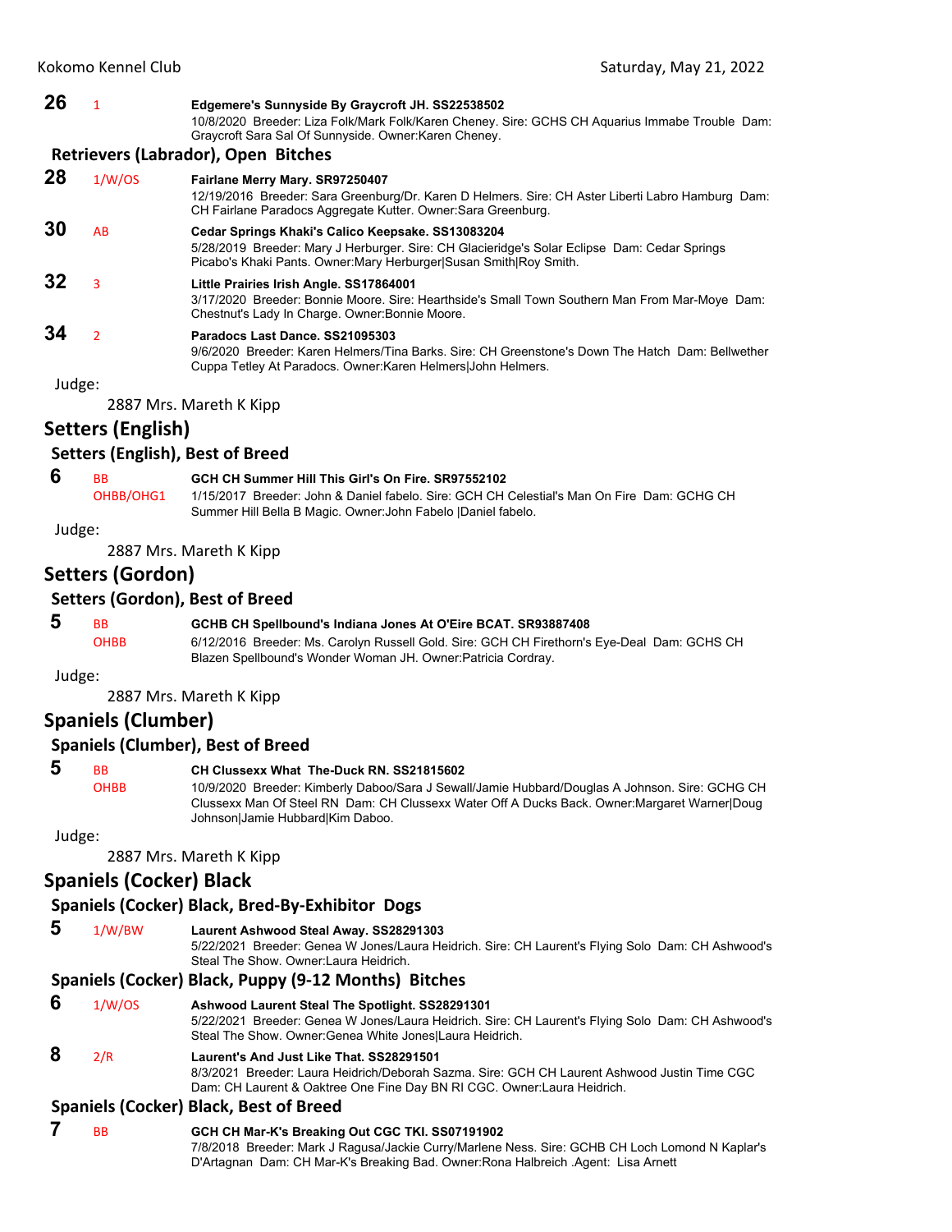**26** 1 **Edgemere's Sunnyside By Graycroft JH. SS22538502**
10/8/2020 Breeder: Liza Folk/Mark Folk/Karen Cheney. Sire: GCHS CH Aquarius Immabe Trouble Dam: Graycroft Sara Sal Of Sunnyside. Owner:Karen Cheney.

### Retrievers (Labrador), Open Bitches

**28** 1/W/OS **Fairlane Merry Mary. SR97250407**
12/19/2016 Breeder: Sara Greenburg/Dr. Karen D Helmers. Sire: CH Aster Liberti Labro Hamburg Dam: CH Fairlane Paradocs Aggregate Kutter. Owner:Sara Greenburg.

**30** AB **Cedar Springs Khaki's Calico Keepsake. SS13083204**
5/28/2019 Breeder: Mary J Herburger. Sire: CH Glacieridge's Solar Eclipse Dam: Cedar Springs Picabo's Khaki Pants. Owner:Mary Herburger|Susan Smith|Roy Smith.

**32** 3 **Little Prairies Irish Angle. SS17864001**
3/17/2020 Breeder: Bonnie Moore. Sire: Hearthside's Small Town Southern Man From Mar-Moye Dam: Chestnut's Lady In Charge. Owner:Bonnie Moore.

**34** 2 **Paradocs Last Dance. SS21095303**
9/6/2020 Breeder: Karen Helmers/Tina Barks. Sire: CH Greenstone's Down The Hatch Dam: Bellwether Cuppa Tetley At Paradocs. Owner:Karen Helmers|John Helmers.

Judge:

2887 Mrs. Mareth K Kipp

## Setters (English)

### Setters (English), Best of Breed

**6** BB OHBB/OHG1 **GCH CH Summer Hill This Girl's On Fire. SR97552102**
1/15/2017 Breeder: John & Daniel fabelo. Sire: GCH CH Celestial's Man On Fire Dam: GCHG CH Summer Hill Bella B Magic. Owner:John Fabelo |Daniel fabelo.

Judge:

2887 Mrs. Mareth K Kipp

## Setters (Gordon)

### Setters (Gordon), Best of Breed

**5** BB OHBB **GCHB CH Spellbound's Indiana Jones At O'Eire BCAT. SR93887408**
6/12/2016 Breeder: Ms. Carolyn Russell Gold. Sire: GCH CH Firethorn's Eye-Deal Dam: GCHS CH Blazen Spellbound's Wonder Woman JH. Owner:Patricia Cordray.

Judge:

2887 Mrs. Mareth K Kipp

## Spaniels (Clumber)

### Spaniels (Clumber), Best of Breed

**5** BB OHBB **CH Clussexx What The-Duck RN. SS21815602**
10/9/2020 Breeder: Kimberly Daboo/Sara J Sewall/Jamie Hubbard/Douglas A Johnson. Sire: GCHG CH Clussexx Man Of Steel RN Dam: CH Clussexx Water Off A Ducks Back. Owner:Margaret Warner|Doug Johnson|Jamie Hubbard|Kim Daboo.

Judge:

2887 Mrs. Mareth K Kipp

## Spaniels (Cocker) Black

### Spaniels (Cocker) Black, Bred-By-Exhibitor Dogs

**5** 1/W/BW **Laurent Ashwood Steal Away. SS28291303**
5/22/2021 Breeder: Genea W Jones/Laura Heidrich. Sire: CH Laurent's Flying Solo Dam: CH Ashwood's Steal The Show. Owner:Laura Heidrich.

### Spaniels (Cocker) Black, Puppy (9-12 Months) Bitches

**6** 1/W/OS **Ashwood Laurent Steal The Spotlight. SS28291301**
5/22/2021 Breeder: Genea W Jones/Laura Heidrich. Sire: CH Laurent's Flying Solo Dam: CH Ashwood's Steal The Show. Owner:Genea White Jones|Laura Heidrich.

**8** 2/R **Laurent's And Just Like That. SS28291501**
8/3/2021 Breeder: Laura Heidrich/Deborah Sazma. Sire: GCH CH Laurent Ashwood Justin Time CGC Dam: CH Laurent & Oaktree One Fine Day BN RI CGC. Owner:Laura Heidrich.

### Spaniels (Cocker) Black, Best of Breed

**7** BB **GCH CH Mar-K's Breaking Out CGC TKI. SS07191902**
7/8/2018 Breeder: Mark J Ragusa/Jackie Curry/Marlene Ness. Sire: GCHB CH Loch Lomond N Kaplar's D'Artagnan Dam: CH Mar-K's Breaking Bad. Owner:Rona Halbreich .Agent: Lisa Arnett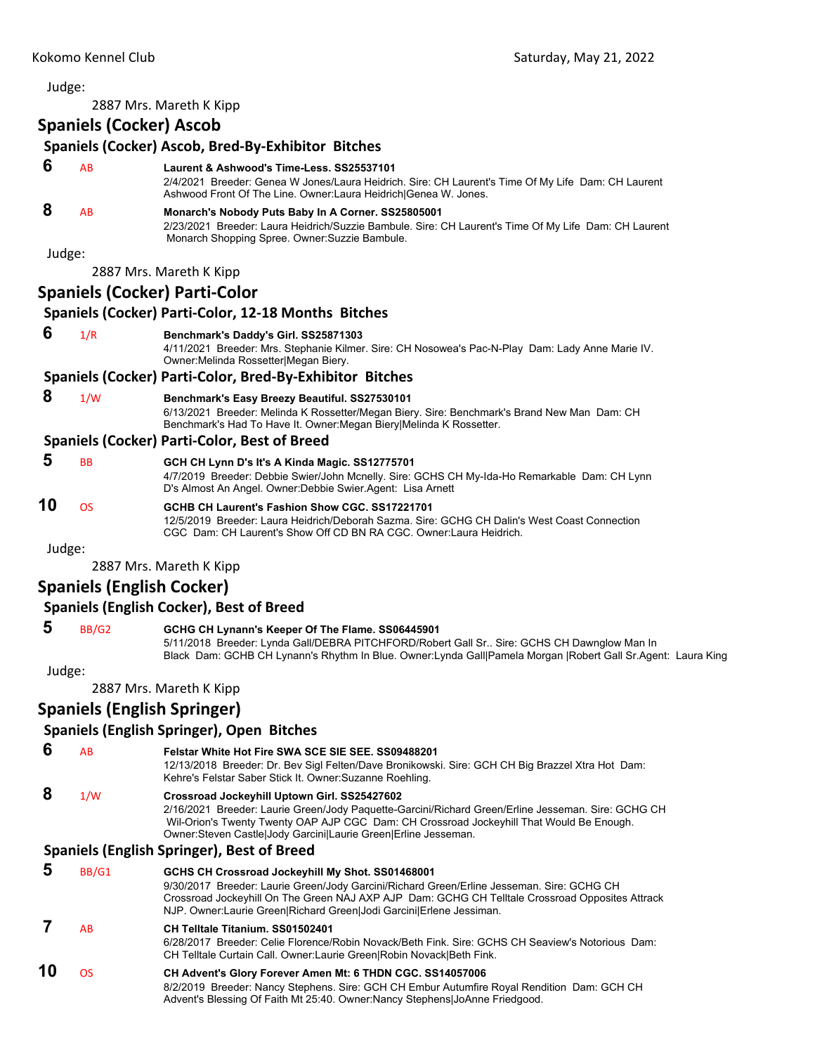Judge:

2887 Mrs. Mareth K Kipp

## Spaniels (Cocker) Ascob

### Spaniels (Cocker) Ascob, Bred-By-Exhibitor Bitches

**6** AB **Laurent & Ashwood's Time-Less. SS25537101**
2/4/2021 Breeder: Genea W Jones/Laura Heidrich. Sire: CH Laurent's Time Of My Life Dam: CH Laurent Ashwood Front Of The Line. Owner:Laura Heidrich|Genea W. Jones.

**8** AB **Monarch's Nobody Puts Baby In A Corner. SS25805001**
2/23/2021 Breeder: Laura Heidrich/Suzzie Bambule. Sire: CH Laurent's Time Of My Life Dam: CH Laurent Monarch Shopping Spree. Owner:Suzzie Bambule.

Judge:

2887 Mrs. Mareth K Kipp

## Spaniels (Cocker) Parti-Color

### Spaniels (Cocker) Parti-Color, 12-18 Months Bitches

**6** 1/R **Benchmark's Daddy's Girl. SS25871303**
4/11/2021 Breeder: Mrs. Stephanie Kilmer. Sire: CH Nosowea's Pac-N-Play Dam: Lady Anne Marie IV. Owner:Melinda Rossetter|Megan Biery.

### Spaniels (Cocker) Parti-Color, Bred-By-Exhibitor Bitches

**8** 1/W **Benchmark's Easy Breezy Beautiful. SS27530101**
6/13/2021 Breeder: Melinda K Rossetter/Megan Biery. Sire: Benchmark's Brand New Man Dam: CH Benchmark's Had To Have It. Owner:Megan Biery|Melinda K Rossetter.

### Spaniels (Cocker) Parti-Color, Best of Breed

**5** BB **GCH CH Lynn D's It's A Kinda Magic. SS12775701**
4/7/2019 Breeder: Debbie Swier/John Mcnelly. Sire: GCHS CH My-Ida-Ho Remarkable Dam: CH Lynn D's Almost An Angel. Owner:Debbie Swier.Agent: Lisa Arnett

**10** OS **GCHB CH Laurent's Fashion Show CGC. SS17221701**
12/5/2019 Breeder: Laura Heidrich/Deborah Sazma. Sire: GCHG CH Dalin's West Coast Connection CGC Dam: CH Laurent's Show Off CD BN RA CGC. Owner:Laura Heidrich.

Judge:

2887 Mrs. Mareth K Kipp

## Spaniels (English Cocker)

### Spaniels (English Cocker), Best of Breed

**5** BB/G2 **GCHG CH Lynann's Keeper Of The Flame. SS06445901**
5/11/2018 Breeder: Lynda Gall/DEBRA PITCHFORD/Robert Gall Sr.. Sire: GCHS CH Dawnglow Man In Black Dam: GCHB CH Lynann's Rhythm In Blue. Owner:Lynda Gall|Pamela Morgan |Robert Gall Sr.Agent: Laura King

Judge:

2887 Mrs. Mareth K Kipp

## Spaniels (English Springer)

### Spaniels (English Springer), Open Bitches

**6** AB **Felstar White Hot Fire SWA SCE SIE SEE. SS09488201**
12/13/2018 Breeder: Dr. Bev Sigl Felten/Dave Bronikowski. Sire: GCH CH Big Brazzel Xtra Hot Dam: Kehre's Felstar Saber Stick It. Owner:Suzanne Roehling.

**8** 1/W **Crossroad Jockeyhill Uptown Girl. SS25427602**
2/16/2021 Breeder: Laurie Green/Jody Paquette-Garcini/Richard Green/Erline Jesseman. Sire: GCHG CH Wil-Orion's Twenty Twenty OAP AJP CGC Dam: CH Crossroad Jockeyhill That Would Be Enough. Owner:Steven Castle|Jody Garcini|Laurie Green|Erline Jesseman.

### Spaniels (English Springer), Best of Breed

**5** BB/G1 **GCHS CH Crossroad Jockeyhill My Shot. SS01468001**
9/30/2017 Breeder: Laurie Green/Jody Garcini/Richard Green/Erline Jesseman. Sire: GCHG CH Crossroad Jockeyhill On The Green NAJ AXP AJP Dam: GCHG CH Telltale Crossroad Opposites Attract NJP. Owner:Laurie Green|Richard Green|Jodi Garcini|Erlene Jessiman.

**7** AB **CH Telltale Titanium. SS01502401**
6/28/2017 Breeder: Celie Florence/Robin Novack/Beth Fink. Sire: GCHS CH Seaview's Notorious Dam: CH Telltale Curtain Call. Owner:Laurie Green|Robin Novack|Beth Fink.

**10** OS **CH Advent's Glory Forever Amen Mt: 6 THDN CGC. SS14057006**
8/2/2019 Breeder: Nancy Stephens. Sire: GCH CH Embur Autumfire Royal Rendition Dam: GCH CH Advent's Blessing Of Faith Mt 25:40. Owner:Nancy Stephens|JoAnne Friedgood.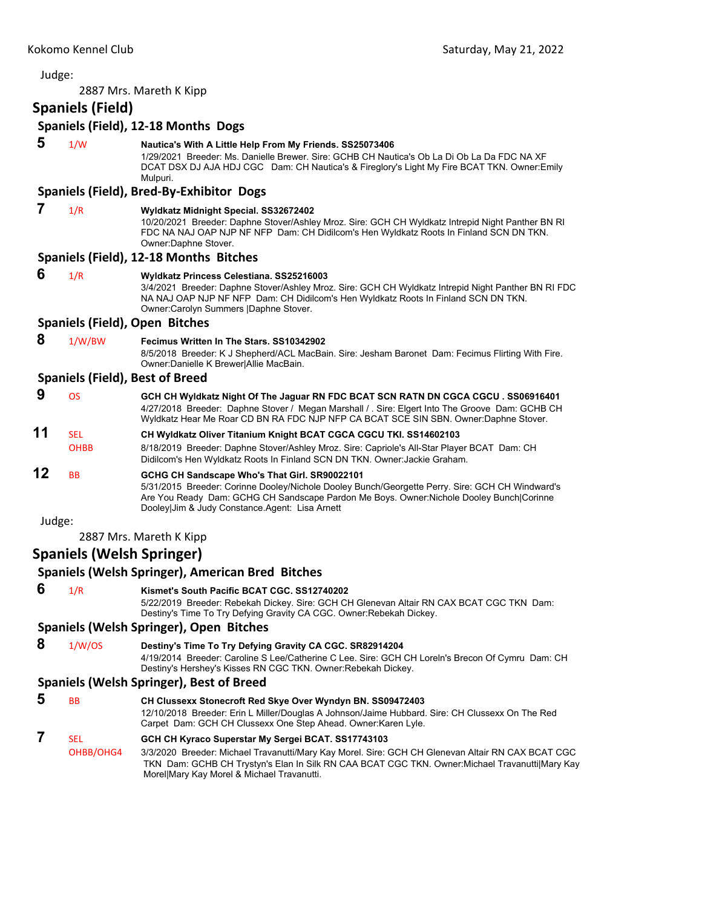Judge:

2887 Mrs. Mareth K Kipp

## Spaniels (Field)

### Spaniels (Field), 12-18 Months Dogs

**5** 1/W **Nautica's With A Little Help From My Friends. SS25073406**
1/29/2021 Breeder: Ms. Danielle Brewer. Sire: GCHB CH Nautica's Ob La Di Ob La Da FDC NA XF DCAT DSX DJ AJA HDJ CGC Dam: CH Nautica's & Fireglory's Light My Fire BCAT TKN. Owner:Emily Mulpuri.

### Spaniels (Field), Bred-By-Exhibitor Dogs

**7** 1/R **Wyldkatz Midnight Special. SS32672402**
10/20/2021 Breeder: Daphne Stover/Ashley Mroz. Sire: GCH CH Wyldkatz Intrepid Night Panther BN RI FDC NA NAJ OAP NJP NF NFP Dam: CH Didilcom's Hen Wyldkatz Roots In Finland SCN DN TKN. Owner:Daphne Stover.

### Spaniels (Field), 12-18 Months Bitches

**6** 1/R **Wyldkatz Princess Celestiana. SS25216003**
3/4/2021 Breeder: Daphne Stover/Ashley Mroz. Sire: GCH CH Wyldkatz Intrepid Night Panther BN RI FDC NA NAJ OAP NJP NF NFP Dam: CH Didilcom's Hen Wyldkatz Roots In Finland SCN DN TKN. Owner:Carolyn Summers |Daphne Stover.

### Spaniels (Field), Open Bitches

**8** 1/W/BW **Fecimus Written In The Stars. SS10342902**
8/5/2018 Breeder: K J Shepherd/ACL MacBain. Sire: Jesham Baronet Dam: Fecimus Flirting With Fire. Owner:Danielle K Brewer|Allie MacBain.

### Spaniels (Field), Best of Breed

**9** OS **GCH CH Wyldkatz Night Of The Jaguar RN FDC BCAT SCN RATN DN CGCA CGCU . SS06916401**
4/27/2018 Breeder: Daphne Stover / Megan Marshall / . Sire: Elgert Into The Groove Dam: GCHB CH Wyldkatz Hear Me Roar CD BN RA FDC NJP NFP CA BCAT SCE SIN SBN. Owner:Daphne Stover.

**11** SEL OHBB **CH Wyldkatz Oliver Titanium Knight BCAT CGCA CGCU TKI. SS14602103**
8/18/2019 Breeder: Daphne Stover/Ashley Mroz. Sire: Capriole's All-Star Player BCAT Dam: CH Didilcom's Hen Wyldkatz Roots In Finland SCN DN TKN. Owner:Jackie Graham.

**12** BB **GCHG CH Sandscape Who's That Girl. SR90022101**
5/31/2015 Breeder: Corinne Dooley/Nichole Dooley Bunch/Georgette Perry. Sire: GCH CH Windward's Are You Ready Dam: GCHG CH Sandscape Pardon Me Boys. Owner:Nichole Dooley Bunch|Corinne Dooley|Jim & Judy Constance.Agent: Lisa Arnett

Judge:

2887 Mrs. Mareth K Kipp

## Spaniels (Welsh Springer)

### Spaniels (Welsh Springer), American Bred Bitches

**6** 1/R **Kismet's South Pacific BCAT CGC. SS12740202**
5/22/2019 Breeder: Rebekah Dickey. Sire: GCH CH Glenevan Altair RN CAX BCAT CGC TKN Dam: Destiny's Time To Try Defying Gravity CA CGC. Owner:Rebekah Dickey.

### Spaniels (Welsh Springer), Open Bitches

**8** 1/W/OS **Destiny's Time To Try Defying Gravity CA CGC. SR82914204**
4/19/2014 Breeder: Caroline S Lee/Catherine C Lee. Sire: GCH CH Loreln's Brecon Of Cymru Dam: CH Destiny's Hershey's Kisses RN CGC TKN. Owner:Rebekah Dickey.

### Spaniels (Welsh Springer), Best of Breed

**5** BB **CH Clussexx Stonecroft Red Skye Over Wyndyn BN. SS09472403**
12/10/2018 Breeder: Erin L Miller/Douglas A Johnson/Jaime Hubbard. Sire: CH Clussexx On The Red Carpet Dam: GCH CH Clussexx One Step Ahead. Owner:Karen Lyle.

**7** SEL OHBB/OHG4 **GCH CH Kyraco Superstar My Sergei BCAT. SS17743103**
3/3/2020 Breeder: Michael Travanutti/Mary Kay Morel. Sire: GCH CH Glenevan Altair RN CAX BCAT CGC TKN Dam: GCHB CH Trystyn's Elan In Silk RN CAA BCAT CGC TKN. Owner:Michael Travanutti|Mary Kay Morel|Mary Kay Morel & Michael Travanutti.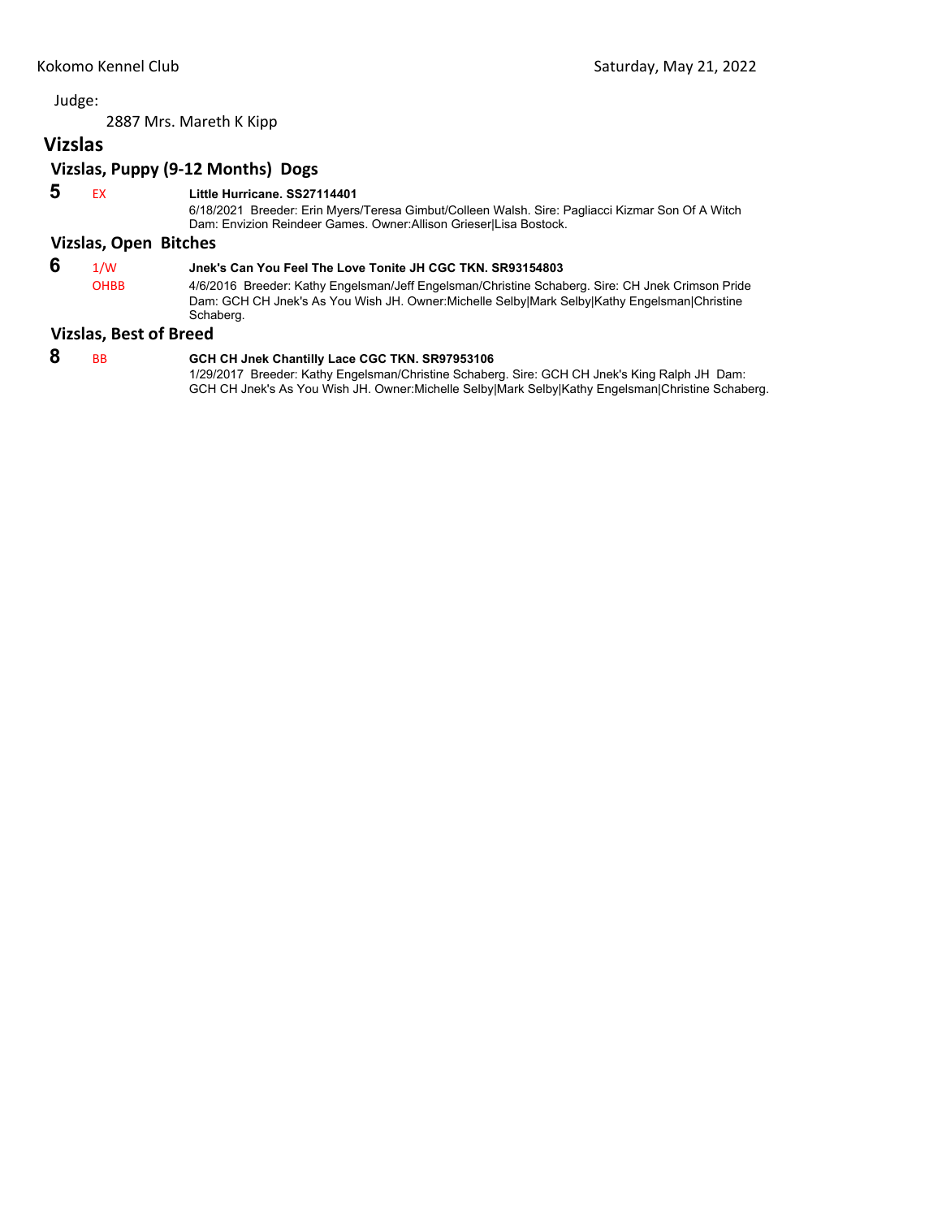Judge:

2887 Mrs. Mareth K Kipp

## Vizslas

### Vizslas, Puppy (9-12 Months) Dogs

**5** EX **Little Hurricane. SS27114401**
6/18/2021 Breeder: Erin Myers/Teresa Gimbut/Colleen Walsh. Sire: Pagliacci Kizmar Son Of A Witch Dam: Envizion Reindeer Games. Owner:Allison Grieser|Lisa Bostock.

### Vizslas, Open Bitches

**6** 1/W OHBB **Jnek's Can You Feel The Love Tonite JH CGC TKN. SR93154803**
4/6/2016 Breeder: Kathy Engelsman/Jeff Engelsman/Christine Schaberg. Sire: CH Jnek Crimson Pride Dam: GCH CH Jnek's As You Wish JH. Owner:Michelle Selby|Mark Selby|Kathy Engelsman|Christine Schaberg.

### Vizslas, Best of Breed

**8** BB **GCH CH Jnek Chantilly Lace CGC TKN. SR97953106**
1/29/2017 Breeder: Kathy Engelsman/Christine Schaberg. Sire: GCH CH Jnek's King Ralph JH Dam: GCH CH Jnek's As You Wish JH. Owner:Michelle Selby|Mark Selby|Kathy Engelsman|Christine Schaberg.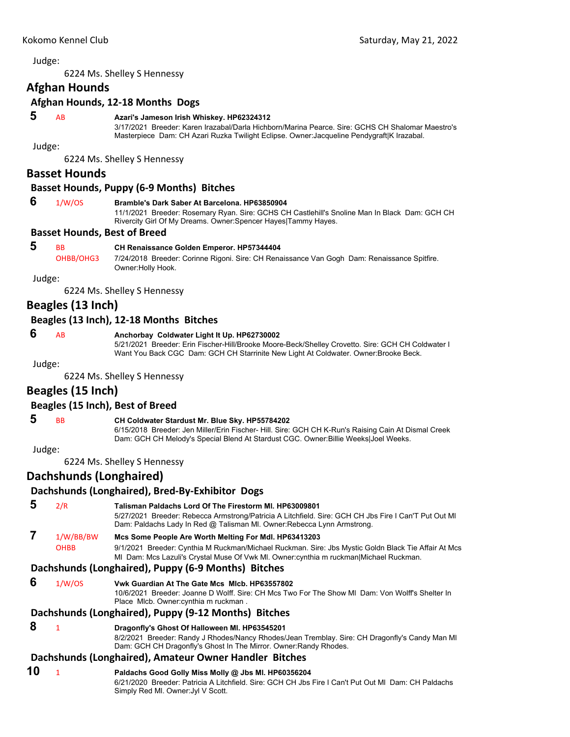Judge:

6224 Ms. Shelley S Hennessy

## Afghan Hounds

### Afghan Hounds, 12-18 Months Dogs

**5** AB **Azari's Jameson Irish Whiskey. HP62324312**
3/17/2021 Breeder: Karen Irazabal/Darla Hichborn/Marina Pearce. Sire: GCHS CH Shalomar Maestro's Masterpiece Dam: CH Azari Ruzka Twilight Eclipse. Owner:Jacqueline Pendygraft|K Irazabal.

Judge:

6224 Ms. Shelley S Hennessy

## Basset Hounds

### Basset Hounds, Puppy (6-9 Months) Bitches

**6** 1/W/OS **Bramble's Dark Saber At Barcelona. HP63850904**
11/1/2021 Breeder: Rosemary Ryan. Sire: GCHS CH Castlehill's Snoline Man In Black Dam: GCH CH Rivercity Girl Of My Dreams. Owner:Spencer Hayes|Tammy Hayes.

### Basset Hounds, Best of Breed

**5** BB OHBB/OHG3 **CH Renaissance Golden Emperor. HP57344404**
7/24/2018 Breeder: Corinne Rigoni. Sire: CH Renaissance Van Gogh Dam: Renaissance Spitfire. Owner:Holly Hook.

Judge:

6224 Ms. Shelley S Hennessy

## Beagles (13 Inch)

### Beagles (13 Inch), 12-18 Months Bitches

**6** AB **Anchorbay Coldwater Light It Up. HP62730002**
5/21/2021 Breeder: Erin Fischer-Hill/Brooke Moore-Beck/Shelley Crovetto. Sire: GCH CH Coldwater I Want You Back CGC Dam: GCH CH Starrinite New Light At Coldwater. Owner:Brooke Beck.

Judge:

6224 Ms. Shelley S Hennessy

## Beagles (15 Inch)

### Beagles (15 Inch), Best of Breed

**5** BB **CH Coldwater Stardust Mr. Blue Sky. HP55784202**
6/15/2018 Breeder: Jen Miller/Erin Fischer- Hill. Sire: GCH CH K-Run's Raising Cain At Dismal Creek Dam: GCH CH Melody's Special Blend At Stardust CGC. Owner:Billie Weeks|Joel Weeks.

Judge:

6224 Ms. Shelley S Hennessy

## Dachshunds (Longhaired)

### Dachshunds (Longhaired), Bred-By-Exhibitor Dogs

**5** 2/R **Talisman Paldachs Lord Of The Firestorm Ml. HP63009801**
5/27/2021 Breeder: Rebecca Armstrong/Patricia A Litchfield. Sire: GCH CH Jbs Fire I Can'T Put Out Ml Dam: Paldachs Lady In Red @ Talisman Ml. Owner:Rebecca Lynn Armstrong.

**7** 1/W/BB/BW OHBB **Mcs Some People Are Worth Melting For Mdl. HP63413203**
9/1/2021 Breeder: Cynthia M Ruckman/Michael Ruckman. Sire: Jbs Mystic Goldn Black Tie Affair At Mcs Ml Dam: Mcs Lazuli's Crystal Muse Of Vwk Ml. Owner:cynthia m ruckman|Michael Ruckman.

### Dachshunds (Longhaired), Puppy (6-9 Months) Bitches

**6** 1/W/OS **Vwk Guardian At The Gate Mcs Mlcb. HP63557802**
10/6/2021 Breeder: Joanne D Wolff. Sire: CH Mcs Two For The Show Ml Dam: Von Wolff's Shelter In Place Mlcb. Owner:cynthia m ruckman .

### Dachshunds (Longhaired), Puppy (9-12 Months) Bitches

**8** 1 **Dragonfly's Ghost Of Halloween Ml. HP63545201**
8/2/2021 Breeder: Randy J Rhodes/Nancy Rhodes/Jean Tremblay. Sire: CH Dragonfly's Candy Man Ml Dam: GCH CH Dragonfly's Ghost In The Mirror. Owner:Randy Rhodes.

### Dachshunds (Longhaired), Amateur Owner Handler Bitches

**10** 1 **Paldachs Good Golly Miss Molly @ Jbs Ml. HP60356204**
6/21/2020 Breeder: Patricia A Litchfield. Sire: GCH CH Jbs Fire I Can't Put Out Ml Dam: CH Paldachs Simply Red Ml. Owner:Jyl V Scott.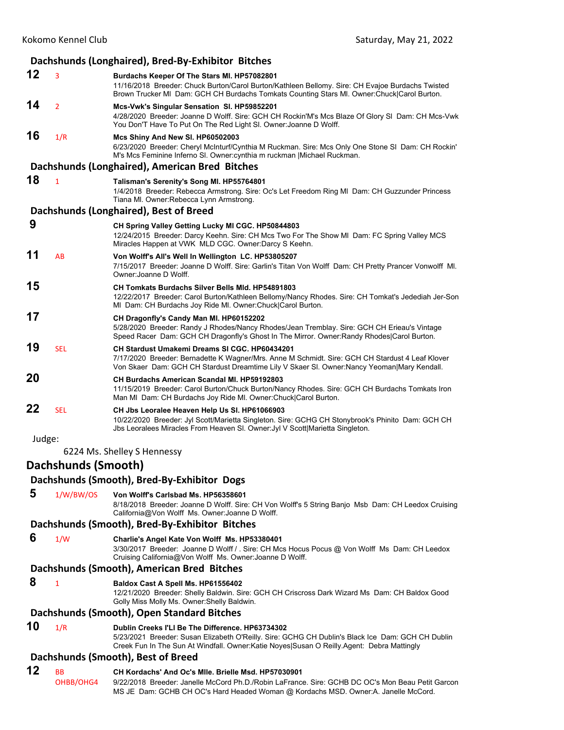### Dachshunds (Longhaired), Bred-By-Exhibitor Bitches

**12** 3 **Burdachs Keeper Of The Stars Ml. HP57082801**
11/16/2018 Breeder: Chuck Burton/Carol Burton/Kathleen Bellomy. Sire: CH Evajoe Burdachs Twisted Brown Trucker Ml Dam: GCH CH Burdachs Tomkats Counting Stars Ml. Owner:Chuck|Carol Burton.

**14** 2 **Mcs-Vwk's Singular Sensation Sl. HP59852201**
4/28/2020 Breeder: Joanne D Wolff. Sire: GCH CH Rockin'M's Mcs Blaze Of Glory Sl Dam: CH Mcs-Vwk You Don'T Have To Put On The Red Light Sl. Owner:Joanne D Wolff.

**16** 1/R **Mcs Shiny And New Sl. HP60502003**
6/23/2020 Breeder: Cheryl McInturf/Cynthia M Ruckman. Sire: Mcs Only One Stone Sl Dam: CH Rockin' M's Mcs Feminine Inferno Sl. Owner:cynthia m ruckman |Michael Ruckman.

### Dachshunds (Longhaired), American Bred Bitches

**18** 1 **Talisman's Serenity's Song Ml. HP55764801**
1/4/2018 Breeder: Rebecca Armstrong. Sire: Oc's Let Freedom Ring Ml Dam: CH Guzzunder Princess Tiana Ml. Owner:Rebecca Lynn Armstrong.

### Dachshunds (Longhaired), Best of Breed

**9** **CH Spring Valley Getting Lucky Ml CGC. HP50844803**
12/24/2015 Breeder: Darcy Keehn. Sire: CH Mcs Two For The Show Ml Dam: FC Spring Valley MCS Miracles Happen at VWK MLD CGC. Owner:Darcy S Keehn.

**11** AB **Von Wolff's All's Well In Wellington LC. HP53805207**
7/15/2017 Breeder: Joanne D Wolff. Sire: Garlin's Titan Von Wolff Dam: CH Pretty Prancer Vonwolff Ml. Owner:Joanne D Wolff.

**15** **CH Tomkats Burdachs Silver Bells Mld. HP54891803**
12/22/2017 Breeder: Carol Burton/Kathleen Bellomy/Nancy Rhodes. Sire: CH Tomkat's Jedediah Jer-Son Ml Dam: CH Burdachs Joy Ride Ml. Owner:Chuck|Carol Burton.

**17** **CH Dragonfly's Candy Man Ml. HP60152202**
5/28/2020 Breeder: Randy J Rhodes/Nancy Rhodes/Jean Tremblay. Sire: GCH CH Erieau's Vintage Speed Racer Dam: GCH CH Dragonfly's Ghost In The Mirror. Owner:Randy Rhodes|Carol Burton.

**19** SEL **CH Stardust Umakemi Dreams Sl CGC. HP60434201**
7/17/2020 Breeder: Bernadette K Wagner/Mrs. Anne M Schmidt. Sire: GCH CH Stardust 4 Leaf Klover Von Skaer Dam: GCH CH Stardust Dreamtime Lily V Skaer Sl. Owner:Nancy Yeoman|Mary Kendall.

**20** **CH Burdachs American Scandal Ml. HP59192803**
11/15/2019 Breeder: Carol Burton/Chuck Burton/Nancy Rhodes. Sire: GCH CH Burdachs Tomkats Iron Man Ml Dam: CH Burdachs Joy Ride Ml. Owner:Chuck|Carol Burton.

**22** SEL **CH Jbs Leoralee Heaven Help Us Sl. HP61066903**
10/22/2020 Breeder: Jyl Scott/Marietta Singleton. Sire: GCHG CH Stonybrook's Phinito Dam: GCH CH Jbs Leoralees Miracles From Heaven Sl. Owner:Jyl V Scott|Marietta Singleton.

Judge:

6224 Ms. Shelley S Hennessy

## Dachshunds (Smooth)

### Dachshunds (Smooth), Bred-By-Exhibitor Dogs

**5** 1/W/BW/OS **Von Wolff's Carlsbad Ms. HP56358601**
8/18/2018 Breeder: Joanne D Wolff. Sire: CH Von Wolff's 5 String Banjo Msb Dam: CH Leedox Cruising California@Von Wolff Ms. Owner:Joanne D Wolff.

### Dachshunds (Smooth), Bred-By-Exhibitor Bitches

**6** 1/W **Charlie's Angel Kate Von Wolff Ms. HP53380401**
3/30/2017 Breeder: Joanne D Wolff / . Sire: CH Mcs Hocus Pocus @ Von Wolff Ms Dam: CH Leedox Cruising California@Von Wolff Ms. Owner:Joanne D Wolff.

### Dachshunds (Smooth), American Bred Bitches

**8** 1 **Baldox Cast A Spell Ms. HP61556402**
12/21/2020 Breeder: Shelly Baldwin. Sire: GCH CH Criscross Dark Wizard Ms Dam: CH Baldox Good Golly Miss Molly Ms. Owner:Shelly Baldwin.

### Dachshunds (Smooth), Open Standard Bitches

**10** 1/R **Dublin Creeks I'Ll Be The Difference. HP63734302**
5/23/2021 Breeder: Susan Elizabeth O'Reilly. Sire: GCHG CH Dublin's Black Ice Dam: GCH CH Dublin Creek Fun In The Sun At Windfall. Owner:Katie Noyes|Susan O Reilly.Agent: Debra Mattingly

### Dachshunds (Smooth), Best of Breed

**12** BB OHBB/OHG4 **CH Kordachs' And Oc's Mlle. Brielle Msd. HP57030901**
9/22/2018 Breeder: Janelle McCord Ph.D./Robin LaFrance. Sire: GCHB DC OC's Mon Beau Petit Garcon MS JE Dam: GCHB CH OC's Hard Headed Woman @ Kordachs MSD. Owner:A. Janelle McCord.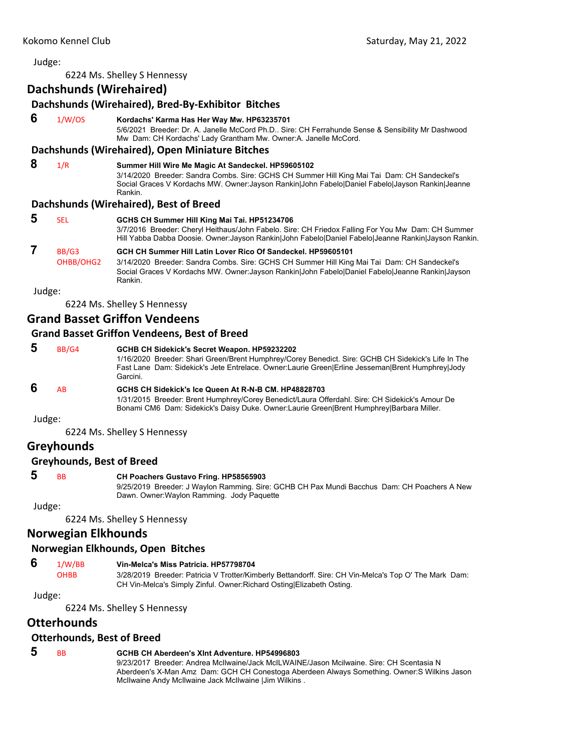Judge:

6224 Ms. Shelley S Hennessy

## Dachshunds (Wirehaired)

### Dachshunds (Wirehaired), Bred-By-Exhibitor Bitches

**6** 1/W/OS **Kordachs' Karma Has Her Way Mw. HP63235701**
5/6/2021 Breeder: Dr. A. Janelle McCord Ph.D.. Sire: CH Ferrahunde Sense & Sensibility Mr Dashwood Mw Dam: CH Kordachs' Lady Grantham Mw. Owner:A. Janelle McCord.

### Dachshunds (Wirehaired), Open Miniature Bitches

**8** 1/R **Summer Hill Wire Me Magic At Sandeckel. HP59605102**
3/14/2020 Breeder: Sandra Combs. Sire: GCHS CH Summer Hill King Mai Tai Dam: CH Sandeckel's Social Graces V Kordachs MW. Owner:Jayson Rankin|John Fabelo|Daniel Fabelo|Jayson Rankin|Jeanne Rankin.

### Dachshunds (Wirehaired), Best of Breed

**5** SEL **GCHS CH Summer Hill King Mai Tai. HP51234706**
3/7/2016 Breeder: Cheryl Heithaus/John Fabelo. Sire: CH Friedox Falling For You Mw Dam: CH Summer Hill Yabba Dabba Doosie. Owner:Jayson Rankin|John Fabelo|Daniel Fabelo|Jeanne Rankin|Jayson Rankin.

**7** BB/G3 OHBB/OHG2 **GCH CH Summer Hill Latin Lover Rico Of Sandeckel. HP59605101**
3/14/2020 Breeder: Sandra Combs. Sire: GCHS CH Summer Hill King Mai Tai Dam: CH Sandeckel's Social Graces V Kordachs MW. Owner:Jayson Rankin|John Fabelo|Daniel Fabelo|Jeanne Rankin|Jayson Rankin.

Judge:

6224 Ms. Shelley S Hennessy

## Grand Basset Griffon Vendeens

### Grand Basset Griffon Vendeens, Best of Breed

**5** BB/G4 **GCHB CH Sidekick's Secret Weapon. HP59232202**
1/16/2020 Breeder: Shari Green/Brent Humphrey/Corey Benedict. Sire: GCHB CH Sidekick's Life In The Fast Lane Dam: Sidekick's Jete Entrelace. Owner:Laurie Green|Erline Jesseman|Brent Humphrey|Jody Garcini.

**6** AB **GCHS CH Sidekick's Ice Queen At R-N-B CM. HP48828703**
1/31/2015 Breeder: Brent Humphrey/Corey Benedict/Laura Offerdahl. Sire: CH Sidekick's Amour De Bonami CM6 Dam: Sidekick's Daisy Duke. Owner:Laurie Green|Brent Humphrey|Barbara Miller.

Judge:

6224 Ms. Shelley S Hennessy

## Greyhounds

### Greyhounds, Best of Breed

**5** BB **CH Poachers Gustavo Fring. HP58565903**
9/25/2019 Breeder: J Waylon Ramming. Sire: GCHB CH Pax Mundi Bacchus Dam: CH Poachers A New Dawn. Owner:Waylon Ramming. Jody Paquette

Judge:

6224 Ms. Shelley S Hennessy

## Norwegian Elkhounds

### Norwegian Elkhounds, Open Bitches

**6** 1/W/BB OHBB **Vin-Melca's Miss Patricia. HP57798704**
3/28/2019 Breeder: Patricia V Trotter/Kimberly Bettandorff. Sire: CH Vin-Melca's Top O' The Mark Dam: CH Vin-Melca's Simply Zinful. Owner:Richard Osting|Elizabeth Osting.

Judge:

6224 Ms. Shelley S Hennessy

## Otterhounds

### Otterhounds, Best of Breed

**5** BB **GCHB CH Aberdeen's Xlnt Adventure. HP54996803**
9/23/2017 Breeder: Andrea McIlwaine/Jack McILWAINE/Jason Mcilwaine. Sire: CH Scentasia N Aberdeen's X-Man Amz Dam: GCH CH Conestoga Aberdeen Always Something. Owner:S Wilkins Jason McIlwaine Andy McIlwaine Jack McIlwaine |Jim Wilkins .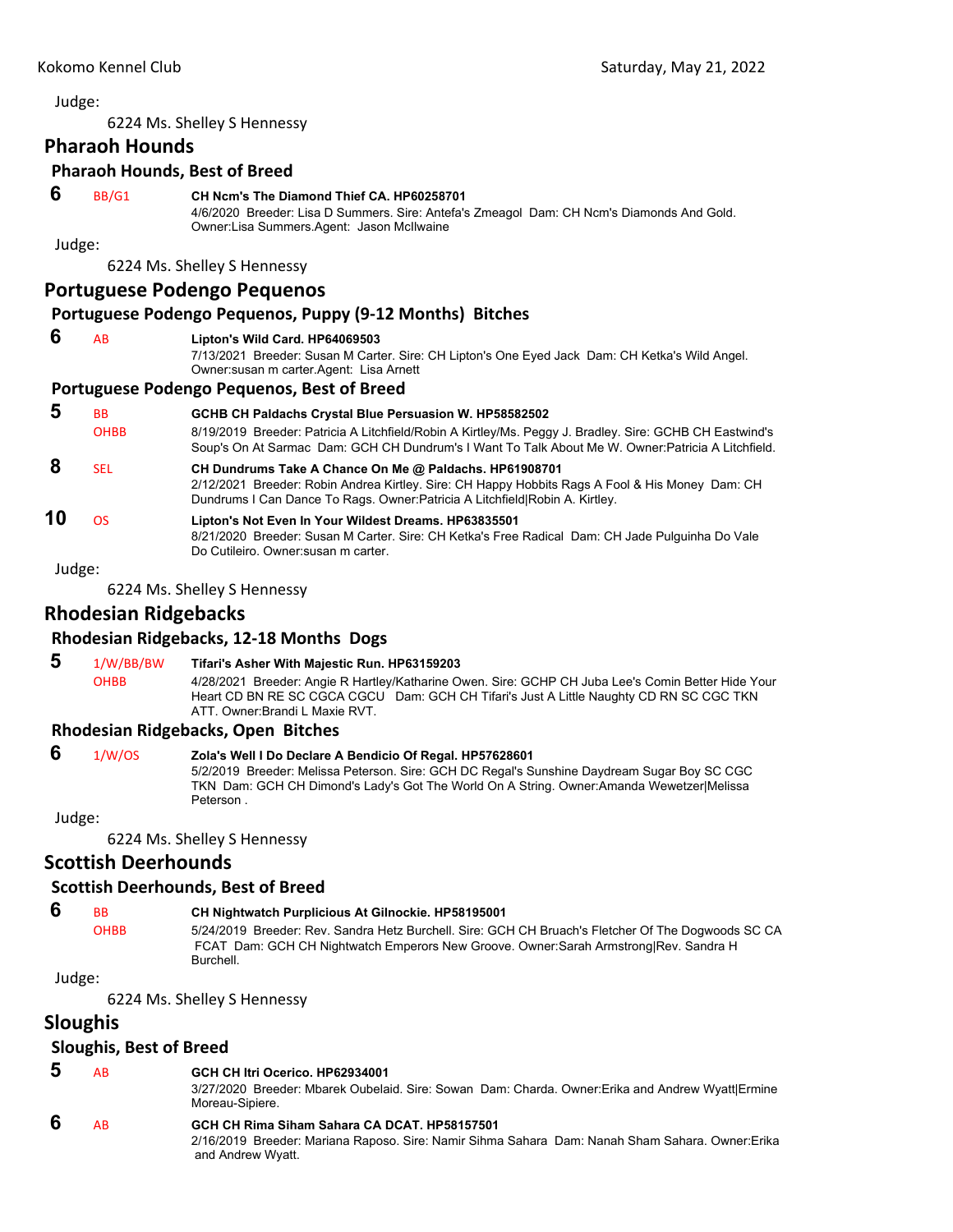Judge:

6224 Ms. Shelley S Hennessy

## Pharaoh Hounds

### Pharaoh Hounds, Best of Breed

**6** BB/G1 **CH Ncm's The Diamond Thief CA. HP60258701**
4/6/2020 Breeder: Lisa D Summers. Sire: Antefa's Zmeagol Dam: CH Ncm's Diamonds And Gold. Owner:Lisa Summers.Agent: Jason McIlwaine

Judge:

6224 Ms. Shelley S Hennessy

## Portuguese Podengo Pequenos

### Portuguese Podengo Pequenos, Puppy (9-12 Months) Bitches

**6** AB **Lipton's Wild Card. HP64069503**
7/13/2021 Breeder: Susan M Carter. Sire: CH Lipton's One Eyed Jack Dam: CH Ketka's Wild Angel. Owner:susan m carter.Agent: Lisa Arnett

### Portuguese Podengo Pequenos, Best of Breed

**5** BB OHBB **GCHB CH Paldachs Crystal Blue Persuasion W. HP58582502**
8/19/2019 Breeder: Patricia A Litchfield/Robin A Kirtley/Ms. Peggy J. Bradley. Sire: GCHB CH Eastwind's Soup's On At Sarmac Dam: GCH CH Dundrum's I Want To Talk About Me W. Owner:Patricia A Litchfield.

**8** SEL **CH Dundrums Take A Chance On Me @ Paldachs. HP61908701**
2/12/2021 Breeder: Robin Andrea Kirtley. Sire: CH Happy Hobbits Rags A Fool & His Money Dam: CH Dundrums I Can Dance To Rags. Owner:Patricia A Litchfield|Robin A. Kirtley.

**10** OS **Lipton's Not Even In Your Wildest Dreams. HP63835501**
8/21/2020 Breeder: Susan M Carter. Sire: CH Ketka's Free Radical Dam: CH Jade Pulguinha Do Vale Do Cutileiro. Owner:susan m carter.

Judge:

6224 Ms. Shelley S Hennessy

## Rhodesian Ridgebacks

### Rhodesian Ridgebacks, 12-18 Months Dogs

**5** 1/W/BB/BW OHBB **Tifari's Asher With Majestic Run. HP63159203**
4/28/2021 Breeder: Angie R Hartley/Katharine Owen. Sire: GCHP CH Juba Lee's Comin Better Hide Your Heart CD BN RE SC CGCA CGCU Dam: GCH CH Tifari's Just A Little Naughty CD RN SC CGC TKN ATT. Owner:Brandi L Maxie RVT.

### Rhodesian Ridgebacks, Open Bitches

**6** 1/W/OS **Zola's Well I Do Declare A Bendicio Of Regal. HP57628601**
5/2/2019 Breeder: Melissa Peterson. Sire: GCH DC Regal's Sunshine Daydream Sugar Boy SC CGC TKN Dam: GCH CH Dimond's Lady's Got The World On A String. Owner:Amanda Wewetzer|Melissa Peterson .

Judge:

6224 Ms. Shelley S Hennessy

## Scottish Deerhounds

### Scottish Deerhounds, Best of Breed

**6** BB OHBB **CH Nightwatch Purplicious At Gilnockie. HP58195001**
5/24/2019 Breeder: Rev. Sandra Hetz Burchell. Sire: GCH CH Bruach's Fletcher Of The Dogwoods SC CA FCAT Dam: GCH CH Nightwatch Emperors New Groove. Owner:Sarah Armstrong|Rev. Sandra H Burchell.

Judge:

6224 Ms. Shelley S Hennessy

## Sloughis

### Sloughis, Best of Breed

**5** AB **GCH CH Itri Ocerico. HP62934001**
3/27/2020 Breeder: Mbarek Oubelaid. Sire: Sowan Dam: Charda. Owner:Erika and Andrew Wyatt|Ermine Moreau-Sipiere.

**6** AB **GCH CH Rima Siham Sahara CA DCAT. HP58157501**
2/16/2019 Breeder: Mariana Raposo. Sire: Namir Sihma Sahara Dam: Nanah Sham Sahara. Owner:Erika and Andrew Wyatt.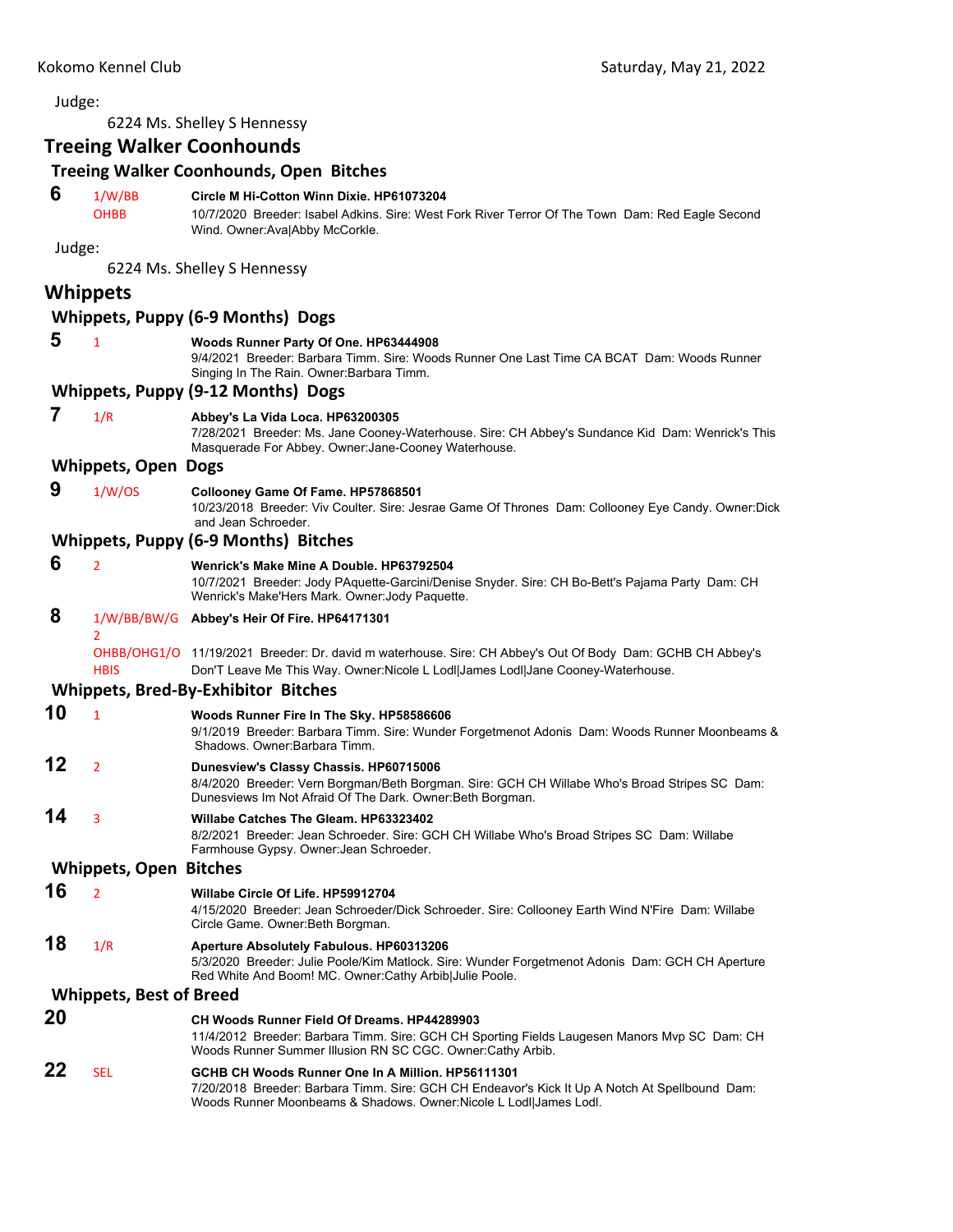Judge:

6224 Ms. Shelley S Hennessy

## Treeing Walker Coonhounds

### Treeing Walker Coonhounds, Open Bitches

**6** 1/W/BB OHBB **Circle M Hi-Cotton Winn Dixie. HP61073204**
10/7/2020 Breeder: Isabel Adkins. Sire: West Fork River Terror Of The Town Dam: Red Eagle Second Wind. Owner:Ava|Abby McCorkle.

Judge:

6224 Ms. Shelley S Hennessy

## Whippets

### Whippets, Puppy (6-9 Months) Dogs

**5** 1 **Woods Runner Party Of One. HP63444908**
9/4/2021 Breeder: Barbara Timm. Sire: Woods Runner One Last Time CA BCAT Dam: Woods Runner Singing In The Rain. Owner:Barbara Timm.

### Whippets, Puppy (9-12 Months) Dogs

**7** 1/R **Abbey's La Vida Loca. HP63200305**
7/28/2021 Breeder: Ms. Jane Cooney-Waterhouse. Sire: CH Abbey's Sundance Kid Dam: Wenrick's This Masquerade For Abbey. Owner:Jane-Cooney Waterhouse.

### Whippets, Open Dogs

**9** 1/W/OS **Collooney Game Of Fame. HP57868501**
10/23/2018 Breeder: Viv Coulter. Sire: Jesrae Game Of Thrones Dam: Collooney Eye Candy. Owner:Dick and Jean Schroeder.

### Whippets, Puppy (6-9 Months) Bitches

**6** 2 **Wenrick's Make Mine A Double. HP63792504**
10/7/2021 Breeder: Jody PAquette-Garcini/Denise Snyder. Sire: CH Bo-Bett's Pajama Party Dam: CH Wenrick's Make'Hers Mark. Owner:Jody Paquette.

**8** 1/W/BB/BW/G2 OHBB/OHG1/OHBIS **Abbey's Heir Of Fire. HP64171301**
11/19/2021 Breeder: Dr. david m waterhouse. Sire: CH Abbey's Out Of Body Dam: GCHB CH Abbey's Don'T Leave Me This Way. Owner:Nicole L Lodl|James Lodl|Jane Cooney-Waterhouse.

### Whippets, Bred-By-Exhibitor Bitches

**10** 1 **Woods Runner Fire In The Sky. HP58586606**
9/1/2019 Breeder: Barbara Timm. Sire: Wunder Forgetmenot Adonis Dam: Woods Runner Moonbeams & Shadows. Owner:Barbara Timm.

**12** 2 **Dunesview's Classy Chassis. HP60715006**
8/4/2020 Breeder: Vern Borgman/Beth Borgman. Sire: GCH CH Willabe Who's Broad Stripes SC Dam: Dunesviews Im Not Afraid Of The Dark. Owner:Beth Borgman.

**14** 3 **Willabe Catches The Gleam. HP63323402**
8/2/2021 Breeder: Jean Schroeder. Sire: GCH CH Willabe Who's Broad Stripes SC Dam: Willabe Farmhouse Gypsy. Owner:Jean Schroeder.

### Whippets, Open Bitches

**16** 2 **Willabe Circle Of Life. HP59912704**
4/15/2020 Breeder: Jean Schroeder/Dick Schroeder. Sire: Collooney Earth Wind N'Fire Dam: Willabe Circle Game. Owner:Beth Borgman.

**18** 1/R **Aperture Absolutely Fabulous. HP60313206**
5/3/2020 Breeder: Julie Poole/Kim Matlock. Sire: Wunder Forgetmenot Adonis Dam: GCH CH Aperture Red White And Boom! MC. Owner:Cathy Arbib|Julie Poole.

### Whippets, Best of Breed

**20** **CH Woods Runner Field Of Dreams. HP44289903**
11/4/2012 Breeder: Barbara Timm. Sire: GCH CH Sporting Fields Laugesen Manors Mvp SC Dam: CH Woods Runner Summer Illusion RN SC CGC. Owner:Cathy Arbib.

**22** SEL **GCHB CH Woods Runner One In A Million. HP56111301**
7/20/2018 Breeder: Barbara Timm. Sire: GCH CH Endeavor's Kick It Up A Notch At Spellbound Dam: Woods Runner Moonbeams & Shadows. Owner:Nicole L Lodl|James Lodl.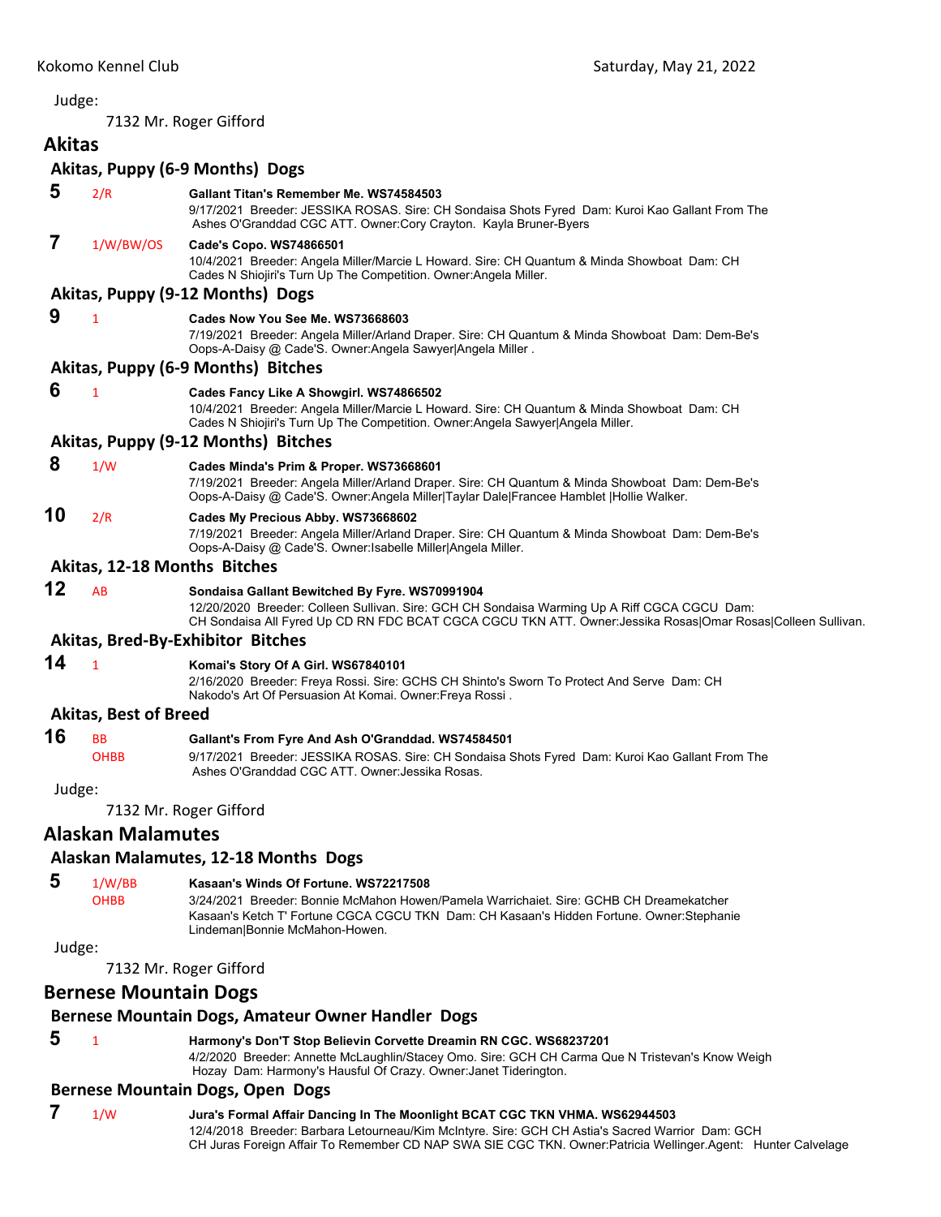Judge:

7132 Mr. Roger Gifford

## Akitas

### Akitas, Puppy (6-9 Months) Dogs

**5** 2/R **Gallant Titan's Remember Me. WS74584503**
9/17/2021 Breeder: JESSIKA ROSAS. Sire: CH Sondaisa Shots Fyred Dam: Kuroi Kao Gallant From The Ashes O'Granddad CGC ATT. Owner:Cory Crayton. Kayla Bruner-Byers

**7** 1/W/BW/OS **Cade's Copo. WS74866501**
10/4/2021 Breeder: Angela Miller/Marcie L Howard. Sire: CH Quantum & Minda Showboat Dam: CH Cades N Shiojiri's Turn Up The Competition. Owner:Angela Miller.

### Akitas, Puppy (9-12 Months) Dogs

**9** 1 **Cades Now You See Me. WS73668603**
7/19/2021 Breeder: Angela Miller/Arland Draper. Sire: CH Quantum & Minda Showboat Dam: Dem-Be's Oops-A-Daisy @ Cade'S. Owner:Angela Sawyer|Angela Miller .

### Akitas, Puppy (6-9 Months) Bitches

**6** 1 **Cades Fancy Like A Showgirl. WS74866502**
10/4/2021 Breeder: Angela Miller/Marcie L Howard. Sire: CH Quantum & Minda Showboat Dam: CH Cades N Shiojiri's Turn Up The Competition. Owner:Angela Sawyer|Angela Miller.

### Akitas, Puppy (9-12 Months) Bitches

**8** 1/W **Cades Minda's Prim & Proper. WS73668601**
7/19/2021 Breeder: Angela Miller/Arland Draper. Sire: CH Quantum & Minda Showboat Dam: Dem-Be's Oops-A-Daisy @ Cade'S. Owner:Angela Miller|Taylar Dale|Francee Hamblet |Hollie Walker.

**10** 2/R **Cades My Precious Abby. WS73668602**
7/19/2021 Breeder: Angela Miller/Arland Draper. Sire: CH Quantum & Minda Showboat Dam: Dem-Be's Oops-A-Daisy @ Cade'S. Owner:Isabelle Miller|Angela Miller.

### Akitas, 12-18 Months Bitches

**12** AB **Sondaisa Gallant Bewitched By Fyre. WS70991904**
12/20/2020 Breeder: Colleen Sullivan. Sire: GCH CH Sondaisa Warming Up A Riff CGCA CGCU Dam: CH Sondaisa All Fyred Up CD RN FDC BCAT CGCA CGCU TKN ATT. Owner:Jessika Rosas|Omar Rosas|Colleen Sullivan.

### Akitas, Bred-By-Exhibitor Bitches

**14** 1 **Komai's Story Of A Girl. WS67840101**
2/16/2020 Breeder: Freya Rossi. Sire: GCHS CH Shinto's Sworn To Protect And Serve Dam: CH Nakodo's Art Of Persuasion At Komai. Owner:Freya Rossi .

### Akitas, Best of Breed

**16** BB OHBB **Gallant's From Fyre And Ash O'Granddad. WS74584501**
9/17/2021 Breeder: JESSIKA ROSAS. Sire: CH Sondaisa Shots Fyred Dam: Kuroi Kao Gallant From The Ashes O'Granddad CGC ATT. Owner:Jessika Rosas.

Judge:

7132 Mr. Roger Gifford

## Alaskan Malamutes

### Alaskan Malamutes, 12-18 Months Dogs

**5** 1/W/BB OHBB **Kasaan's Winds Of Fortune. WS72217508**
3/24/2021 Breeder: Bonnie McMahon Howen/Pamela Warrichaiet. Sire: GCHB CH Dreamekatcher Kasaan's Ketch T' Fortune CGCA CGCU TKN Dam: CH Kasaan's Hidden Fortune. Owner:Stephanie Lindeman|Bonnie McMahon-Howen.

Judge:

7132 Mr. Roger Gifford

## Bernese Mountain Dogs

### Bernese Mountain Dogs, Amateur Owner Handler Dogs

**5** 1 **Harmony's Don'T Stop Believin Corvette Dreamin RN CGC. WS68237201**
4/2/2020 Breeder: Annette McLaughlin/Stacey Omo. Sire: GCH CH Carma Que N Tristevan's Know Weigh Hozay Dam: Harmony's Hausful Of Crazy. Owner:Janet Tiderington.

### Bernese Mountain Dogs, Open Dogs

**7** 1/W **Jura's Formal Affair Dancing In The Moonlight BCAT CGC TKN VHMA. WS62944503**
12/4/2018 Breeder: Barbara Letourneau/Kim McIntyre. Sire: GCH CH Astia's Sacred Warrior Dam: GCH CH Juras Foreign Affair To Remember CD NAP SWA SIE CGC TKN. Owner:Patricia Wellinger.Agent: Hunter Calvelage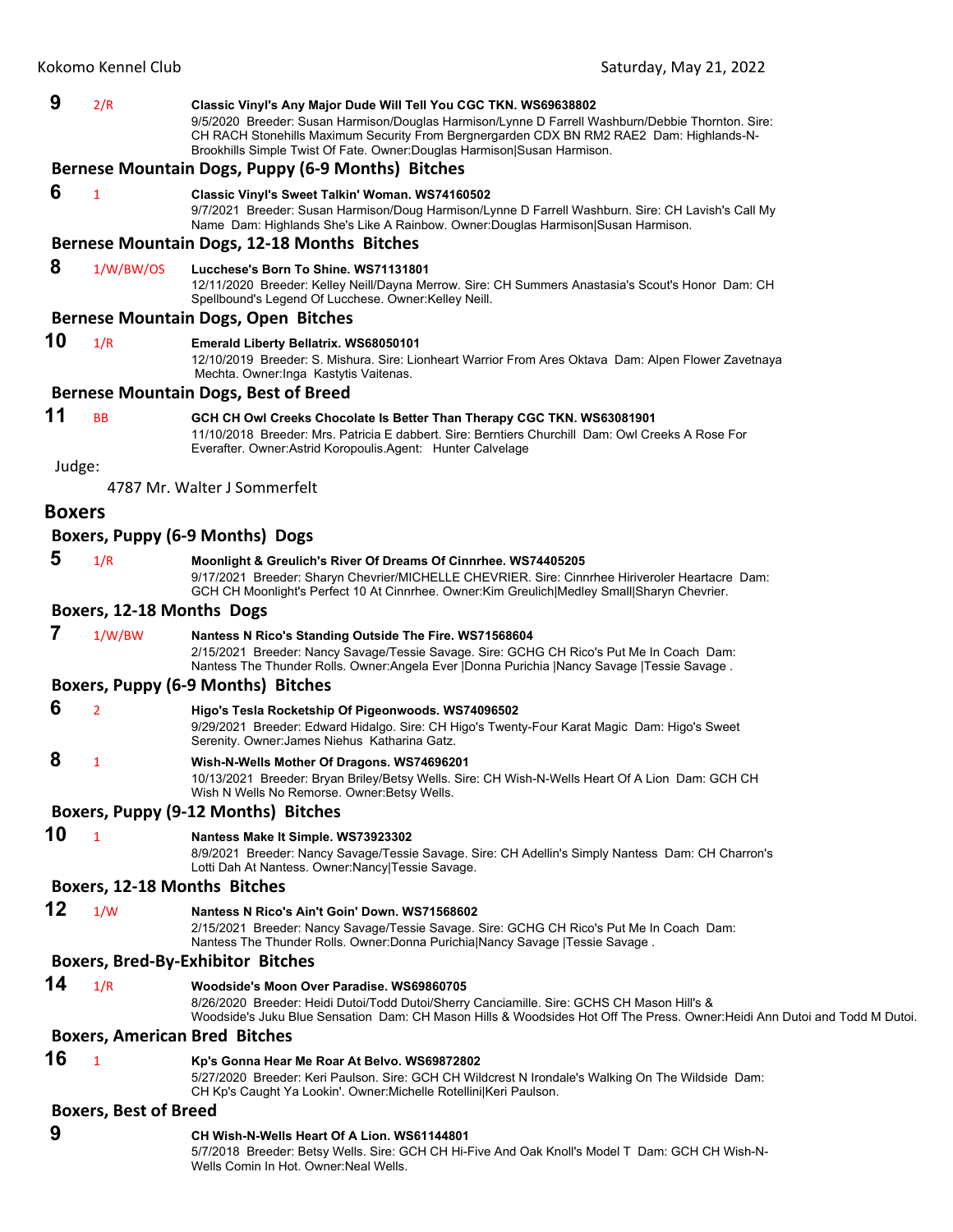**9** 2/R **Classic Vinyl's Any Major Dude Will Tell You CGC TKN. WS69638802**
9/5/2020 Breeder: Susan Harmison/Douglas Harmison/Lynne D Farrell Washburn/Debbie Thornton. Sire: CH RACH Stonehills Maximum Security From Bergnergarden CDX BN RM2 RAE2 Dam: Highlands-N-Brookhills Simple Twist Of Fate. Owner:Douglas Harmison|Susan Harmison.

### Bernese Mountain Dogs, Puppy (6-9 Months) Bitches

**6** 1 **Classic Vinyl's Sweet Talkin' Woman. WS74160502**
9/7/2021 Breeder: Susan Harmison/Doug Harmison/Lynne D Farrell Washburn. Sire: CH Lavish's Call My Name Dam: Highlands She's Like A Rainbow. Owner:Douglas Harmison|Susan Harmison.

### Bernese Mountain Dogs, 12-18 Months Bitches

**8** 1/W/BW/OS **Lucchese's Born To Shine. WS71131801**
12/11/2020 Breeder: Kelley Neill/Dayna Merrow. Sire: CH Summers Anastasia's Scout's Honor Dam: CH Spellbound's Legend Of Lucchese. Owner:Kelley Neill.

### Bernese Mountain Dogs, Open Bitches

**10** 1/R **Emerald Liberty Bellatrix. WS68050101**
12/10/2019 Breeder: S. Mishura. Sire: Lionheart Warrior From Ares Oktava Dam: Alpen Flower Zavetnaya Mechta. Owner:Inga Kastytis Vaitenas.

### Bernese Mountain Dogs, Best of Breed

**11** BB **GCH CH Owl Creeks Chocolate Is Better Than Therapy CGC TKN. WS63081901**
11/10/2018 Breeder: Mrs. Patricia E dabbert. Sire: Berntiers Churchill Dam: Owl Creeks A Rose For Everafter. Owner:Astrid Koropoulis.Agent: Hunter Calvelage

Judge:

4787 Mr. Walter J Sommerfelt

## Boxers

### Boxers, Puppy (6-9 Months) Dogs

**5** 1/R **Moonlight & Greulich's River Of Dreams Of Cinnrhee. WS74405205**
9/17/2021 Breeder: Sharyn Chevrier/MICHELLE CHEVRIER. Sire: Cinnrhee Hiriveroler Heartacre Dam: GCH CH Moonlight's Perfect 10 At Cinnrhee. Owner:Kim Greulich|Medley Small|Sharyn Chevrier.

### Boxers, 12-18 Months Dogs

**7** 1/W/BW **Nantess N Rico's Standing Outside The Fire. WS71568604**
2/15/2021 Breeder: Nancy Savage/Tessie Savage. Sire: GCHG CH Rico's Put Me In Coach Dam: Nantess The Thunder Rolls. Owner:Angela Ever |Donna Purichia |Nancy Savage |Tessie Savage .

### Boxers, Puppy (6-9 Months) Bitches

**6** 2 **Higo's Tesla Rocketship Of Pigeonwoods. WS74096502**
9/29/2021 Breeder: Edward Hidalgo. Sire: CH Higo's Twenty-Four Karat Magic Dam: Higo's Sweet Serenity. Owner:James Niehus Katharina Gatz.

**8** 1 **Wish-N-Wells Mother Of Dragons. WS74696201**
10/13/2021 Breeder: Bryan Briley/Betsy Wells. Sire: CH Wish-N-Wells Heart Of A Lion Dam: GCH CH Wish N Wells No Remorse. Owner:Betsy Wells.

### Boxers, Puppy (9-12 Months) Bitches

**10** 1 **Nantess Make It Simple. WS73923302**
8/9/2021 Breeder: Nancy Savage/Tessie Savage. Sire: CH Adellin's Simply Nantess Dam: CH Charron's Lotti Dah At Nantess. Owner:Nancy|Tessie Savage.

### Boxers, 12-18 Months Bitches

**12** 1/W **Nantess N Rico's Ain't Goin' Down. WS71568602**
2/15/2021 Breeder: Nancy Savage/Tessie Savage. Sire: GCHG CH Rico's Put Me In Coach Dam: Nantess The Thunder Rolls. Owner:Donna Purichia|Nancy Savage |Tessie Savage .

### Boxers, Bred-By-Exhibitor Bitches

**14** 1/R **Woodside's Moon Over Paradise. WS69860705**
8/26/2020 Breeder: Heidi Dutoi/Todd Dutoi/Sherry Canciamille. Sire: GCHS CH Mason Hill's & Woodside's Juku Blue Sensation Dam: CH Mason Hills & Woodsides Hot Off The Press. Owner:Heidi Ann Dutoi and Todd M Dutoi.

### Boxers, American Bred Bitches

**16** 1 **Kp's Gonna Hear Me Roar At Belvo. WS69872802**
5/27/2020 Breeder: Keri Paulson. Sire: GCH CH Wildcrest N Irondale's Walking On The Wildside Dam: CH Kp's Caught Ya Lookin'. Owner:Michelle Rotellini|Keri Paulson.

### Boxers, Best of Breed

**9** **CH Wish-N-Wells Heart Of A Lion. WS61144801**
5/7/2018 Breeder: Betsy Wells. Sire: GCH CH Hi-Five And Oak Knoll's Model T Dam: GCH CH Wish-N-Wells Comin In Hot. Owner:Neal Wells.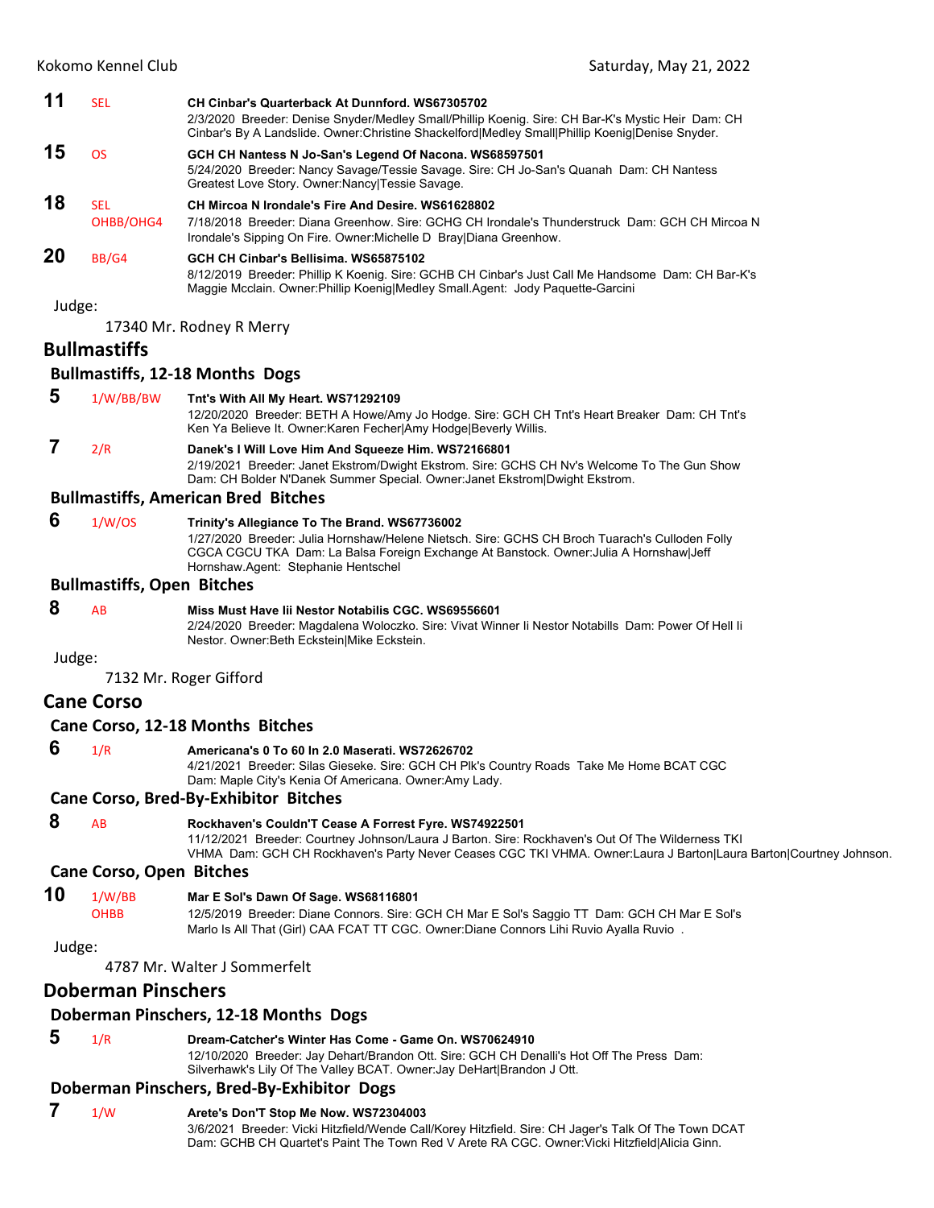**11** SEL **CH Cinbar's Quarterback At Dunnford. WS67305702**
2/3/2020 Breeder: Denise Snyder/Medley Small/Phillip Koenig. Sire: CH Bar-K's Mystic Heir Dam: CH Cinbar's By A Landslide. Owner:Christine Shackelford|Medley Small|Phillip Koenig|Denise Snyder.

**15** OS **GCH CH Nantess N Jo-San's Legend Of Nacona. WS68597501**
5/24/2020 Breeder: Nancy Savage/Tessie Savage. Sire: CH Jo-San's Quanah Dam: CH Nantess Greatest Love Story. Owner:Nancy|Tessie Savage.

**18** SEL OHBB/OHG4 **CH Mircoa N Irondale's Fire And Desire. WS61628802**
7/18/2018 Breeder: Diana Greenhow. Sire: GCHG CH Irondale's Thunderstruck Dam: GCH CH Mircoa N Irondale's Sipping On Fire. Owner:Michelle D Bray|Diana Greenhow.

**20** BB/G4 **GCH CH Cinbar's Bellisima. WS65875102**
8/12/2019 Breeder: Phillip K Koenig. Sire: GCHB CH Cinbar's Just Call Me Handsome Dam: CH Bar-K's Maggie Mcclain. Owner:Phillip Koenig|Medley Small.Agent: Jody Paquette-Garcini

Judge:

17340 Mr. Rodney R Merry

## Bullmastiffs

### Bullmastiffs, 12-18 Months Dogs

**5** 1/W/BB/BW **Tnt's With All My Heart. WS71292109**
12/20/2020 Breeder: BETH A Howe/Amy Jo Hodge. Sire: GCH CH Tnt's Heart Breaker Dam: CH Tnt's Ken Ya Believe It. Owner:Karen Fecher|Amy Hodge|Beverly Willis.

**7** 2/R **Danek's I Will Love Him And Squeeze Him. WS72166801**
2/19/2021 Breeder: Janet Ekstrom/Dwight Ekstrom. Sire: GCHS CH Nv's Welcome To The Gun Show Dam: CH Bolder N'Danek Summer Special. Owner:Janet Ekstrom|Dwight Ekstrom.

### Bullmastiffs, American Bred Bitches

**6** 1/W/OS **Trinity's Allegiance To The Brand. WS67736002**
1/27/2020 Breeder: Julia Hornshaw/Helene Nietsch. Sire: GCHS CH Broch Tuarach's Culloden Folly CGCA CGCU TKA Dam: La Balsa Foreign Exchange At Banstock. Owner:Julia A Hornshaw|Jeff Hornshaw.Agent: Stephanie Hentschel

### Bullmastiffs, Open Bitches

**8** AB **Miss Must Have Iii Nestor Notabilis CGC. WS69556601**
2/24/2020 Breeder: Magdalena Woloczko. Sire: Vivat Winner Ii Nestor Notabills Dam: Power Of Hell Ii Nestor. Owner:Beth Eckstein|Mike Eckstein.

Judge:

7132 Mr. Roger Gifford

## Cane Corso

### Cane Corso, 12-18 Months Bitches

**6** 1/R **Americana's 0 To 60 In 2.0 Maserati. WS72626702**
4/21/2021 Breeder: Silas Gieseke. Sire: GCH CH Plk's Country Roads Take Me Home BCAT CGC Dam: Maple City's Kenia Of Americana. Owner:Amy Lady.

### Cane Corso, Bred-By-Exhibitor Bitches

**8** AB **Rockhaven's Couldn'T Cease A Forrest Fyre. WS74922501**
11/12/2021 Breeder: Courtney Johnson/Laura J Barton. Sire: Rockhaven's Out Of The Wilderness TKI VHMA Dam: GCH CH Rockhaven's Party Never Ceases CGC TKI VHMA. Owner:Laura J Barton|Laura Barton|Courtney Johnson.

### Cane Corso, Open Bitches

**10** 1/W/BB OHBB **Mar E Sol's Dawn Of Sage. WS68116801**
12/5/2019 Breeder: Diane Connors. Sire: GCH CH Mar E Sol's Saggio TT Dam: GCH CH Mar E Sol's Marlo Is All That (Girl) CAA FCAT TT CGC. Owner:Diane Connors Lihi Ruvio Ayalla Ruvio .

Judge:

4787 Mr. Walter J Sommerfelt

## Doberman Pinschers

### Doberman Pinschers, 12-18 Months Dogs

**5** 1/R **Dream-Catcher's Winter Has Come - Game On. WS70624910**
12/10/2020 Breeder: Jay Dehart/Brandon Ott. Sire: GCH CH Denalli's Hot Off The Press Dam: Silverhawk's Lily Of The Valley BCAT. Owner:Jay DeHart|Brandon J Ott.

### Doberman Pinschers, Bred-By-Exhibitor Dogs

**7** 1/W **Arete's Don'T Stop Me Now. WS72304003**
3/6/2021 Breeder: Vicki Hitzfield/Wende Call/Korey Hitzfield. Sire: CH Jager's Talk Of The Town DCAT Dam: GCHB CH Quartet's Paint The Town Red V Arete RA CGC. Owner:Vicki Hitzfield|Alicia Ginn.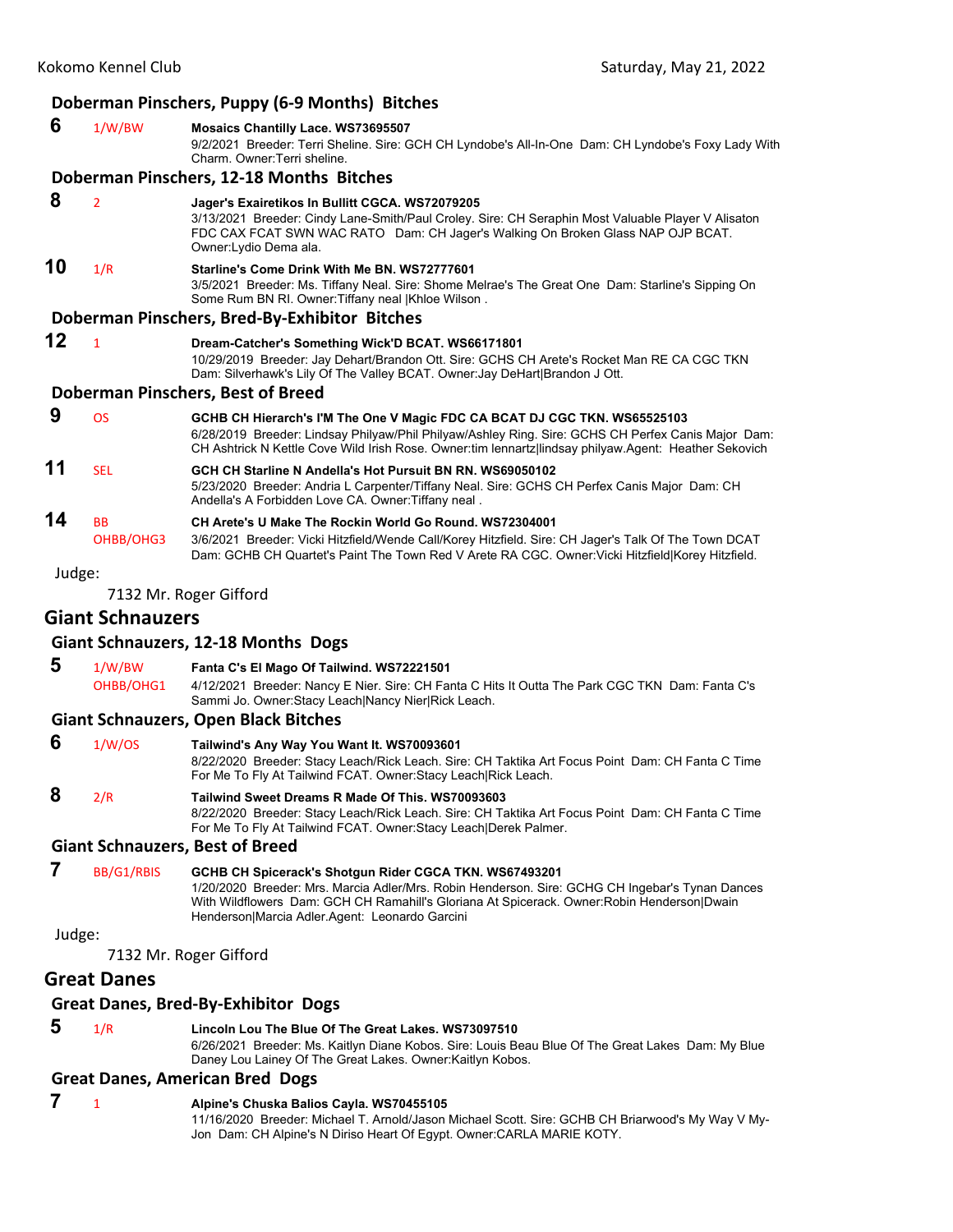### Doberman Pinschers, Puppy (6-9 Months) Bitches

**6** 1/W/BW **Mosaics Chantilly Lace. WS73695507**
9/2/2021 Breeder: Terri Sheline. Sire: GCH CH Lyndobe's All-In-One Dam: CH Lyndobe's Foxy Lady With Charm. Owner:Terri sheline.

### Doberman Pinschers, 12-18 Months Bitches

**8** 2 **Jager's Exairetikos In Bullitt CGCA. WS72079205**
3/13/2021 Breeder: Cindy Lane-Smith/Paul Croley. Sire: CH Seraphin Most Valuable Player V Alisaton FDC CAX FCAT SWN WAC RATO Dam: CH Jager's Walking On Broken Glass NAP OJP BCAT. Owner:Lydio Dema ala.

**10** 1/R **Starline's Come Drink With Me BN. WS72777601**
3/5/2021 Breeder: Ms. Tiffany Neal. Sire: Shome Melrae's The Great One Dam: Starline's Sipping On Some Rum BN RI. Owner:Tiffany neal |Khloe Wilson .

### Doberman Pinschers, Bred-By-Exhibitor Bitches

**12** 1 **Dream-Catcher's Something Wick'D BCAT. WS66171801**
10/29/2019 Breeder: Jay Dehart/Brandon Ott. Sire: GCHS CH Arete's Rocket Man RE CA CGC TKN Dam: Silverhawk's Lily Of The Valley BCAT. Owner:Jay DeHart|Brandon J Ott.

### Doberman Pinschers, Best of Breed

**9** OS **GCHB CH Hierarch's I'M The One V Magic FDC CA BCAT DJ CGC TKN. WS65525103**
6/28/2019 Breeder: Lindsay Philyaw/Phil Philyaw/Ashley Ring. Sire: GCHS CH Perfex Canis Major Dam: CH Ashtrick N Kettle Cove Wild Irish Rose. Owner:tim lennartz|lindsay philyaw.Agent: Heather Sekovich

**11** SEL **GCH CH Starline N Andella's Hot Pursuit BN RN. WS69050102**
5/23/2020 Breeder: Andria L Carpenter/Tiffany Neal. Sire: GCHS CH Perfex Canis Major Dam: CH Andella's A Forbidden Love CA. Owner:Tiffany neal .

**14** BB OHBB/OHG3 **CH Arete's U Make The Rockin World Go Round. WS72304001**
3/6/2021 Breeder: Vicki Hitzfield/Wende Call/Korey Hitzfield. Sire: CH Jager's Talk Of The Town DCAT Dam: GCHB CH Quartet's Paint The Town Red V Arete RA CGC. Owner:Vicki Hitzfield|Korey Hitzfield.

Judge:

7132 Mr. Roger Gifford

## Giant Schnauzers

### Giant Schnauzers, 12-18 Months Dogs

**5** 1/W/BW OHBB/OHG1 **Fanta C's El Mago Of Tailwind. WS72221501**
4/12/2021 Breeder: Nancy E Nier. Sire: CH Fanta C Hits It Outta The Park CGC TKN Dam: Fanta C's Sammi Jo. Owner:Stacy Leach|Nancy Nier|Rick Leach.

### Giant Schnauzers, Open Black Bitches

**6** 1/W/OS **Tailwind's Any Way You Want It. WS70093601**
8/22/2020 Breeder: Stacy Leach/Rick Leach. Sire: CH Taktika Art Focus Point Dam: CH Fanta C Time For Me To Fly At Tailwind FCAT. Owner:Stacy Leach|Rick Leach.

**8** 2/R **Tailwind Sweet Dreams R Made Of This. WS70093603**
8/22/2020 Breeder: Stacy Leach/Rick Leach. Sire: CH Taktika Art Focus Point Dam: CH Fanta C Time For Me To Fly At Tailwind FCAT. Owner:Stacy Leach|Derek Palmer.

### Giant Schnauzers, Best of Breed

**7** BB/G1/RBIS **GCHB CH Spicerack's Shotgun Rider CGCA TKN. WS67493201**
1/20/2020 Breeder: Mrs. Marcia Adler/Mrs. Robin Henderson. Sire: GCHG CH Ingebar's Tynan Dances With Wildflowers Dam: GCH CH Ramahill's Gloriana At Spicerack. Owner:Robin Henderson|Dwain Henderson|Marcia Adler.Agent: Leonardo Garcini

Judge:

7132 Mr. Roger Gifford

## Great Danes

### Great Danes, Bred-By-Exhibitor Dogs

**5** 1/R **Lincoln Lou The Blue Of The Great Lakes. WS73097510**
6/26/2021 Breeder: Ms. Kaitlyn Diane Kobos. Sire: Louis Beau Blue Of The Great Lakes Dam: My Blue Daney Lou Lainey Of The Great Lakes. Owner:Kaitlyn Kobos.

### Great Danes, American Bred Dogs

**7** 1 **Alpine's Chuska Balios Cayla. WS70455105**
11/16/2020 Breeder: Michael T. Arnold/Jason Michael Scott. Sire: GCHB CH Briarwood's My Way V My-Jon Dam: CH Alpine's N Diriso Heart Of Egypt. Owner:CARLA MARIE KOTY.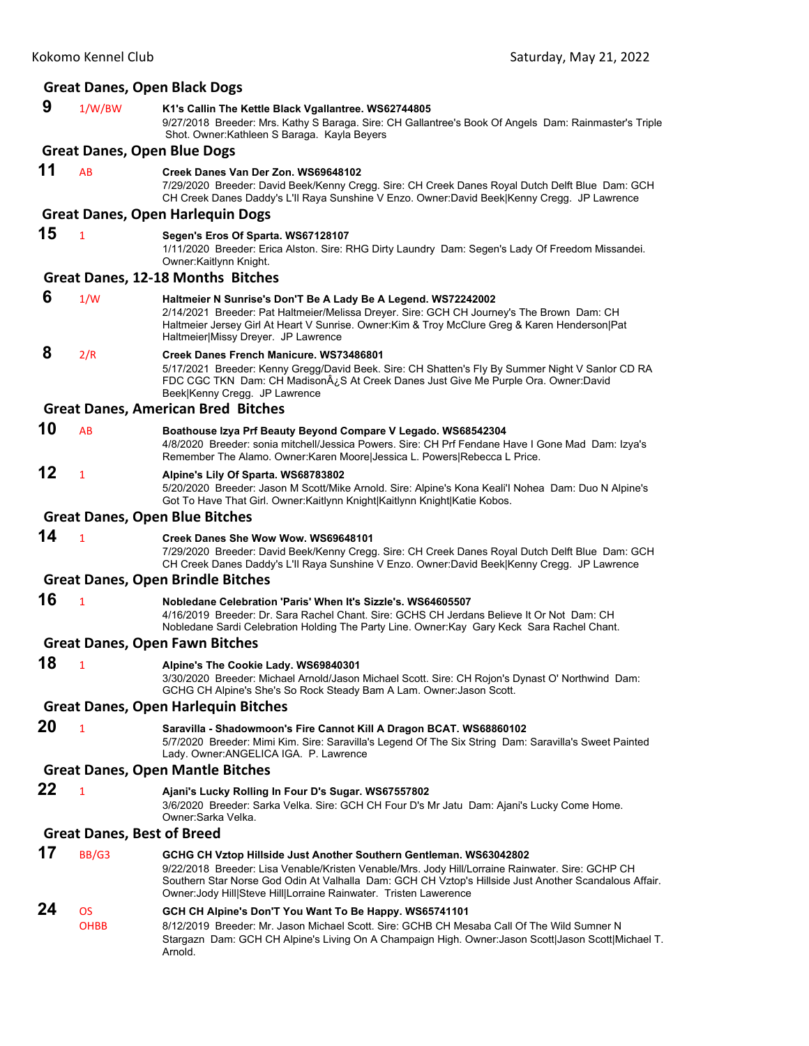## Great Danes, Open Black Dogs

**9** 1/W/BW **K1's Callin The Kettle Black Vgallantree. WS62744805**
9/27/2018 Breeder: Mrs. Kathy S Baraga. Sire: CH Gallantree's Book Of Angels Dam: Rainmaster's Triple Shot. Owner:Kathleen S Baraga. Kayla Beyers

## Great Danes, Open Blue Dogs

**11** AB **Creek Danes Van Der Zon. WS69648102**
7/29/2020 Breeder: David Beek/Kenny Cregg. Sire: CH Creek Danes Royal Dutch Delft Blue Dam: GCH CH Creek Danes Daddy's L'll Raya Sunshine V Enzo. Owner:David Beek|Kenny Cregg. JP Lawrence

## Great Danes, Open Harlequin Dogs

**15** 1 **Segen's Eros Of Sparta. WS67128107**
1/11/2020 Breeder: Erica Alston. Sire: RHG Dirty Laundry Dam: Segen's Lady Of Freedom Missandei. Owner:Kaitlynn Knight.

## Great Danes, 12-18 Months Bitches

**6** 1/W **Haltmeier N Sunrise's Don'T Be A Lady Be A Legend. WS72242002**
2/14/2021 Breeder: Pat Haltmeier/Melissa Dreyer. Sire: GCH CH Journey's The Brown Dam: CH Haltmeier Jersey Girl At Heart V Sunrise. Owner:Kim & Troy McClure Greg & Karen Henderson|Pat Haltmeier|Missy Dreyer. JP Lawrence

**8** 2/R **Creek Danes French Manicure. WS73486801**
5/17/2021 Breeder: Kenny Gregg/David Beek. Sire: CH Shatten's Fly By Summer Night V Sanlor CD RA FDC CGC TKN Dam: CH MadisonÂ¿S At Creek Danes Just Give Me Purple Ora. Owner:David Beek|Kenny Cregg. JP Lawrence

## Great Danes, American Bred Bitches

**10** AB **Boathouse Izya Prf Beauty Beyond Compare V Legado. WS68542304**
4/8/2020 Breeder: sonia mitchell/Jessica Powers. Sire: CH Prf Fendane Have I Gone Mad Dam: Izya's Remember The Alamo. Owner:Karen Moore|Jessica L. Powers|Rebecca L Price.

**12** 1 **Alpine's Lily Of Sparta. WS68783802**
5/20/2020 Breeder: Jason M Scott/Mike Arnold. Sire: Alpine's Kona Keali'I Nohea Dam: Duo N Alpine's Got To Have That Girl. Owner:Kaitlynn Knight|Kaitlynn Knight|Katie Kobos.

## Great Danes, Open Blue Bitches

**14** 1 **Creek Danes She Wow Wow. WS69648101**
7/29/2020 Breeder: David Beek/Kenny Cregg. Sire: CH Creek Danes Royal Dutch Delft Blue Dam: GCH CH Creek Danes Daddy's L'll Raya Sunshine V Enzo. Owner:David Beek|Kenny Cregg. JP Lawrence

## Great Danes, Open Brindle Bitches

**16** 1 **Nobledane Celebration 'Paris' When It's Sizzle's. WS64605507**
4/16/2019 Breeder: Dr. Sara Rachel Chant. Sire: GCHS CH Jerdans Believe It Or Not Dam: CH Nobledane Sardi Celebration Holding The Party Line. Owner:Kay Gary Keck Sara Rachel Chant.

## Great Danes, Open Fawn Bitches

**18** 1 **Alpine's The Cookie Lady. WS69840301**
3/30/2020 Breeder: Michael Arnold/Jason Michael Scott. Sire: CH Rojon's Dynast O' Northwind Dam: GCHG CH Alpine's She's So Rock Steady Bam A Lam. Owner:Jason Scott.

## Great Danes, Open Harlequin Bitches

**20** 1 **Saravilla - Shadowmoon's Fire Cannot Kill A Dragon BCAT. WS68860102**
5/7/2020 Breeder: Mimi Kim. Sire: Saravilla's Legend Of The Six String Dam: Saravilla's Sweet Painted Lady. Owner:ANGELICA IGA. P. Lawrence

## Great Danes, Open Mantle Bitches

**22** 1 **Ajani's Lucky Rolling In Four D's Sugar. WS67557802**
3/6/2020 Breeder: Sarka Velka. Sire: GCH CH Four D's Mr Jatu Dam: Ajani's Lucky Come Home. Owner:Sarka Velka.

## Great Danes, Best of Breed

**17** BB/G3 **GCHG CH Vztop Hillside Just Another Southern Gentleman. WS63042802**
9/22/2018 Breeder: Lisa Venable/Kristen Venable/Mrs. Jody Hill/Lorraine Rainwater. Sire: GCHP CH Southern Star Norse God Odin At Valhalla Dam: GCH CH Vztop's Hillside Just Another Scandalous Affair. Owner:Jody Hill|Steve Hill|Lorraine Rainwater. Tristen Lawerence

**24** OS OHBB **GCH CH Alpine's Don'T You Want To Be Happy. WS65741101**
8/12/2019 Breeder: Mr. Jason Michael Scott. Sire: GCHB CH Mesaba Call Of The Wild Sumner N Stargazn Dam: GCH CH Alpine's Living On A Champaign High. Owner:Jason Scott|Jason Scott|Michael T. Arnold.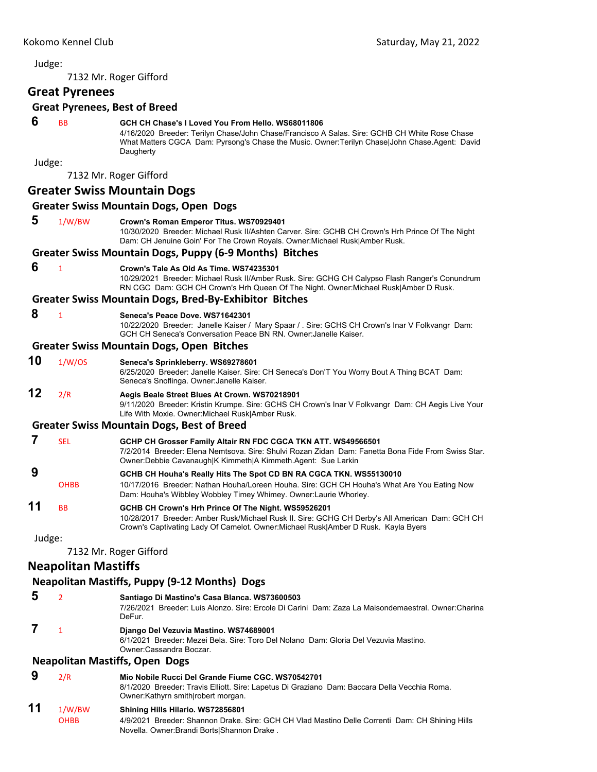Judge:

7132 Mr. Roger Gifford

## Great Pyrenees

### Great Pyrenees, Best of Breed

**6** BB **GCH CH Chase's I Loved You From Hello. WS68011806**
4/16/2020 Breeder: Terilyn Chase/John Chase/Francisco A Salas. Sire: GCHB CH White Rose Chase What Matters CGCA Dam: Pyrsong's Chase the Music. Owner:Terilyn Chase|John Chase.Agent: David Daugherty

Judge:

7132 Mr. Roger Gifford

## Greater Swiss Mountain Dogs

### Greater Swiss Mountain Dogs, Open Dogs

**5** 1/W/BW **Crown's Roman Emperor Titus. WS70929401**
10/30/2020 Breeder: Michael Rusk II/Ashten Carver. Sire: GCHB CH Crown's Hrh Prince Of The Night Dam: CH Jenuine Goin' For The Crown Royals. Owner:Michael Rusk|Amber Rusk.

### Greater Swiss Mountain Dogs, Puppy (6-9 Months) Bitches

**6** 1 **Crown's Tale As Old As Time. WS74235301**
10/29/2021 Breeder: Michael Rusk II/Amber Rusk. Sire: GCHG CH Calypso Flash Ranger's Conundrum RN CGC Dam: GCH CH Crown's Hrh Queen Of The Night. Owner:Michael Rusk|Amber D Rusk.

### Greater Swiss Mountain Dogs, Bred-By-Exhibitor Bitches

**8** 1 **Seneca's Peace Dove. WS71642301**
10/22/2020 Breeder: Janelle Kaiser / Mary Spaar / . Sire: GCHS CH Crown's Inar V Folkvangr Dam: GCH CH Seneca's Conversation Peace BN RN. Owner:Janelle Kaiser.

### Greater Swiss Mountain Dogs, Open Bitches

**10** 1/W/OS **Seneca's Sprinkleberry. WS69278601**
6/25/2020 Breeder: Janelle Kaiser. Sire: CH Seneca's Don'T You Worry Bout A Thing BCAT Dam: Seneca's Snoflinga. Owner:Janelle Kaiser.

**12** 2/R **Aegis Beale Street Blues At Crown. WS70218901**
9/11/2020 Breeder: Kristin Krumpe. Sire: GCHS CH Crown's Inar V Folkvangr Dam: CH Aegis Live Your Life With Moxie. Owner:Michael Rusk|Amber Rusk.

### Greater Swiss Mountain Dogs, Best of Breed

**7** SEL **GCHP CH Grosser Family Altair RN FDC CGCA TKN ATT. WS49566501**
7/2/2014 Breeder: Elena Nemtsova. Sire: Shulvi Rozan Zidan Dam: Fanetta Bona Fide From Swiss Star. Owner:Debbie Cavanaugh|K Kimmeth|A Kimmeth.Agent: Sue Larkin

**9** OHBB **GCHB CH Houha's Really Hits The Spot CD BN RA CGCA TKN. WS55130010**
10/17/2016 Breeder: Nathan Houha/Loreen Houha. Sire: GCH CH Houha's What Are You Eating Now Dam: Houha's Wibbley Wobbley Timey Whimey. Owner:Laurie Whorley.

**11** BB **GCHB CH Crown's Hrh Prince Of The Night. WS59526201**
10/28/2017 Breeder: Amber Rusk/Michael Rusk II. Sire: GCHG CH Derby's All American Dam: GCH CH Crown's Captivating Lady Of Camelot. Owner:Michael Rusk|Amber D Rusk. Kayla Byers

Judge:

7132 Mr. Roger Gifford

## Neapolitan Mastiffs

### Neapolitan Mastiffs, Puppy (9-12 Months) Dogs

**5** 2 **Santiago Di Mastino's Casa Blanca. WS73600503**
7/26/2021 Breeder: Luis Alonzo. Sire: Ercole Di Carini Dam: Zaza La Maisondemaestral. Owner:Charina DeFur.

**7** 1 **Django Del Vezuvia Mastino. WS74689001**
6/1/2021 Breeder: Mezei Bela. Sire: Toro Del Nolano Dam: Gloria Del Vezuvia Mastino. Owner:Cassandra Boczar.

### Neapolitan Mastiffs, Open Dogs

**9** 2/R **Mio Nobile Rucci Del Grande Fiume CGC. WS70542701**
8/1/2020 Breeder: Travis Elliott. Sire: Lapetus Di Graziano Dam: Baccara Della Vecchia Roma. Owner:Kathyrn smith|robert morgan.

**11** 1/W/BW OHBB **Shining Hills Hilario. WS72856801**
4/9/2021 Breeder: Shannon Drake. Sire: GCH CH Vlad Mastino Delle Correnti Dam: CH Shining Hills Novella. Owner:Brandi Borts|Shannon Drake .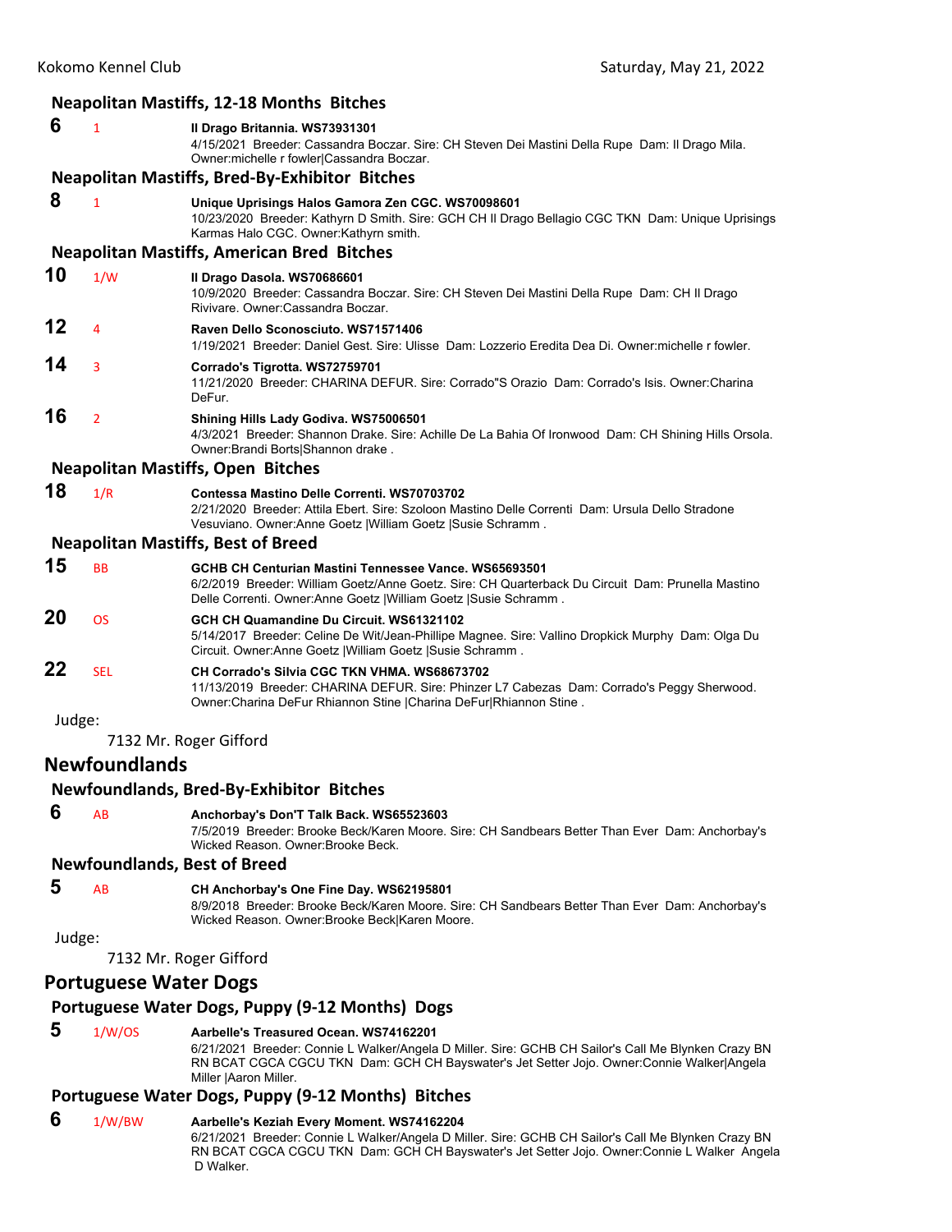### Neapolitan Mastiffs, 12-18 Months Bitches

**6** 1 **Il Drago Britannia. WS73931301**
4/15/2021 Breeder: Cassandra Boczar. Sire: CH Steven Dei Mastini Della Rupe Dam: Il Drago Mila. Owner:michelle r fowler|Cassandra Boczar.

### Neapolitan Mastiffs, Bred-By-Exhibitor Bitches

**8** 1 **Unique Uprisings Halos Gamora Zen CGC. WS70098601**
10/23/2020 Breeder: Kathyrn D Smith. Sire: GCH CH Il Drago Bellagio CGC TKN Dam: Unique Uprisings Karmas Halo CGC. Owner:Kathyrn smith.

### Neapolitan Mastiffs, American Bred Bitches

**10** 1/W **Il Drago Dasola. WS70686601**
10/9/2020 Breeder: Cassandra Boczar. Sire: CH Steven Dei Mastini Della Rupe Dam: CH Il Drago Rivivare. Owner:Cassandra Boczar.

**12** 4 **Raven Dello Sconosciuto. WS71571406**
1/19/2021 Breeder: Daniel Gest. Sire: Ulisse Dam: Lozzerio Eredita Dea Di. Owner:michelle r fowler.

**14** 3 **Corrado's Tigrotta. WS72759701**
11/21/2020 Breeder: CHARINA DEFUR. Sire: Corrado"S Orazio Dam: Corrado's Isis. Owner:Charina DeFur.

**16** 2 **Shining Hills Lady Godiva. WS75006501**
4/3/2021 Breeder: Shannon Drake. Sire: Achille De La Bahia Of Ironwood Dam: CH Shining Hills Orsola. Owner:Brandi Borts|Shannon drake .

### Neapolitan Mastiffs, Open Bitches

**18** 1/R **Contessa Mastino Delle Correnti. WS70703702**
2/21/2020 Breeder: Attila Ebert. Sire: Szoloon Mastino Delle Correnti Dam: Ursula Dello Stradone Vesuviano. Owner:Anne Goetz |William Goetz |Susie Schramm .

### Neapolitan Mastiffs, Best of Breed

**15** BB **GCHB CH Centurian Mastini Tennessee Vance. WS65693501**
6/2/2019 Breeder: William Goetz/Anne Goetz. Sire: CH Quarterback Du Circuit Dam: Prunella Mastino Delle Correnti. Owner:Anne Goetz |William Goetz |Susie Schramm .

**20** OS **GCH CH Quamandine Du Circuit. WS61321102**
5/14/2017 Breeder: Celine De Wit/Jean-Phillipe Magnee. Sire: Vallino Dropkick Murphy Dam: Olga Du Circuit. Owner:Anne Goetz |William Goetz |Susie Schramm .

**22** SEL **CH Corrado's Silvia CGC TKN VHMA. WS68673702**
11/13/2019 Breeder: CHARINA DEFUR. Sire: Phinzer L7 Cabezas Dam: Corrado's Peggy Sherwood. Owner:Charina DeFur Rhiannon Stine |Charina DeFur|Rhiannon Stine .

Judge:

7132 Mr. Roger Gifford

## Newfoundlands

### Newfoundlands, Bred-By-Exhibitor Bitches

**6** AB **Anchorbay's Don'T Talk Back. WS65523603**
7/5/2019 Breeder: Brooke Beck/Karen Moore. Sire: CH Sandbears Better Than Ever Dam: Anchorbay's Wicked Reason. Owner:Brooke Beck.

### Newfoundlands, Best of Breed

**5** AB **CH Anchorbay's One Fine Day. WS62195801**
8/9/2018 Breeder: Brooke Beck/Karen Moore. Sire: CH Sandbears Better Than Ever Dam: Anchorbay's Wicked Reason. Owner:Brooke Beck|Karen Moore.

Judge:

7132 Mr. Roger Gifford

## Portuguese Water Dogs

### Portuguese Water Dogs, Puppy (9-12 Months) Dogs

**5** 1/W/OS **Aarbelle's Treasured Ocean. WS74162201**
6/21/2021 Breeder: Connie L Walker/Angela D Miller. Sire: GCHB CH Sailor's Call Me Blynken Crazy BN RN BCAT CGCA CGCU TKN Dam: GCH CH Bayswater's Jet Setter Jojo. Owner:Connie Walker|Angela Miller |Aaron Miller.

### Portuguese Water Dogs, Puppy (9-12 Months) Bitches

**6** 1/W/BW **Aarbelle's Keziah Every Moment. WS74162204**
6/21/2021 Breeder: Connie L Walker/Angela D Miller. Sire: GCHB CH Sailor's Call Me Blynken Crazy BN RN BCAT CGCA CGCU TKN Dam: GCH CH Bayswater's Jet Setter Jojo. Owner:Connie L Walker Angela D Walker.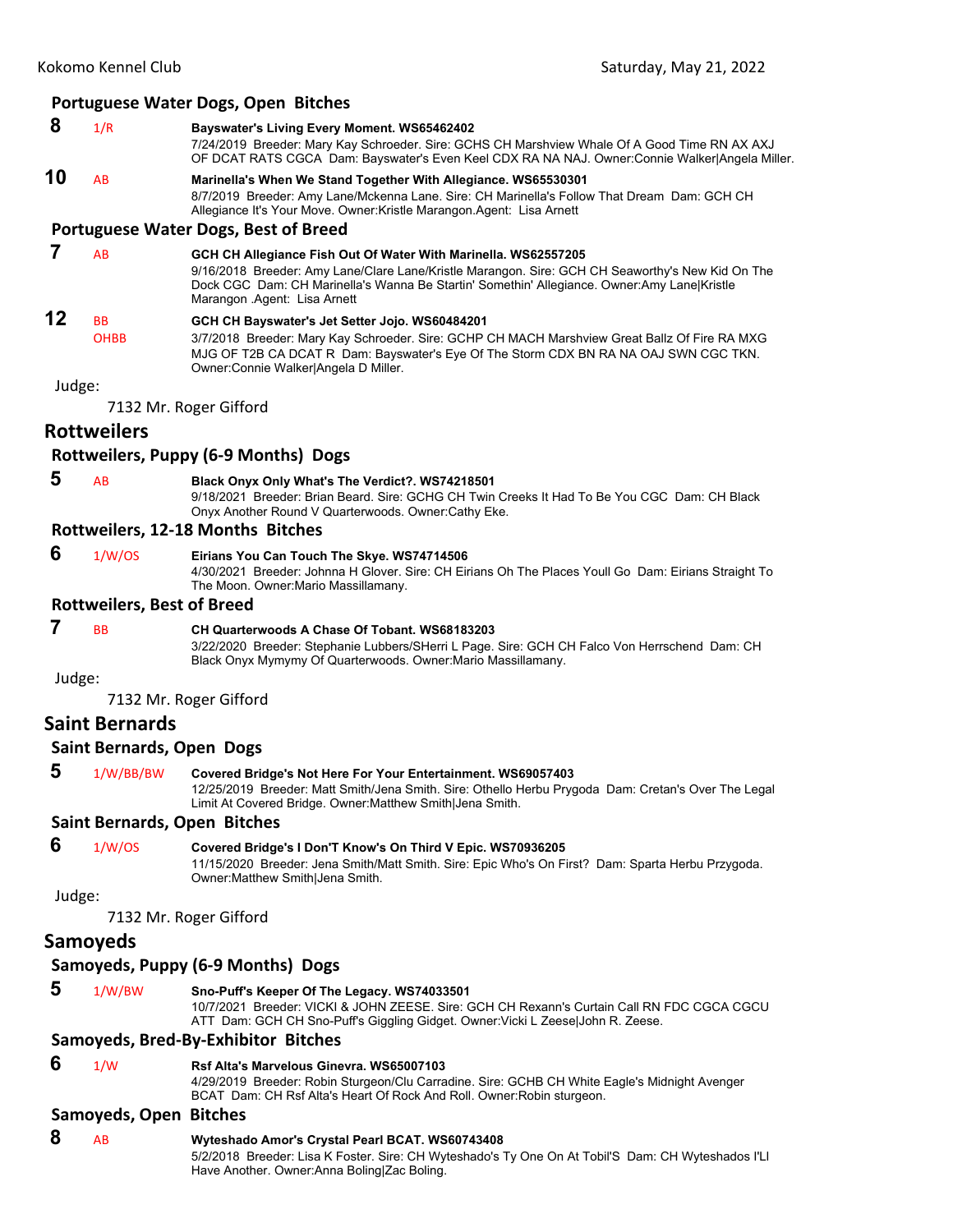### Portuguese Water Dogs, Open Bitches

**8** 1/R **Bayswater's Living Every Moment. WS65462402**
7/24/2019 Breeder: Mary Kay Schroeder. Sire: GCHS CH Marshview Whale Of A Good Time RN AX AXJ OF DCAT RATS CGCA Dam: Bayswater's Even Keel CDX RA NA NAJ. Owner:Connie Walker|Angela Miller.

**10** AB **Marinella's When We Stand Together With Allegiance. WS65530301**
8/7/2019 Breeder: Amy Lane/Mckenna Lane. Sire: CH Marinella's Follow That Dream Dam: GCH CH Allegiance It's Your Move. Owner:Kristle Marangon.Agent: Lisa Arnett

### Portuguese Water Dogs, Best of Breed

**7** AB **GCH CH Allegiance Fish Out Of Water With Marinella. WS62557205**
9/16/2018 Breeder: Amy Lane/Clare Lane/Kristle Marangon. Sire: GCH CH Seaworthy's New Kid On The Dock CGC Dam: CH Marinella's Wanna Be Startin' Somethin' Allegiance. Owner:Amy Lane|Kristle Marangon .Agent: Lisa Arnett

**12** BB OHBB **GCH CH Bayswater's Jet Setter Jojo. WS60484201**
3/7/2018 Breeder: Mary Kay Schroeder. Sire: GCHP CH MACH Marshview Great Ballz Of Fire RA MXG MJG OF T2B CA DCAT R Dam: Bayswater's Eye Of The Storm CDX BN RA NA OAJ SWN CGC TKN. Owner:Connie Walker|Angela D Miller.

Judge:

7132 Mr. Roger Gifford

## Rottweilers

### Rottweilers, Puppy (6-9 Months) Dogs

**5** AB **Black Onyx Only What's The Verdict?. WS74218501**
9/18/2021 Breeder: Brian Beard. Sire: GCHG CH Twin Creeks It Had To Be You CGC Dam: CH Black Onyx Another Round V Quarterwoods. Owner:Cathy Eke.

### Rottweilers, 12-18 Months Bitches

**6** 1/W/OS **Eirians You Can Touch The Skye. WS74714506**
4/30/2021 Breeder: Johnna H Glover. Sire: CH Eirians Oh The Places Youll Go Dam: Eirians Straight To The Moon. Owner:Mario Massillamany.

### Rottweilers, Best of Breed

**7** BB **CH Quarterwoods A Chase Of Tobant. WS68183203**
3/22/2020 Breeder: Stephanie Lubbers/SHerri L Page. Sire: GCH CH Falco Von Herrschend Dam: CH Black Onyx Mymymy Of Quarterwoods. Owner:Mario Massillamany.

Judge:

7132 Mr. Roger Gifford

## Saint Bernards

### Saint Bernards, Open Dogs

**5** 1/W/BB/BW **Covered Bridge's Not Here For Your Entertainment. WS69057403**
12/25/2019 Breeder: Matt Smith/Jena Smith. Sire: Othello Herbu Prygoda Dam: Cretan's Over The Legal Limit At Covered Bridge. Owner:Matthew Smith|Jena Smith.

### Saint Bernards, Open Bitches

**6** 1/W/OS **Covered Bridge's I Don'T Know's On Third V Epic. WS70936205**
11/15/2020 Breeder: Jena Smith/Matt Smith. Sire: Epic Who's On First? Dam: Sparta Herbu Przygoda. Owner:Matthew Smith|Jena Smith.

Judge:

7132 Mr. Roger Gifford

## Samoyeds

### Samoyeds, Puppy (6-9 Months) Dogs

**5** 1/W/BW **Sno-Puff's Keeper Of The Legacy. WS74033501**
10/7/2021 Breeder: VICKI & JOHN ZEESE. Sire: GCH CH Rexann's Curtain Call RN FDC CGCA CGCU ATT Dam: GCH CH Sno-Puff's Giggling Gidget. Owner:Vicki L Zeese|John R. Zeese.

### Samoyeds, Bred-By-Exhibitor Bitches

**6** 1/W **Rsf Alta's Marvelous Ginevra. WS65007103**
4/29/2019 Breeder: Robin Sturgeon/Clu Carradine. Sire: GCHB CH White Eagle's Midnight Avenger BCAT Dam: CH Rsf Alta's Heart Of Rock And Roll. Owner:Robin sturgeon.

### Samoyeds, Open Bitches

**8** AB **Wyteshado Amor's Crystal Pearl BCAT. WS60743408**
5/2/2018 Breeder: Lisa K Foster. Sire: CH Wyteshado's Ty One On At Tobil'S Dam: CH Wyteshados I'Ll Have Another. Owner:Anna Boling|Zac Boling.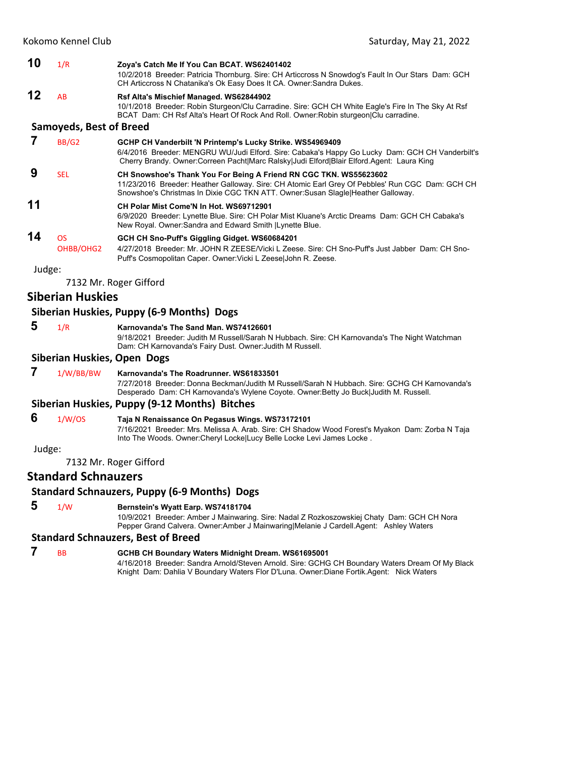**10** 1/R **Zoya's Catch Me If You Can BCAT. WS62401402**
10/2/2018 Breeder: Patricia Thornburg. Sire: CH Articcross N Snowdog's Fault In Our Stars Dam: GCH CH Articcross N Chatanika's Ok Easy Does It CA. Owner:Sandra Dukes.

**12** AB **Rsf Alta's Mischief Managed. WS62844902**
10/1/2018 Breeder: Robin Sturgeon/Clu Carradine. Sire: GCH CH White Eagle's Fire In The Sky At Rsf BCAT Dam: CH Rsf Alta's Heart Of Rock And Roll. Owner:Robin sturgeon|Clu carradine.

### Samoyeds, Best of Breed

**7** BB/G2 **GCHP CH Vanderbilt 'N Printemp's Lucky Strike. WS54969409**
6/4/2016 Breeder: MENGRU WU/Judi Elford. Sire: Cabaka's Happy Go Lucky Dam: GCH CH Vanderbilt's Cherry Brandy. Owner:Correen Pacht|Marc Ralsky|Judi Elford|Blair Elford.Agent: Laura King

**9** SEL **CH Snowshoe's Thank You For Being A Friend RN CGC TKN. WS55623602**
11/23/2016 Breeder: Heather Galloway. Sire: CH Atomic Earl Grey Of Pebbles' Run CGC Dam: GCH CH Snowshoe's Christmas In Dixie CGC TKN ATT. Owner:Susan Slagle|Heather Galloway.

**11** **CH Polar Mist Come'N In Hot. WS69712901**
6/9/2020 Breeder: Lynette Blue. Sire: CH Polar Mist Kluane's Arctic Dreams Dam: GCH CH Cabaka's New Royal. Owner:Sandra and Edward Smith |Lynette Blue.

**14** OS OHBB/OHG2 **GCH CH Sno-Puff's Giggling Gidget. WS60684201**
4/27/2018 Breeder: Mr. JOHN R ZEESE/Vicki L Zeese. Sire: CH Sno-Puff's Just Jabber Dam: CH Sno-Puff's Cosmopolitan Caper. Owner:Vicki L Zeese|John R. Zeese.

Judge:

7132 Mr. Roger Gifford

## Siberian Huskies

### Siberian Huskies, Puppy (6-9 Months) Dogs

**5** 1/R **Karnovanda's The Sand Man. WS74126601**
9/18/2021 Breeder: Judith M Russell/Sarah N Hubbach. Sire: CH Karnovanda's The Night Watchman Dam: CH Karnovanda's Fairy Dust. Owner:Judith M Russell.

### Siberian Huskies, Open Dogs

**7** 1/W/BB/BW **Karnovanda's The Roadrunner. WS61833501**
7/27/2018 Breeder: Donna Beckman/Judith M Russell/Sarah N Hubbach. Sire: GCHG CH Karnovanda's Desperado Dam: CH Karnovanda's Wylene Coyote. Owner:Betty Jo Buck|Judith M. Russell.

### Siberian Huskies, Puppy (9-12 Months) Bitches

**6** 1/W/OS **Taja N Renaissance On Pegasus Wings. WS73172101**
7/16/2021 Breeder: Mrs. Melissa A. Arab. Sire: CH Shadow Wood Forest's Myakon Dam: Zorba N Taja Into The Woods. Owner:Cheryl Locke|Lucy Belle Locke Levi James Locke .

Judge:

7132 Mr. Roger Gifford

## Standard Schnauzers

### Standard Schnauzers, Puppy (6-9 Months) Dogs

**5** 1/W **Bernstein's Wyatt Earp. WS74181704**
10/9/2021 Breeder: Amber J Mainwaring. Sire: Nadal Z Rozkoszowskiej Chaty Dam: GCH CH Nora Pepper Grand Calvera. Owner:Amber J Mainwaring|Melanie J Cardell.Agent: Ashley Waters

### Standard Schnauzers, Best of Breed

**7** BB **GCHB CH Boundary Waters Midnight Dream. WS61695001**
4/16/2018 Breeder: Sandra Arnold/Steven Arnold. Sire: GCHG CH Boundary Waters Dream Of My Black Knight Dam: Dahlia V Boundary Waters Flor D'Luna. Owner:Diane Fortik.Agent: Nick Waters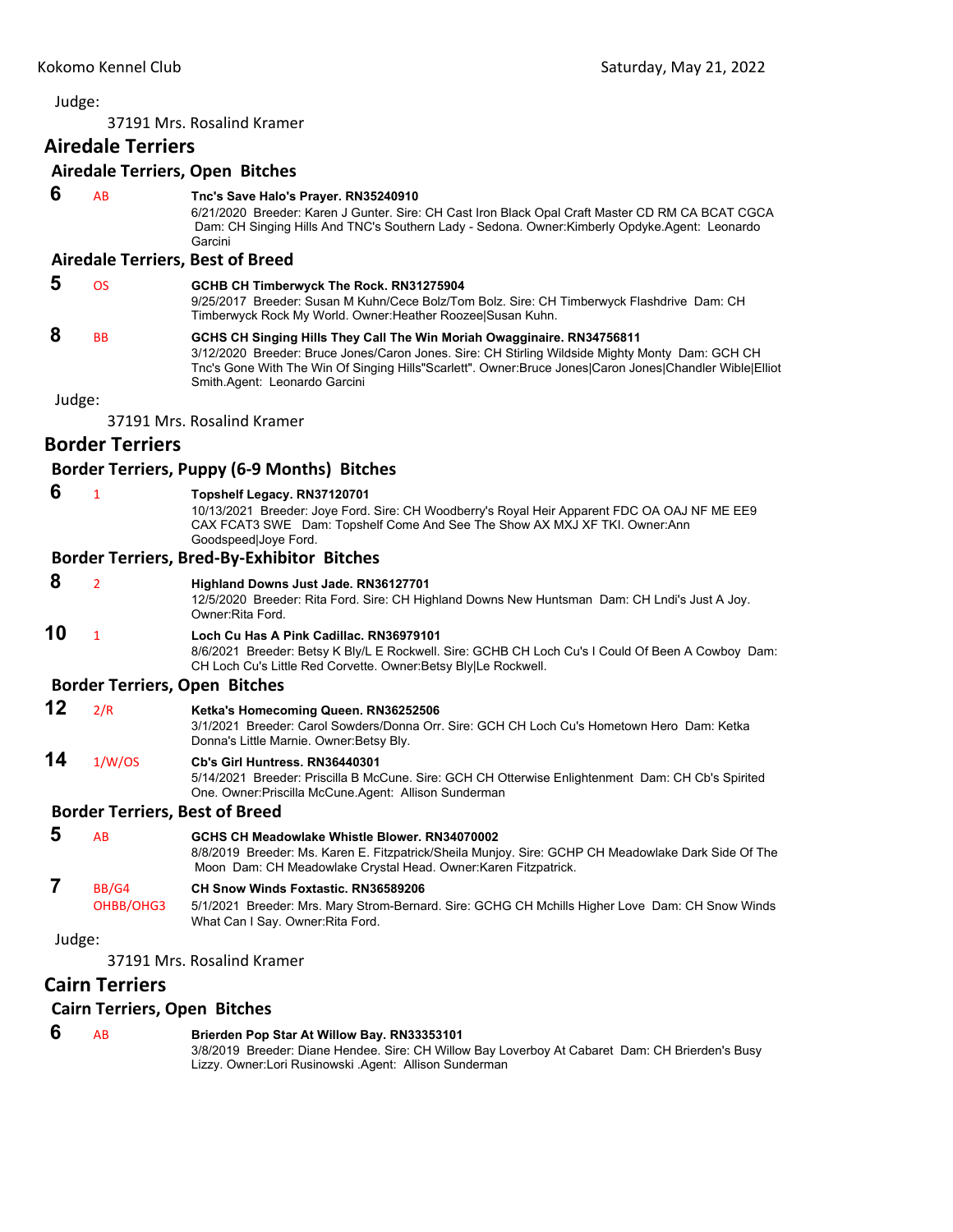Judge:

37191 Mrs. Rosalind Kramer

## Airedale Terriers

### Airedale Terriers, Open Bitches

**6** AB **Tnc's Save Halo's Prayer. RN35240910**
6/21/2020 Breeder: Karen J Gunter. Sire: CH Cast Iron Black Opal Craft Master CD RM CA BCAT CGCA Dam: CH Singing Hills And TNC's Southern Lady - Sedona. Owner:Kimberly Opdyke.Agent: Leonardo Garcini

### Airedale Terriers, Best of Breed

**5** OS **GCHB CH Timberwyck The Rock. RN31275904**
9/25/2017 Breeder: Susan M Kuhn/Cece Bolz/Tom Bolz. Sire: CH Timberwyck Flashdrive Dam: CH Timberwyck Rock My World. Owner:Heather Roozee|Susan Kuhn.

**8** BB **GCHS CH Singing Hills They Call The Win Moriah Owagginaire. RN34756811**
3/12/2020 Breeder: Bruce Jones/Caron Jones. Sire: CH Stirling Wildside Mighty Monty Dam: GCH CH Tnc's Gone With The Win Of Singing Hills"Scarlett". Owner:Bruce Jones|Caron Jones|Chandler Wible|Elliot Smith.Agent: Leonardo Garcini

Judge:

37191 Mrs. Rosalind Kramer

## Border Terriers

### Border Terriers, Puppy (6-9 Months) Bitches

**6** 1 **Topshelf Legacy. RN37120701**
10/13/2021 Breeder: Joye Ford. Sire: CH Woodberry's Royal Heir Apparent FDC OA OAJ NF ME EE9 CAX FCAT3 SWE Dam: Topshelf Come And See The Show AX MXJ XF TKI. Owner:Ann Goodspeed|Joye Ford.

### Border Terriers, Bred-By-Exhibitor Bitches

**8** 2 **Highland Downs Just Jade. RN36127701**
12/5/2020 Breeder: Rita Ford. Sire: CH Highland Downs New Huntsman Dam: CH Lndi's Just A Joy. Owner:Rita Ford.

**10** 1 **Loch Cu Has A Pink Cadillac. RN36979101**
8/6/2021 Breeder: Betsy K Bly/L E Rockwell. Sire: GCHB CH Loch Cu's I Could Of Been A Cowboy Dam: CH Loch Cu's Little Red Corvette. Owner:Betsy Bly|Le Rockwell.

### Border Terriers, Open Bitches

**12** 2/R **Ketka's Homecoming Queen. RN36252506**
3/1/2021 Breeder: Carol Sowders/Donna Orr. Sire: GCH CH Loch Cu's Hometown Hero Dam: Ketka Donna's Little Marnie. Owner:Betsy Bly.

**14** 1/W/OS **Cb's Girl Huntress. RN36440301**
5/14/2021 Breeder: Priscilla B McCune. Sire: GCH CH Otterwise Enlightenment Dam: CH Cb's Spirited One. Owner:Priscilla McCune.Agent: Allison Sunderman

### Border Terriers, Best of Breed

**5** AB **GCHS CH Meadowlake Whistle Blower. RN34070002**
8/8/2019 Breeder: Ms. Karen E. Fitzpatrick/Sheila Munjoy. Sire: GCHP CH Meadowlake Dark Side Of The Moon Dam: CH Meadowlake Crystal Head. Owner:Karen Fitzpatrick.

**7** BB/G4 OHBB/OHG3 **CH Snow Winds Foxtastic. RN36589206**
5/1/2021 Breeder: Mrs. Mary Strom-Bernard. Sire: GCHG CH Mchills Higher Love Dam: CH Snow Winds What Can I Say. Owner:Rita Ford.

Judge:

37191 Mrs. Rosalind Kramer

## Cairn Terriers

### Cairn Terriers, Open Bitches

**6** AB **Brierden Pop Star At Willow Bay. RN33353101**
3/8/2019 Breeder: Diane Hendee. Sire: CH Willow Bay Loverboy At Cabaret Dam: CH Brierden's Busy Lizzy. Owner:Lori Rusinowski .Agent: Allison Sunderman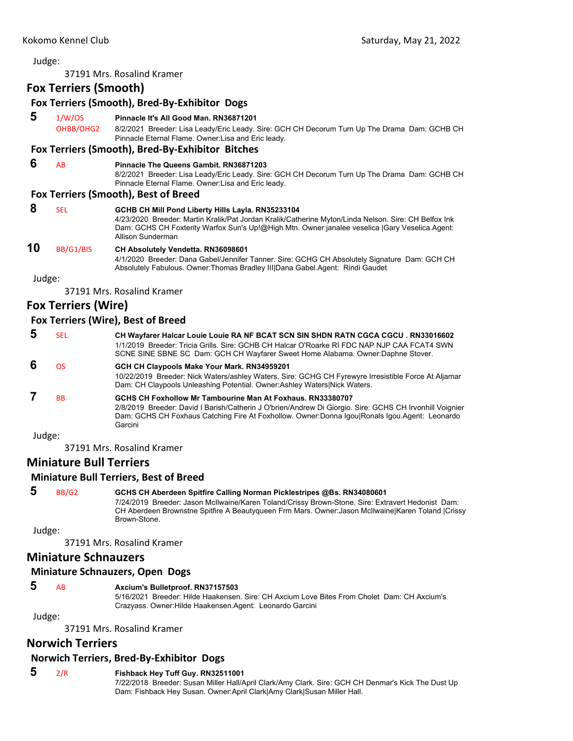Judge:

37191 Mrs. Rosalind Kramer

## Fox Terriers (Smooth)

### Fox Terriers (Smooth), Bred-By-Exhibitor Dogs

**5** 1/W/OS OHBB/OHG2 **Pinnacle It's All Good Man. RN36871201**
8/2/2021 Breeder: Lisa Leady/Eric Leady. Sire: GCH CH Decorum Turn Up The Drama Dam: GCHB CH Pinnacle Eternal Flame. Owner:Lisa and Eric leady.

### Fox Terriers (Smooth), Bred-By-Exhibitor Bitches

**6** AB **Pinnacle The Queens Gambit. RN36871203**
8/2/2021 Breeder: Lisa Leady/Eric Leady. Sire: GCH CH Decorum Turn Up The Drama Dam: GCHB CH Pinnacle Eternal Flame. Owner:Lisa and Eric leady.

### Fox Terriers (Smooth), Best of Breed

**8** SEL **GCHB CH Mill Pond Liberty Hills Layla. RN35233104**
4/23/2020 Breeder: Martin Kralik/Pat Jordan Kralik/Catherine Myton/Linda Nelson. Sire: CH Belfox Ink Dam: GCHS CH Foxterity Warfox Sun's Up!@High Mtn. Owner:janalee veselica |Gary Veselica.Agent: Allison Sunderman

**10** BB/G1/BIS **CH Absolutely Vendetta. RN36098601**
4/1/2020 Breeder: Dana Gabel/Jennifer Tanner. Sire: GCHG CH Absolutely Signature Dam: GCH CH Absolutely Fabulous. Owner:Thomas Bradley III|Dana Gabel.Agent: Rindi Gaudet

Judge:

37191 Mrs. Rosalind Kramer

## Fox Terriers (Wire)

### Fox Terriers (Wire), Best of Breed

**5** SEL **CH Wayfarer Halcar Louie Louie RA NF BCAT SCN SIN SHDN RATN CGCA CGCU . RN33016602**
1/1/2019 Breeder: Tricia Grills. Sire: GCHB CH Halcar O'Roarke RI FDC NAP NJP CAA FCAT4 SWN SCNE SINE SBNE SC Dam: GCH CH Wayfarer Sweet Home Alabama. Owner:Daphne Stover.

**6** OS **GCH CH Claypools Make Your Mark. RN34959201**
10/22/2019 Breeder: Nick Waters/ashley Waters. Sire: GCHG CH Fyrewyre Irresistible Force At Aljamar Dam: CH Claypools Unleashing Potential. Owner:Ashley Waters|Nick Waters.

**7** BB **GCHS CH Foxhollow Mr Tambourine Man At Foxhaus. RN33380707**
2/8/2019 Breeder: David I Barish/Catherin J O'brien/Andrew Di Giorgio. Sire: GCHS CH Irvonhill Voignier Dam: GCHS CH Foxhaus Catching Fire At Foxhollow. Owner:Donna Igou|Ronals Igou.Agent: Leonardo Garcini

Judge:

37191 Mrs. Rosalind Kramer

## Miniature Bull Terriers

### Miniature Bull Terriers, Best of Breed

**5** BB/G2 **GCHS CH Aberdeen Spitfire Calling Norman Picklestripes @Bs. RN34080601**
7/24/2019 Breeder: Jason McIlwaine/Karen Toland/Crissy Brown-Stone. Sire: Extravert Hedonist Dam: CH Aberdeen Brownstne Spitfire A Beautyqueen Frm Mars. Owner:Jason McIlwaine|Karen Toland |Crissy Brown-Stone.

Judge:

37191 Mrs. Rosalind Kramer

## Miniature Schnauzers

### Miniature Schnauzers, Open Dogs

**5** AB **Axcium's Bulletproof. RN37157503**
5/16/2021 Breeder: Hilde Haakensen. Sire: CH Axcium Love Bites From Cholet Dam: CH Axcium's Crazyass. Owner:Hilde Haakensen.Agent: Leonardo Garcini

Judge:

37191 Mrs. Rosalind Kramer

## Norwich Terriers

### Norwich Terriers, Bred-By-Exhibitor Dogs

**5** 2/R **Fishback Hey Tuff Guy. RN32511001**
7/22/2018 Breeder: Susan Miller Hall/April Clark/Amy Clark. Sire: GCH CH Denmar's Kick The Dust Up Dam: Fishback Hey Susan. Owner:April Clark|Amy Clark|Susan Miller Hall.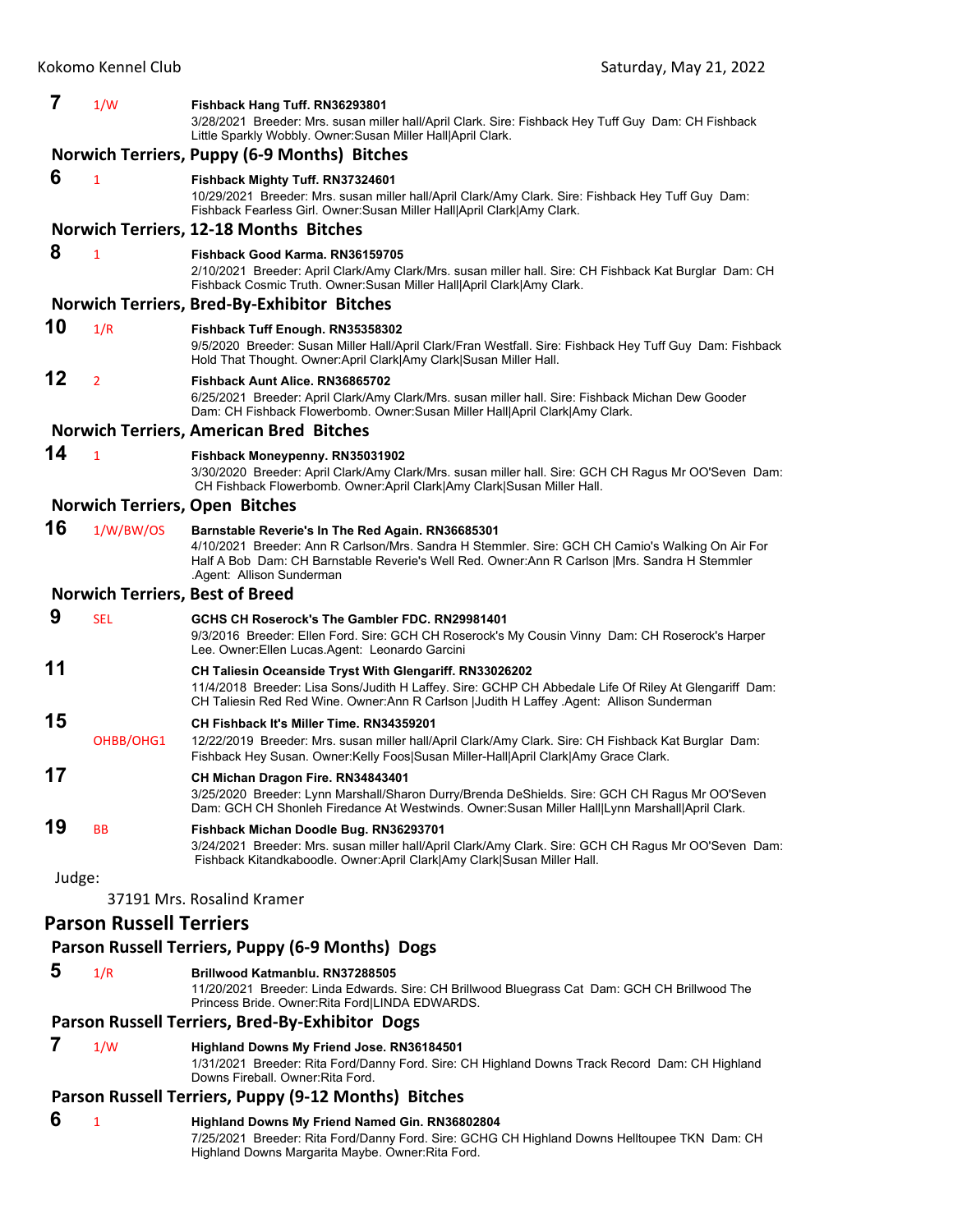**7** 1/W **Fishback Hang Tuff. RN36293801**
3/28/2021 Breeder: Mrs. susan miller hall/April Clark. Sire: Fishback Hey Tuff Guy Dam: CH Fishback Little Sparkly Wobbly. Owner:Susan Miller Hall|April Clark.

### Norwich Terriers, Puppy (6-9 Months) Bitches

**6** 1 **Fishback Mighty Tuff. RN37324601**
10/29/2021 Breeder: Mrs. susan miller hall/April Clark/Amy Clark. Sire: Fishback Hey Tuff Guy Dam: Fishback Fearless Girl. Owner:Susan Miller Hall|April Clark|Amy Clark.

### Norwich Terriers, 12-18 Months Bitches

**8** 1 **Fishback Good Karma. RN36159705**
2/10/2021 Breeder: April Clark/Amy Clark/Mrs. susan miller hall. Sire: CH Fishback Kat Burglar Dam: CH Fishback Cosmic Truth. Owner:Susan Miller Hall|April Clark|Amy Clark.

### Norwich Terriers, Bred-By-Exhibitor Bitches

**10** 1/R **Fishback Tuff Enough. RN35358302**
9/5/2020 Breeder: Susan Miller Hall/April Clark/Fran Westfall. Sire: Fishback Hey Tuff Guy Dam: Fishback Hold That Thought. Owner:April Clark|Amy Clark|Susan Miller Hall.

**12** 2 **Fishback Aunt Alice. RN36865702**
6/25/2021 Breeder: April Clark/Amy Clark/Mrs. susan miller hall. Sire: Fishback Michan Dew Gooder Dam: CH Fishback Flowerbomb. Owner:Susan Miller Hall|April Clark|Amy Clark.

### Norwich Terriers, American Bred Bitches

**14** 1 **Fishback Moneypenny. RN35031902**
3/30/2020 Breeder: April Clark/Amy Clark/Mrs. susan miller hall. Sire: GCH CH Ragus Mr OO'Seven Dam: CH Fishback Flowerbomb. Owner:April Clark|Amy Clark|Susan Miller Hall.

### Norwich Terriers, Open Bitches

**16** 1/W/BW/OS **Barnstable Reverie's In The Red Again. RN36685301**
4/10/2021 Breeder: Ann R Carlson/Mrs. Sandra H Stemmler. Sire: GCH CH Camio's Walking On Air For Half A Bob Dam: CH Barnstable Reverie's Well Red. Owner:Ann R Carlson |Mrs. Sandra H Stemmler .Agent: Allison Sunderman

### Norwich Terriers, Best of Breed

**9** SEL **GCHS CH Roserock's The Gambler FDC. RN29981401**
9/3/2016 Breeder: Ellen Ford. Sire: GCH CH Roserock's My Cousin Vinny Dam: CH Roserock's Harper Lee. Owner:Ellen Lucas.Agent: Leonardo Garcini

**11** **CH Taliesin Oceanside Tryst With Glengariff. RN33026202**
11/4/2018 Breeder: Lisa Sons/Judith H Laffey. Sire: GCHP CH Abbedale Life Of Riley At Glengariff Dam: CH Taliesin Red Red Wine. Owner:Ann R Carlson |Judith H Laffey .Agent: Allison Sunderman

**15** OHBB/OHG1 **CH Fishback It's Miller Time. RN34359201**
12/22/2019 Breeder: Mrs. susan miller hall/April Clark/Amy Clark. Sire: CH Fishback Kat Burglar Dam: Fishback Hey Susan. Owner:Kelly Foos|Susan Miller-Hall|April Clark|Amy Grace Clark.

**17** **CH Michan Dragon Fire. RN34843401**
3/25/2020 Breeder: Lynn Marshall/Sharon Durry/Brenda DeShields. Sire: GCH CH Ragus Mr OO'Seven Dam: GCH CH Shonleh Firedance At Westwinds. Owner:Susan Miller Hall|Lynn Marshall|April Clark.

**19** BB **Fishback Michan Doodle Bug. RN36293701**
3/24/2021 Breeder: Mrs. susan miller hall/April Clark/Amy Clark. Sire: GCH CH Ragus Mr OO'Seven Dam: Fishback Kitandkaboodle. Owner:April Clark|Amy Clark|Susan Miller Hall.

Judge:

37191 Mrs. Rosalind Kramer

## Parson Russell Terriers

### Parson Russell Terriers, Puppy (6-9 Months) Dogs

**5** 1/R **Brillwood Katmanblu. RN37288505**
11/20/2021 Breeder: Linda Edwards. Sire: CH Brillwood Bluegrass Cat Dam: GCH CH Brillwood The Princess Bride. Owner:Rita Ford|LINDA EDWARDS.

### Parson Russell Terriers, Bred-By-Exhibitor Dogs

**7** 1/W **Highland Downs My Friend Jose. RN36184501**
1/31/2021 Breeder: Rita Ford/Danny Ford. Sire: CH Highland Downs Track Record Dam: CH Highland Downs Fireball. Owner:Rita Ford.

### Parson Russell Terriers, Puppy (9-12 Months) Bitches

**6** 1 **Highland Downs My Friend Named Gin. RN36802804**
7/25/2021 Breeder: Rita Ford/Danny Ford. Sire: GCHG CH Highland Downs Helltoupee TKN Dam: CH Highland Downs Margarita Maybe. Owner:Rita Ford.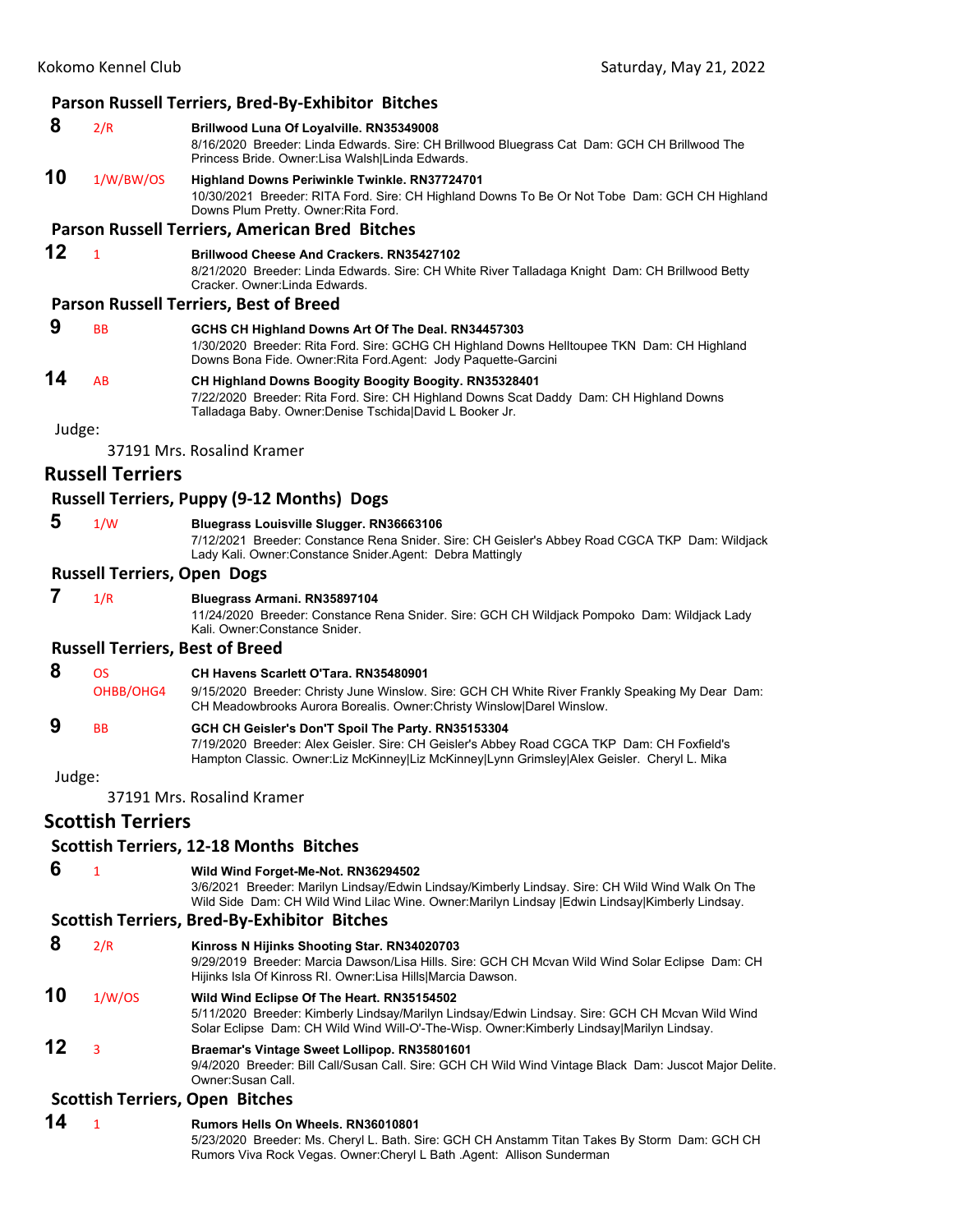### Parson Russell Terriers, Bred-By-Exhibitor Bitches

**8** 2/R **Brillwood Luna Of Loyalville. RN35349008**
8/16/2020 Breeder: Linda Edwards. Sire: CH Brillwood Bluegrass Cat Dam: GCH CH Brillwood The Princess Bride. Owner:Lisa Walsh|Linda Edwards.

**10** 1/W/BW/OS **Highland Downs Periwinkle Twinkle. RN37724701**
10/30/2021 Breeder: RITA Ford. Sire: CH Highland Downs To Be Or Not Tobe Dam: GCH CH Highland Downs Plum Pretty. Owner:Rita Ford.

### Parson Russell Terriers, American Bred Bitches

**12** 1 **Brillwood Cheese And Crackers. RN35427102**
8/21/2020 Breeder: Linda Edwards. Sire: CH White River Talladaga Knight Dam: CH Brillwood Betty Cracker. Owner:Linda Edwards.

### Parson Russell Terriers, Best of Breed

**9** BB **GCHS CH Highland Downs Art Of The Deal. RN34457303**
1/30/2020 Breeder: Rita Ford. Sire: GCHG CH Highland Downs Helltoupee TKN Dam: CH Highland Downs Bona Fide. Owner:Rita Ford.Agent: Jody Paquette-Garcini

**14** AB **CH Highland Downs Boogity Boogity Boogity. RN35328401**
7/22/2020 Breeder: Rita Ford. Sire: CH Highland Downs Scat Daddy Dam: CH Highland Downs Talladaga Baby. Owner:Denise Tschida|David L Booker Jr.

Judge:

37191 Mrs. Rosalind Kramer

## Russell Terriers

### Russell Terriers, Puppy (9-12 Months) Dogs

**5** 1/W **Bluegrass Louisville Slugger. RN36663106**
7/12/2021 Breeder: Constance Rena Snider. Sire: CH Geisler's Abbey Road CGCA TKP Dam: Wildjack Lady Kali. Owner:Constance Snider.Agent: Debra Mattingly

### Russell Terriers, Open Dogs

**7** 1/R **Bluegrass Armani. RN35897104**
11/24/2020 Breeder: Constance Rena Snider. Sire: GCH CH Wildjack Pompoko Dam: Wildjack Lady Kali. Owner:Constance Snider.

### Russell Terriers, Best of Breed

**8** OS OHBB/OHG4 **CH Havens Scarlett O'Tara. RN35480901**
9/15/2020 Breeder: Christy June Winslow. Sire: GCH CH White River Frankly Speaking My Dear Dam: CH Meadowbrooks Aurora Borealis. Owner:Christy Winslow|Darel Winslow.

**9** BB **GCH CH Geisler's Don'T Spoil The Party. RN35153304**
7/19/2020 Breeder: Alex Geisler. Sire: CH Geisler's Abbey Road CGCA TKP Dam: CH Foxfield's Hampton Classic. Owner:Liz McKinney|Liz McKinney|Lynn Grimsley|Alex Geisler. Cheryl L. Mika

Judge:

37191 Mrs. Rosalind Kramer

## Scottish Terriers

### Scottish Terriers, 12-18 Months Bitches

**6** 1 **Wild Wind Forget-Me-Not. RN36294502**
3/6/2021 Breeder: Marilyn Lindsay/Edwin Lindsay/Kimberly Lindsay. Sire: CH Wild Wind Walk On The Wild Side Dam: CH Wild Wind Lilac Wine. Owner:Marilyn Lindsay |Edwin Lindsay|Kimberly Lindsay.

### Scottish Terriers, Bred-By-Exhibitor Bitches

**8** 2/R **Kinross N Hijinks Shooting Star. RN34020703**
9/29/2019 Breeder: Marcia Dawson/Lisa Hills. Sire: GCH CH Mcvan Wild Wind Solar Eclipse Dam: CH Hijinks Isla Of Kinross RI. Owner:Lisa Hills|Marcia Dawson.

**10** 1/W/OS **Wild Wind Eclipse Of The Heart. RN35154502**
5/11/2020 Breeder: Kimberly Lindsay/Marilyn Lindsay/Edwin Lindsay. Sire: GCH CH Mcvan Wild Wind Solar Eclipse Dam: CH Wild Wind Will-O'-The-Wisp. Owner:Kimberly Lindsay|Marilyn Lindsay.

**12** 3 **Braemar's Vintage Sweet Lollipop. RN35801601**
9/4/2020 Breeder: Bill Call/Susan Call. Sire: GCH CH Wild Wind Vintage Black Dam: Juscot Major Delite. Owner:Susan Call.

### Scottish Terriers, Open Bitches

**14** 1 **Rumors Hells On Wheels. RN36010801**
5/23/2020 Breeder: Ms. Cheryl L. Bath. Sire: GCH CH Anstamm Titan Takes By Storm Dam: GCH CH Rumors Viva Rock Vegas. Owner:Cheryl L Bath .Agent: Allison Sunderman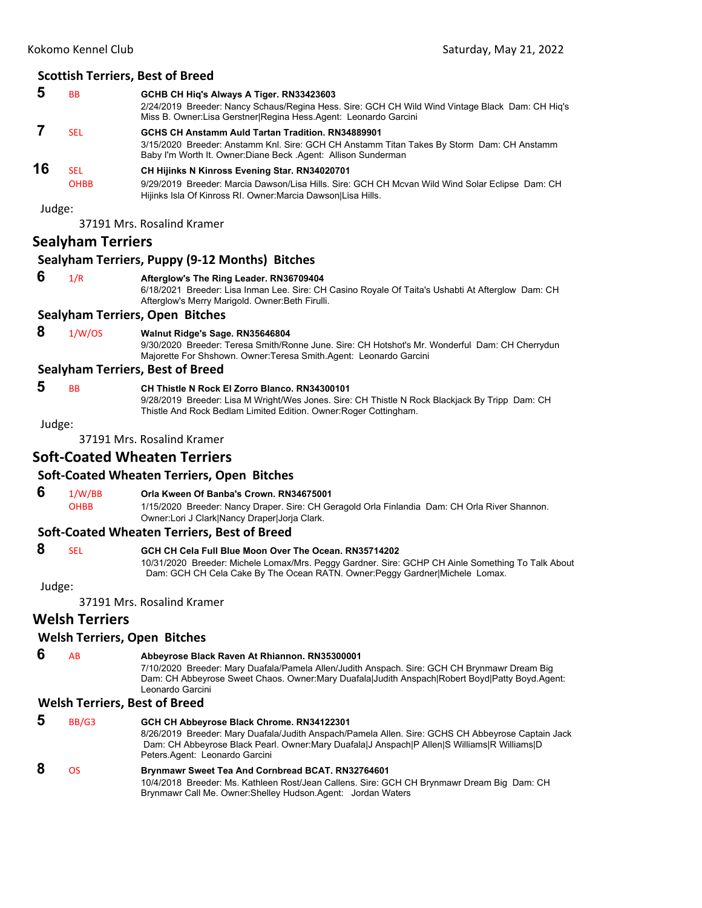### Scottish Terriers, Best of Breed

**5** BB **GCHB CH Hiq's Always A Tiger. RN33423603**
2/24/2019 Breeder: Nancy Schaus/Regina Hess. Sire: GCH CH Wild Wind Vintage Black Dam: CH Hiq's Miss B. Owner:Lisa Gerstner|Regina Hess.Agent: Leonardo Garcini

**7** SEL **GCHS CH Anstamm Auld Tartan Tradition. RN34889901**
3/15/2020 Breeder: Anstamm Knl. Sire: GCH CH Anstamm Titan Takes By Storm Dam: CH Anstamm Baby I'm Worth It. Owner:Diane Beck .Agent: Allison Sunderman

**16** SEL OHBB **CH Hijinks N Kinross Evening Star. RN34020701**
9/29/2019 Breeder: Marcia Dawson/Lisa Hills. Sire: GCH CH Mcvan Wild Wind Solar Eclipse Dam: CH Hijinks Isla Of Kinross RI. Owner:Marcia Dawson|Lisa Hills.

Judge:

37191 Mrs. Rosalind Kramer

## Sealyham Terriers

### Sealyham Terriers, Puppy (9-12 Months) Bitches

**6** 1/R **Afterglow's The Ring Leader. RN36709404**
6/18/2021 Breeder: Lisa Inman Lee. Sire: CH Casino Royale Of Taita's Ushabti At Afterglow Dam: CH Afterglow's Merry Marigold. Owner:Beth Firulli.

### Sealyham Terriers, Open Bitches

**8** 1/W/OS **Walnut Ridge's Sage. RN35646804**
9/30/2020 Breeder: Teresa Smith/Ronne June. Sire: CH Hotshot's Mr. Wonderful Dam: CH Cherrydun Majorette For Shshown. Owner:Teresa Smith.Agent: Leonardo Garcini

### Sealyham Terriers, Best of Breed

**5** BB **CH Thistle N Rock El Zorro Blanco. RN34300101**
9/28/2019 Breeder: Lisa M Wright/Wes Jones. Sire: CH Thistle N Rock Blackjack By Tripp Dam: CH Thistle And Rock Bedlam Limited Edition. Owner:Roger Cottingham.

Judge:

37191 Mrs. Rosalind Kramer

## Soft-Coated Wheaten Terriers

### Soft-Coated Wheaten Terriers, Open Bitches

**6** 1/W/BB OHBB **Orla Kween Of Banba's Crown. RN34675001**
1/15/2020 Breeder: Nancy Draper. Sire: CH Geragold Orla Finlandia Dam: CH Orla River Shannon. Owner:Lori J Clark|Nancy Draper|Jorja Clark.

### Soft-Coated Wheaten Terriers, Best of Breed

**8** SEL **GCH CH Cela Full Blue Moon Over The Ocean. RN35714202**
10/31/2020 Breeder: Michele Lomax/Mrs. Peggy Gardner. Sire: GCHP CH Ainle Something To Talk About Dam: GCH CH Cela Cake By The Ocean RATN. Owner:Peggy Gardner|Michele Lomax.

Judge:

37191 Mrs. Rosalind Kramer

## Welsh Terriers

### Welsh Terriers, Open Bitches

**6** AB **Abbeyrose Black Raven At Rhiannon. RN35300001**
7/10/2020 Breeder: Mary Duafala/Pamela Allen/Judith Anspach. Sire: GCH CH Brynmawr Dream Big Dam: CH Abbeyrose Sweet Chaos. Owner:Mary Duafala|Judith Anspach|Robert Boyd|Patty Boyd.Agent: Leonardo Garcini

### Welsh Terriers, Best of Breed

**5** BB/G3 **GCH CH Abbeyrose Black Chrome. RN34122301**
8/26/2019 Breeder: Mary Duafala/Judith Anspach/Pamela Allen. Sire: GCHS CH Abbeyrose Captain Jack Dam: CH Abbeyrose Black Pearl. Owner:Mary Duafala|J Anspach|P Allen|S Williams|R Williams|D Peters.Agent: Leonardo Garcini

**8** OS **Brynmawr Sweet Tea And Cornbread BCAT. RN32764601**
10/4/2018 Breeder: Ms. Kathleen Rost/Jean Callens. Sire: GCH CH Brynmawr Dream Big Dam: CH Brynmawr Call Me. Owner:Shelley Hudson.Agent: Jordan Waters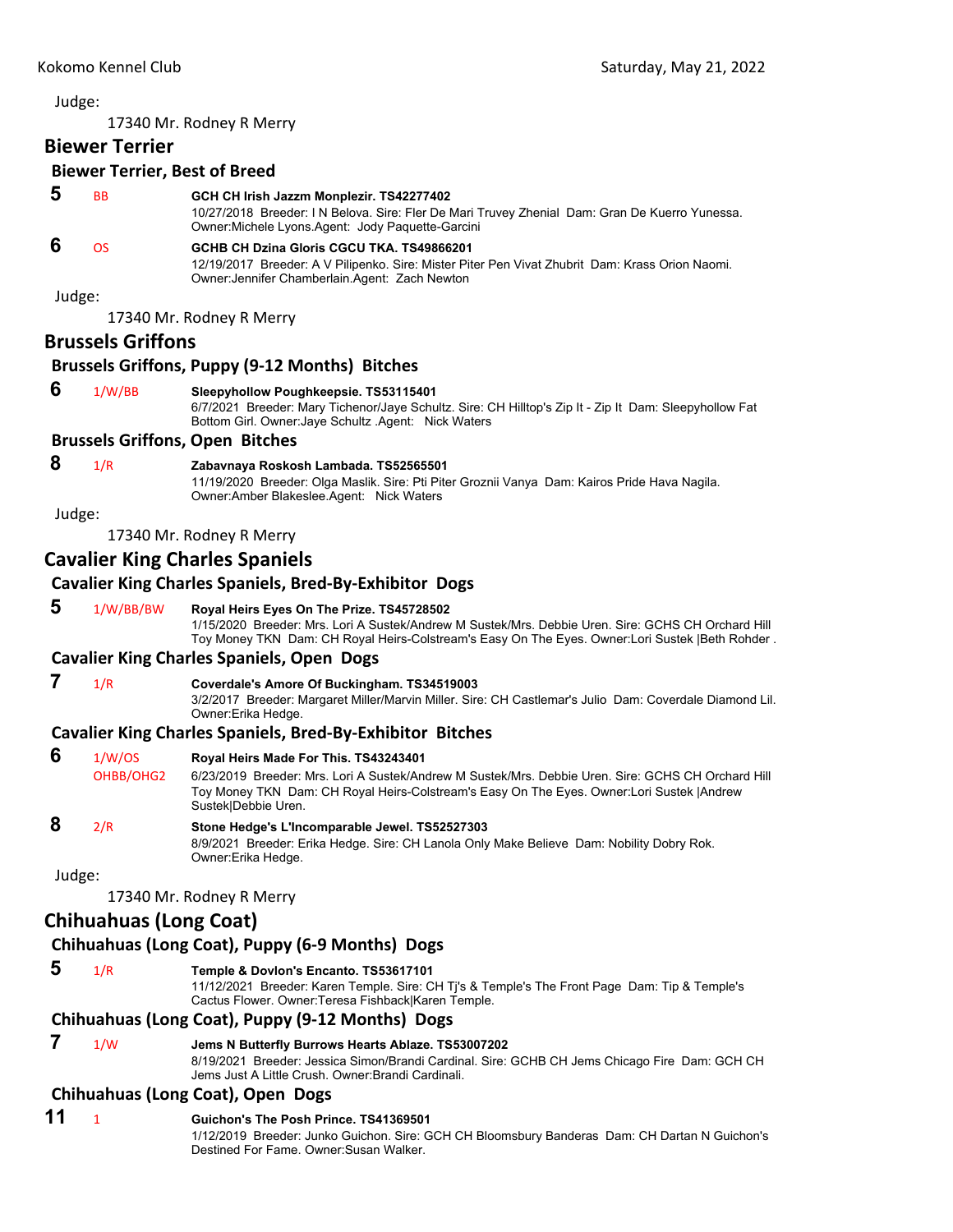Judge:

17340 Mr. Rodney R Merry

## Biewer Terrier

### Biewer Terrier, Best of Breed

**5** BB **GCH CH Irish Jazzm Monplezir. TS42277402**
10/27/2018 Breeder: I N Belova. Sire: Fler De Mari Truvey Zhenial Dam: Gran De Kuerro Yunessa. Owner:Michele Lyons.Agent: Jody Paquette-Garcini

**6** OS **GCHB CH Dzina Gloris CGCU TKA. TS49866201**
12/19/2017 Breeder: A V Pilipenko. Sire: Mister Piter Pen Vivat Zhubrit Dam: Krass Orion Naomi. Owner:Jennifer Chamberlain.Agent: Zach Newton

Judge:

17340 Mr. Rodney R Merry

## Brussels Griffons

### Brussels Griffons, Puppy (9-12 Months) Bitches

**6** 1/W/BB **Sleepyhollow Poughkeepsie. TS53115401**
6/7/2021 Breeder: Mary Tichenor/Jaye Schultz. Sire: CH Hilltop's Zip It - Zip It Dam: Sleepyhollow Fat Bottom Girl. Owner:Jaye Schultz .Agent: Nick Waters

### Brussels Griffons, Open Bitches

**8** 1/R **Zabavnaya Roskosh Lambada. TS52565501**
11/19/2020 Breeder: Olga Maslik. Sire: Pti Piter Groznii Vanya Dam: Kairos Pride Hava Nagila. Owner:Amber Blakeslee.Agent: Nick Waters

Judge:

17340 Mr. Rodney R Merry

## Cavalier King Charles Spaniels

### Cavalier King Charles Spaniels, Bred-By-Exhibitor Dogs

**5** 1/W/BB/BW **Royal Heirs Eyes On The Prize. TS45728502**
1/15/2020 Breeder: Mrs. Lori A Sustek/Andrew M Sustek/Mrs. Debbie Uren. Sire: GCHS CH Orchard Hill Toy Money TKN Dam: CH Royal Heirs-Colstream's Easy On The Eyes. Owner:Lori Sustek |Beth Rohder .

### Cavalier King Charles Spaniels, Open Dogs

**7** 1/R **Coverdale's Amore Of Buckingham. TS34519003**
3/2/2017 Breeder: Margaret Miller/Marvin Miller. Sire: CH Castlemar's Julio Dam: Coverdale Diamond Lil. Owner:Erika Hedge.

### Cavalier King Charles Spaniels, Bred-By-Exhibitor Bitches

**6** 1/W/OS OHBB/OHG2 **Royal Heirs Made For This. TS43243401**
6/23/2019 Breeder: Mrs. Lori A Sustek/Andrew M Sustek/Mrs. Debbie Uren. Sire: GCHS CH Orchard Hill Toy Money TKN Dam: CH Royal Heirs-Colstream's Easy On The Eyes. Owner:Lori Sustek |Andrew Sustek|Debbie Uren.

**8** 2/R **Stone Hedge's L'Incomparable Jewel. TS52527303**
8/9/2021 Breeder: Erika Hedge. Sire: CH Lanola Only Make Believe Dam: Nobility Dobry Rok. Owner:Erika Hedge.

Judge:

17340 Mr. Rodney R Merry

## Chihuahuas (Long Coat)

### Chihuahuas (Long Coat), Puppy (6-9 Months) Dogs

**5** 1/R **Temple & Dovlon's Encanto. TS53617101**
11/12/2021 Breeder: Karen Temple. Sire: CH Tj's & Temple's The Front Page Dam: Tip & Temple's Cactus Flower. Owner:Teresa Fishback|Karen Temple.

### Chihuahuas (Long Coat), Puppy (9-12 Months) Dogs

**7** 1/W **Jems N Butterfly Burrows Hearts Ablaze. TS53007202**
8/19/2021 Breeder: Jessica Simon/Brandi Cardinal. Sire: GCHB CH Jems Chicago Fire Dam: GCH CH Jems Just A Little Crush. Owner:Brandi Cardinali.

### Chihuahuas (Long Coat), Open Dogs

**11** 1 **Guichon's The Posh Prince. TS41369501**
1/12/2019 Breeder: Junko Guichon. Sire: GCH CH Bloomsbury Banderas Dam: CH Dartan N Guichon's Destined For Fame. Owner:Susan Walker.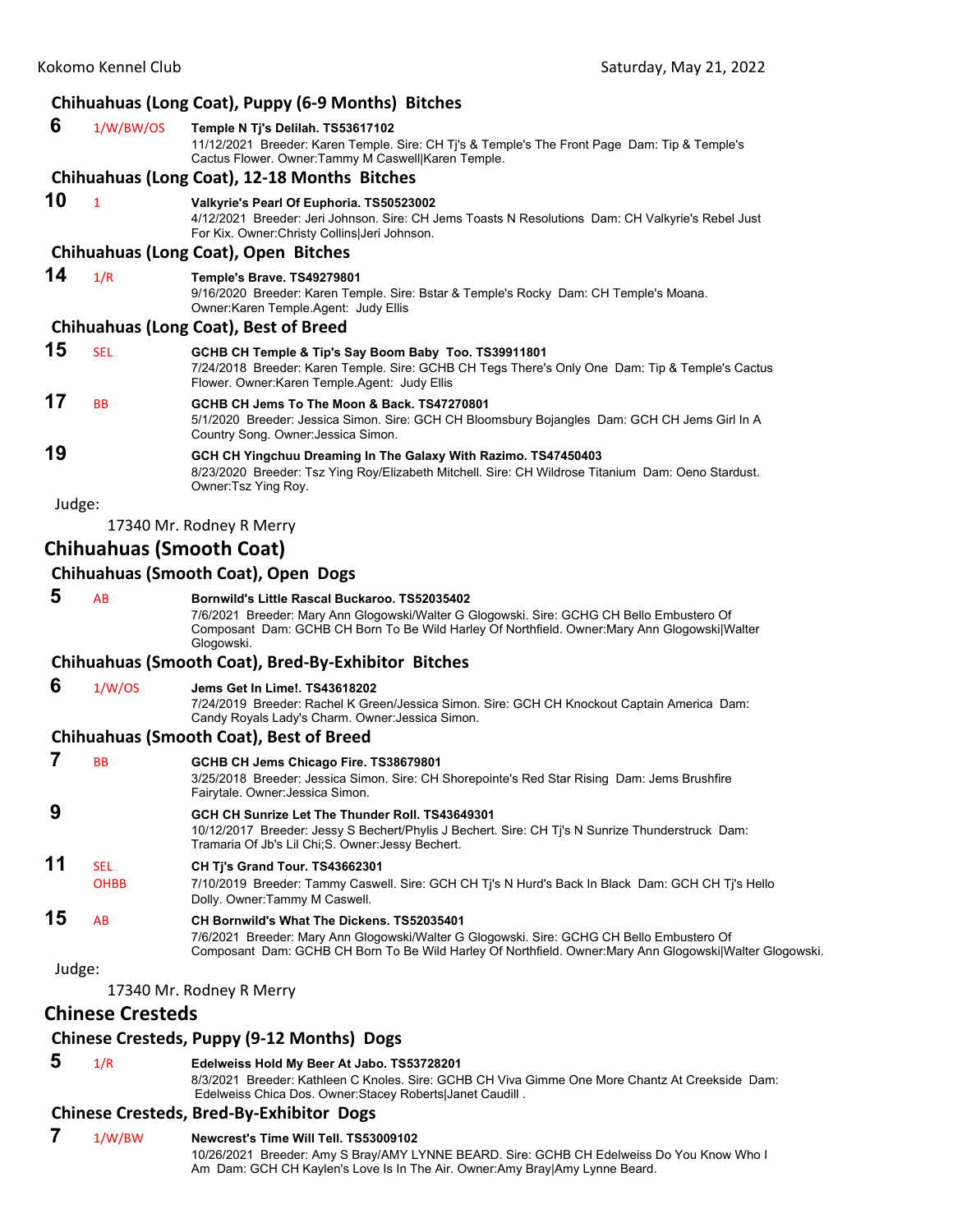### Chihuahuas (Long Coat), Puppy (6-9 Months) Bitches

**6** 1/W/BW/OS **Temple N Tj's Delilah. TS53617102**
11/12/2021 Breeder: Karen Temple. Sire: CH Tj's & Temple's The Front Page Dam: Tip & Temple's Cactus Flower. Owner:Tammy M Caswell|Karen Temple.

### Chihuahuas (Long Coat), 12-18 Months Bitches

**10** 1 **Valkyrie's Pearl Of Euphoria. TS50523002**
4/12/2021 Breeder: Jeri Johnson. Sire: CH Jems Toasts N Resolutions Dam: CH Valkyrie's Rebel Just For Kix. Owner:Christy Collins|Jeri Johnson.

### Chihuahuas (Long Coat), Open Bitches

**14** 1/R **Temple's Brave. TS49279801**
9/16/2020 Breeder: Karen Temple. Sire: Bstar & Temple's Rocky Dam: CH Temple's Moana. Owner:Karen Temple.Agent: Judy Ellis

### Chihuahuas (Long Coat), Best of Breed

**15** SEL **GCHB CH Temple & Tip's Say Boom Baby Too. TS39911801**
7/24/2018 Breeder: Karen Temple. Sire: GCHB CH Tegs There's Only One Dam: Tip & Temple's Cactus Flower. Owner:Karen Temple.Agent: Judy Ellis

**17** BB **GCHB CH Jems To The Moon & Back. TS47270801**
5/1/2020 Breeder: Jessica Simon. Sire: GCH CH Bloomsbury Bojangles Dam: GCH CH Jems Girl In A Country Song. Owner:Jessica Simon.

**19** **GCH CH Yingchuu Dreaming In The Galaxy With Razimo. TS47450403**
8/23/2020 Breeder: Tsz Ying Roy/Elizabeth Mitchell. Sire: CH Wildrose Titanium Dam: Oeno Stardust. Owner:Tsz Ying Roy.

Judge:

17340 Mr. Rodney R Merry

## Chihuahuas (Smooth Coat)

### Chihuahuas (Smooth Coat), Open Dogs

**5** AB **Bornwild's Little Rascal Buckaroo. TS52035402**
7/6/2021 Breeder: Mary Ann Glogowski/Walter G Glogowski. Sire: GCHG CH Bello Embustero Of Composant Dam: GCHB CH Born To Be Wild Harley Of Northfield. Owner:Mary Ann Glogowski|Walter Glogowski.

### Chihuahuas (Smooth Coat), Bred-By-Exhibitor Bitches

**6** 1/W/OS **Jems Get In Lime!. TS43618202**
7/24/2019 Breeder: Rachel K Green/Jessica Simon. Sire: GCH CH Knockout Captain America Dam: Candy Royals Lady's Charm. Owner:Jessica Simon.

### Chihuahuas (Smooth Coat), Best of Breed

**7** BB **GCHB CH Jems Chicago Fire. TS38679801**
3/25/2018 Breeder: Jessica Simon. Sire: CH Shorepointe's Red Star Rising Dam: Jems Brushfire Fairytale. Owner:Jessica Simon.

**9** **GCH CH Sunrize Let The Thunder Roll. TS43649301**
10/12/2017 Breeder: Jessy S Bechert/Phylis J Bechert. Sire: CH Tj's N Sunrize Thunderstruck Dam: Tramaria Of Jb's Lil Chi;S. Owner:Jessy Bechert.

**11** SEL OHBB **CH Tj's Grand Tour. TS43662301**
7/10/2019 Breeder: Tammy Caswell. Sire: GCH CH Tj's N Hurd's Back In Black Dam: GCH CH Tj's Hello Dolly. Owner:Tammy M Caswell.

**15** AB **CH Bornwild's What The Dickens. TS52035401**
7/6/2021 Breeder: Mary Ann Glogowski/Walter G Glogowski. Sire: GCHG CH Bello Embustero Of Composant Dam: GCHB CH Born To Be Wild Harley Of Northfield. Owner:Mary Ann Glogowski|Walter Glogowski.

Judge:

17340 Mr. Rodney R Merry

## Chinese Cresteds

### Chinese Cresteds, Puppy (9-12 Months) Dogs

**5** 1/R **Edelweiss Hold My Beer At Jabo. TS53728201**
8/3/2021 Breeder: Kathleen C Knoles. Sire: GCHB CH Viva Gimme One More Chantz At Creekside Dam: Edelweiss Chica Dos. Owner:Stacey Roberts|Janet Caudill .

### Chinese Cresteds, Bred-By-Exhibitor Dogs

**7** 1/W/BW **Newcrest's Time Will Tell. TS53009102**
10/26/2021 Breeder: Amy S Bray/AMY LYNNE BEARD. Sire: GCHB CH Edelweiss Do You Know Who I Am Dam: GCH CH Kaylen's Love Is In The Air. Owner:Amy Bray|Amy Lynne Beard.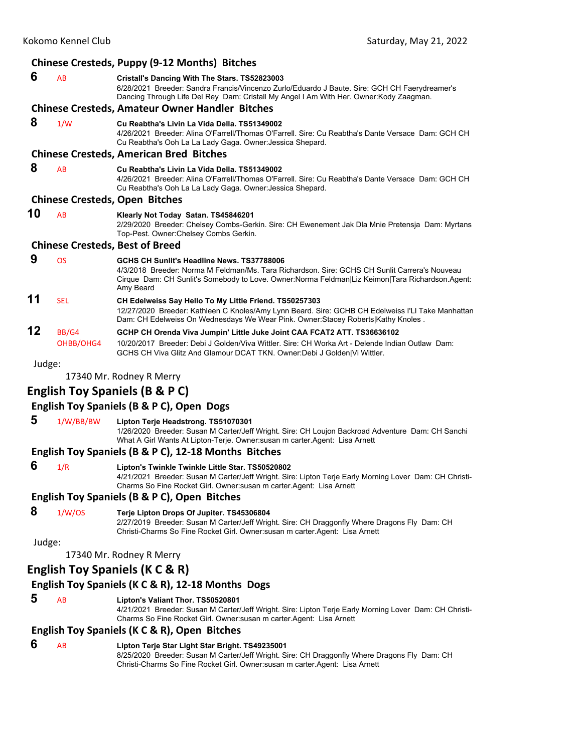### Chinese Cresteds, Puppy (9-12 Months) Bitches

**6** AB **Cristall's Dancing With The Stars. TS52823003**
6/28/2021 Breeder: Sandra Francis/Vincenzo Zurlo/Eduardo J Baute. Sire: GCH CH Faerydreamer's Dancing Through Life Del Rey Dam: Cristall My Angel I Am With Her. Owner:Kody Zaagman.

### Chinese Cresteds, Amateur Owner Handler Bitches

**8** 1/W **Cu Reabtha's Livin La Vida Della. TS51349002**
4/26/2021 Breeder: Alina O'Farrell/Thomas O'Farrell. Sire: Cu Reabtha's Dante Versace Dam: GCH CH Cu Reabtha's Ooh La La Lady Gaga. Owner:Jessica Shepard.

### Chinese Cresteds, American Bred Bitches

**8** AB **Cu Reabtha's Livin La Vida Della. TS51349002**
4/26/2021 Breeder: Alina O'Farrell/Thomas O'Farrell. Sire: Cu Reabtha's Dante Versace Dam: GCH CH Cu Reabtha's Ooh La La Lady Gaga. Owner:Jessica Shepard.

### Chinese Cresteds, Open Bitches

**10** AB **Klearly Not Today Satan. TS45846201**
2/29/2020 Breeder: Chelsey Combs-Gerkin. Sire: CH Ewenement Jak Dla Mnie Pretensja Dam: Myrtans Top-Pest. Owner:Chelsey Combs Gerkin.

### Chinese Cresteds, Best of Breed

**9** OS **GCHS CH Sunlit's Headline News. TS37788006**
4/3/2018 Breeder: Norma M Feldman/Ms. Tara Richardson. Sire: GCHS CH Sunlit Carrera's Nouveau Cirque Dam: CH Sunlit's Somebody to Love. Owner:Norma Feldman|Liz Keimon|Tara Richardson.Agent: Amy Beard

**11** SEL **CH Edelweiss Say Hello To My Little Friend. TS50257303**
12/27/2020 Breeder: Kathleen C Knoles/Amy Lynn Beard. Sire: GCHB CH Edelweiss I'Ll Take Manhattan Dam: CH Edelweiss On Wednesdays We Wear Pink. Owner:Stacey Roberts|Kathy Knoles .

**12** BB/G4 OHBB/OHG4 **GCHP CH Orenda Viva Jumpin' Little Juke Joint CAA FCAT2 ATT. TS36636102**
10/20/2017 Breeder: Debi J Golden/Viva Wittler. Sire: CH Worka Art - Delende Indian Outlaw Dam: GCHS CH Viva Glitz And Glamour DCAT TKN. Owner:Debi J Golden|Vi Wittler.

Judge:

17340 Mr. Rodney R Merry

## English Toy Spaniels (B & P C)

### English Toy Spaniels (B & P C), Open Dogs

**5** 1/W/BB/BW **Lipton Terje Headstrong. TS51070301**
1/26/2020 Breeder: Susan M Carter/Jeff Wright. Sire: CH Loujon Backroad Adventure Dam: CH Sanchi What A Girl Wants At Lipton-Terje. Owner:susan m carter.Agent: Lisa Arnett

### English Toy Spaniels (B & P C), 12-18 Months Bitches

**6** 1/R **Lipton's Twinkle Twinkle Little Star. TS50520802**
4/21/2021 Breeder: Susan M Carter/Jeff Wright. Sire: Lipton Terje Early Morning Lover Dam: CH Christi-Charms So Fine Rocket Girl. Owner:susan m carter.Agent: Lisa Arnett

### English Toy Spaniels (B & P C), Open Bitches

**8** 1/W/OS **Terje Lipton Drops Of Jupiter. TS45306804**
2/27/2019 Breeder: Susan M Carter/Jeff Wright. Sire: CH Draggonfly Where Dragons Fly Dam: CH Christi-Charms So Fine Rocket Girl. Owner:susan m carter.Agent: Lisa Arnett

Judge:

17340 Mr. Rodney R Merry

## English Toy Spaniels (K C & R)

### English Toy Spaniels (K C & R), 12-18 Months Dogs

**5** AB **Lipton's Valiant Thor. TS50520801**
4/21/2021 Breeder: Susan M Carter/Jeff Wright. Sire: Lipton Terje Early Morning Lover Dam: CH Christi-Charms So Fine Rocket Girl. Owner:susan m carter.Agent: Lisa Arnett

### English Toy Spaniels (K C & R), Open Bitches

**6** AB **Lipton Terje Star Light Star Bright. TS49235001**
8/25/2020 Breeder: Susan M Carter/Jeff Wright. Sire: CH Draggonfly Where Dragons Fly Dam: CH Christi-Charms So Fine Rocket Girl. Owner:susan m carter.Agent: Lisa Arnett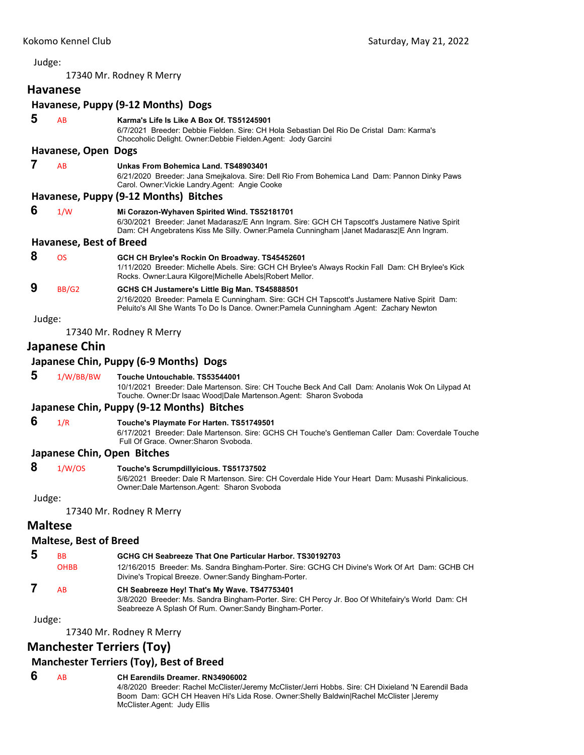Judge:

17340 Mr. Rodney R Merry

## Havanese

### Havanese, Puppy (9-12 Months) Dogs

**5** AB **Karma's Life Is Like A Box Of. TS51245901**
6/7/2021 Breeder: Debbie Fielden. Sire: CH Hola Sebastian Del Rio De Cristal Dam: Karma's Chocoholic Delight. Owner:Debbie Fielden.Agent: Jody Garcini

### Havanese, Open Dogs

**7** AB **Unkas From Bohemica Land. TS48903401**
6/21/2020 Breeder: Jana Smejkalova. Sire: Dell Rio From Bohemica Land Dam: Pannon Dinky Paws Carol. Owner:Vickie Landry.Agent: Angie Cooke

### Havanese, Puppy (9-12 Months) Bitches

**6** 1/W **Mi Corazon-Wyhaven Spirited Wind. TS52181701**
6/30/2021 Breeder: Janet Madarasz/E Ann Ingram. Sire: GCH CH Tapscott's Justamere Native Spirit Dam: CH Angebratens Kiss Me Silly. Owner:Pamela Cunningham |Janet Madarasz|E Ann Ingram.

### Havanese, Best of Breed

**8** OS **GCH CH Brylee's Rockin On Broadway. TS45452601**
1/11/2020 Breeder: Michelle Abels. Sire: GCH CH Brylee's Always Rockin Fall Dam: CH Brylee's Kick Rocks. Owner:Laura Kilgore|Michelle Abels|Robert Mellor.

**9** BB/G2 **GCHS CH Justamere's Little Big Man. TS45888501**
2/16/2020 Breeder: Pamela E Cunningham. Sire: GCH CH Tapscott's Justamere Native Spirit Dam: Peluito's All She Wants To Do Is Dance. Owner:Pamela Cunningham .Agent: Zachary Newton

Judge:

17340 Mr. Rodney R Merry

## Japanese Chin

### Japanese Chin, Puppy (6-9 Months) Dogs

**5** 1/W/BB/BW **Touche Untouchable. TS53544001**
10/1/2021 Breeder: Dale Martenson. Sire: CH Touche Beck And Call Dam: Anolanis Wok On Lilypad At Touche. Owner:Dr Isaac Wood|Dale Martenson.Agent: Sharon Svoboda

### Japanese Chin, Puppy (9-12 Months) Bitches

**6** 1/R **Touche's Playmate For Harten. TS51749501**
6/17/2021 Breeder: Dale Martenson. Sire: GCHS CH Touche's Gentleman Caller Dam: Coverdale Touche Full Of Grace. Owner:Sharon Svoboda.

### Japanese Chin, Open Bitches

**8** 1/W/OS **Touche's Scrumpdillyicious. TS51737502**
5/6/2021 Breeder: Dale R Martenson. Sire: CH Coverdale Hide Your Heart Dam: Musashi Pinkalicious. Owner:Dale Martenson.Agent: Sharon Svoboda

Judge:

17340 Mr. Rodney R Merry

## Maltese

### Maltese, Best of Breed

**5** BB OHBB **GCHG CH Seabreeze That One Particular Harbor. TS30192703**
12/16/2015 Breeder: Ms. Sandra Bingham-Porter. Sire: GCHG CH Divine's Work Of Art Dam: GCHB CH Divine's Tropical Breeze. Owner:Sandy Bingham-Porter.

**7** AB **CH Seabreeze Hey! That's My Wave. TS47753401**
3/8/2020 Breeder: Ms. Sandra Bingham-Porter. Sire: CH Percy Jr. Boo Of Whitefairy's World Dam: CH Seabreeze A Splash Of Rum. Owner:Sandy Bingham-Porter.

Judge:

17340 Mr. Rodney R Merry

## Manchester Terriers (Toy)

### Manchester Terriers (Toy), Best of Breed

**6** AB **CH Earendils Dreamer. RN34906002**
4/8/2020 Breeder: Rachel McClister/Jeremy McClister/Jerri Hobbs. Sire: CH Dixieland 'N Earendil Bada Boom Dam: GCH CH Heaven Hi's Lida Rose. Owner:Shelly Baldwin|Rachel McClister |Jeremy McClister.Agent: Judy Ellis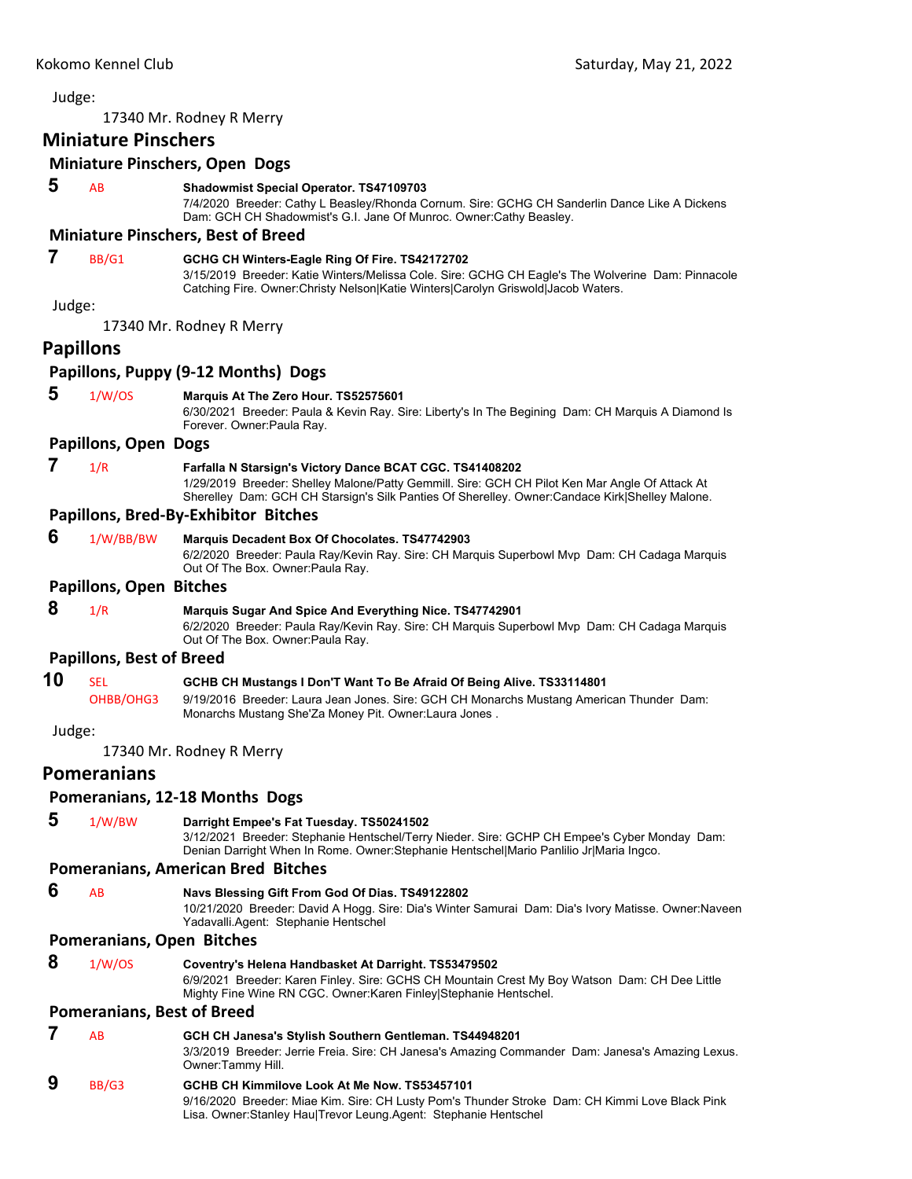Judge:

17340 Mr. Rodney R Merry

## Miniature Pinschers

### Miniature Pinschers, Open Dogs

**5** AB **Shadowmist Special Operator. TS47109703**
7/4/2020 Breeder: Cathy L Beasley/Rhonda Cornum. Sire: GCHG CH Sanderlin Dance Like A Dickens Dam: GCH CH Shadowmist's G.I. Jane Of Munroc. Owner:Cathy Beasley.

### Miniature Pinschers, Best of Breed

**7** BB/G1 **GCHG CH Winters-Eagle Ring Of Fire. TS42172702**
3/15/2019 Breeder: Katie Winters/Melissa Cole. Sire: GCHG CH Eagle's The Wolverine Dam: Pinnacole Catching Fire. Owner:Christy Nelson|Katie Winters|Carolyn Griswold|Jacob Waters.

Judge:

17340 Mr. Rodney R Merry

## Papillons

### Papillons, Puppy (9-12 Months) Dogs

**5** 1/W/OS **Marquis At The Zero Hour. TS52575601**
6/30/2021 Breeder: Paula & Kevin Ray. Sire: Liberty's In The Begining Dam: CH Marquis A Diamond Is Forever. Owner:Paula Ray.

### Papillons, Open Dogs

**7** 1/R **Farfalla N Starsign's Victory Dance BCAT CGC. TS41408202**
1/29/2019 Breeder: Shelley Malone/Patty Gemmill. Sire: GCH CH Pilot Ken Mar Angle Of Attack At Sherelley Dam: GCH CH Starsign's Silk Panties Of Sherelley. Owner:Candace Kirk|Shelley Malone.

### Papillons, Bred-By-Exhibitor Bitches

**6** 1/W/BB/BW **Marquis Decadent Box Of Chocolates. TS47742903**
6/2/2020 Breeder: Paula Ray/Kevin Ray. Sire: CH Marquis Superbowl Mvp Dam: CH Cadaga Marquis Out Of The Box. Owner:Paula Ray.

### Papillons, Open Bitches

**8** 1/R **Marquis Sugar And Spice And Everything Nice. TS47742901**
6/2/2020 Breeder: Paula Ray/Kevin Ray. Sire: CH Marquis Superbowl Mvp Dam: CH Cadaga Marquis Out Of The Box. Owner:Paula Ray.

### Papillons, Best of Breed

**10** SEL OHBB/OHG3 **GCHB CH Mustangs I Don'T Want To Be Afraid Of Being Alive. TS33114801**
9/19/2016 Breeder: Laura Jean Jones. Sire: GCH CH Monarchs Mustang American Thunder Dam: Monarchs Mustang She'Za Money Pit. Owner:Laura Jones .

Judge:

17340 Mr. Rodney R Merry

## Pomeranians

### Pomeranians, 12-18 Months Dogs

**5** 1/W/BW **Darright Empee's Fat Tuesday. TS50241502**
3/12/2021 Breeder: Stephanie Hentschel/Terry Nieder. Sire: GCHP CH Empee's Cyber Monday Dam: Denian Darright When In Rome. Owner:Stephanie Hentschel|Mario Panlilio Jr|Maria Ingco.

### Pomeranians, American Bred Bitches

**6** AB **Navs Blessing Gift From God Of Dias. TS49122802**
10/21/2020 Breeder: David A Hogg. Sire: Dia's Winter Samurai Dam: Dia's Ivory Matisse. Owner:Naveen Yadavalli.Agent: Stephanie Hentschel

### Pomeranians, Open Bitches

**8** 1/W/OS **Coventry's Helena Handbasket At Darright. TS53479502**
6/9/2021 Breeder: Karen Finley. Sire: GCHS CH Mountain Crest My Boy Watson Dam: CH Dee Little Mighty Fine Wine RN CGC. Owner:Karen Finley|Stephanie Hentschel.

### Pomeranians, Best of Breed

**7** AB **GCH CH Janesa's Stylish Southern Gentleman. TS44948201**
3/3/2019 Breeder: Jerrie Freia. Sire: CH Janesa's Amazing Commander Dam: Janesa's Amazing Lexus. Owner:Tammy Hill.

**9** BB/G3 **GCHB CH Kimmilove Look At Me Now. TS53457101**
9/16/2020 Breeder: Miae Kim. Sire: CH Lusty Pom's Thunder Stroke Dam: CH Kimmi Love Black Pink Lisa. Owner:Stanley Hau|Trevor Leung.Agent: Stephanie Hentschel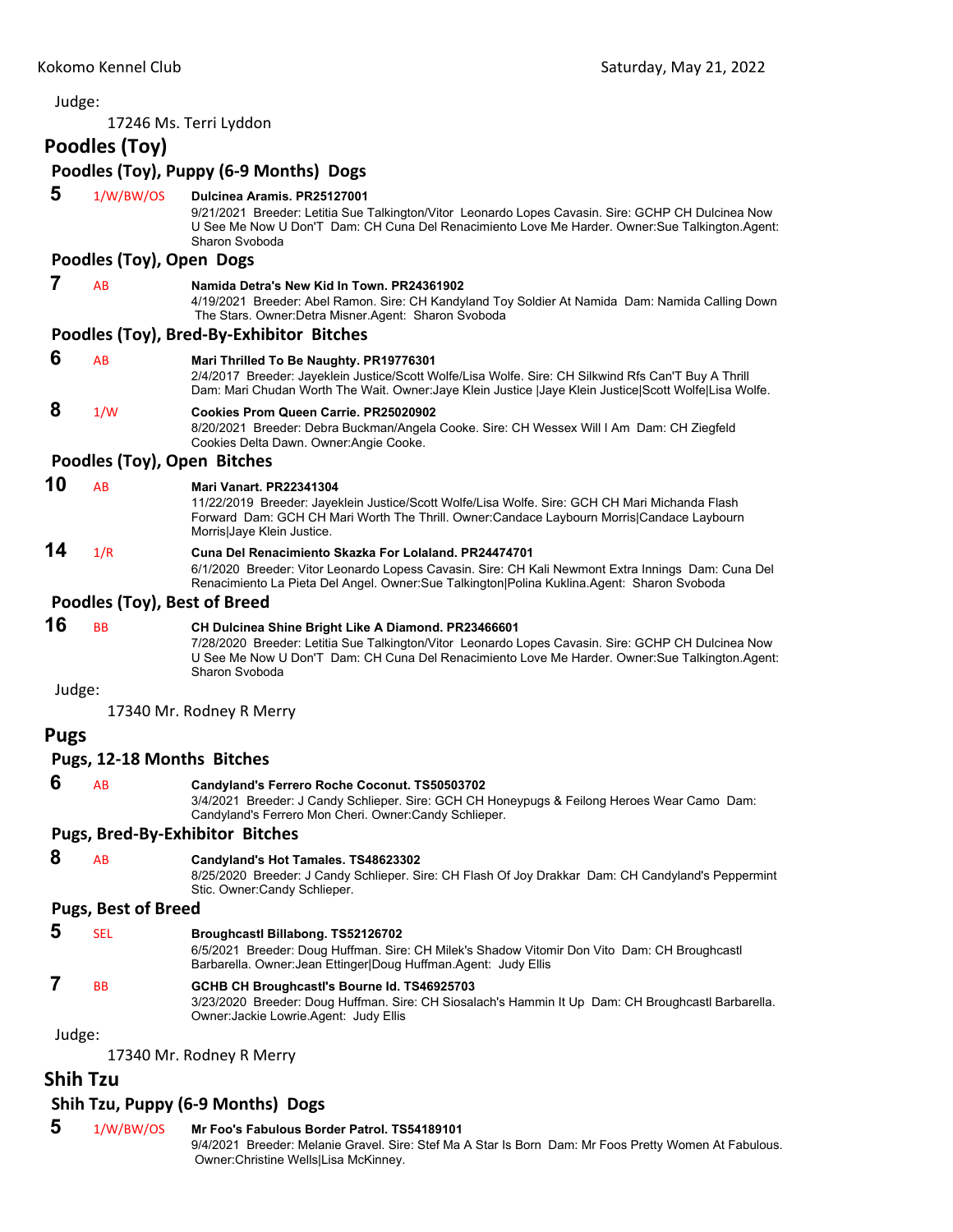Judge:

17246 Ms. Terri Lyddon

## Poodles (Toy)

### Poodles (Toy), Puppy (6-9 Months) Dogs

**5** 1/W/BW/OS **Dulcinea Aramis. PR25127001**
9/21/2021 Breeder: Letitia Sue Talkington/Vitor Leonardo Lopes Cavasin. Sire: GCHP CH Dulcinea Now U See Me Now U Don'T Dam: CH Cuna Del Renacimiento Love Me Harder. Owner:Sue Talkington.Agent: Sharon Svoboda

### Poodles (Toy), Open Dogs

**7** AB **Namida Detra's New Kid In Town. PR24361902**
4/19/2021 Breeder: Abel Ramon. Sire: CH Kandyland Toy Soldier At Namida Dam: Namida Calling Down The Stars. Owner:Detra Misner.Agent: Sharon Svoboda

### Poodles (Toy), Bred-By-Exhibitor Bitches

**6** AB **Mari Thrilled To Be Naughty. PR19776301**
2/4/2017 Breeder: Jayeklein Justice/Scott Wolfe/Lisa Wolfe. Sire: CH Silkwind Rfs Can'T Buy A Thrill Dam: Mari Chudan Worth The Wait. Owner:Jaye Klein Justice |Jaye Klein Justice|Scott Wolfe|Lisa Wolfe.

**8** 1/W **Cookies Prom Queen Carrie. PR25020902**
8/20/2021 Breeder: Debra Buckman/Angela Cooke. Sire: CH Wessex Will I Am Dam: CH Ziegfeld Cookies Delta Dawn. Owner:Angie Cooke.

### Poodles (Toy), Open Bitches

**10** AB **Mari Vanart. PR22341304**
11/22/2019 Breeder: Jayeklein Justice/Scott Wolfe/Lisa Wolfe. Sire: GCH CH Mari Michanda Flash Forward Dam: GCH CH Mari Worth The Thrill. Owner:Candace Laybourn Morris|Candace Laybourn Morris|Jaye Klein Justice.

**14** 1/R **Cuna Del Renacimiento Skazka For Lolaland. PR24474701**
6/1/2020 Breeder: Vitor Leonardo Lopess Cavasin. Sire: CH Kali Newmont Extra Innings Dam: Cuna Del Renacimiento La Pieta Del Angel. Owner:Sue Talkington|Polina Kuklina.Agent: Sharon Svoboda

### Poodles (Toy), Best of Breed

**16** BB **CH Dulcinea Shine Bright Like A Diamond. PR23466601**
7/28/2020 Breeder: Letitia Sue Talkington/Vitor Leonardo Lopes Cavasin. Sire: GCHP CH Dulcinea Now U See Me Now U Don'T Dam: CH Cuna Del Renacimiento Love Me Harder. Owner:Sue Talkington.Agent: Sharon Svoboda

Judge:

17340 Mr. Rodney R Merry

## Pugs

### Pugs, 12-18 Months Bitches

**6** AB **Candyland's Ferrero Roche Coconut. TS50503702**
3/4/2021 Breeder: J Candy Schlieper. Sire: GCH CH Honeypugs & Feilong Heroes Wear Camo Dam: Candyland's Ferrero Mon Cheri. Owner:Candy Schlieper.

### Pugs, Bred-By-Exhibitor Bitches

**8** AB **Candyland's Hot Tamales. TS48623302**
8/25/2020 Breeder: J Candy Schlieper. Sire: CH Flash Of Joy Drakkar Dam: CH Candyland's Peppermint Stic. Owner:Candy Schlieper.

### Pugs, Best of Breed

**5** SEL **Broughcastl Billabong. TS52126702**
6/5/2021 Breeder: Doug Huffman. Sire: CH Milek's Shadow Vitomir Don Vito Dam: CH Broughcastl Barbarella. Owner:Jean Ettinger|Doug Huffman.Agent: Judy Ellis

**7** BB **GCHB CH Broughcastl's Bourne Id. TS46925703**
3/23/2020 Breeder: Doug Huffman. Sire: CH Siosalach's Hammin It Up Dam: CH Broughcastl Barbarella. Owner:Jackie Lowrie.Agent: Judy Ellis

Judge:

17340 Mr. Rodney R Merry

## Shih Tzu

### Shih Tzu, Puppy (6-9 Months) Dogs

**5** 1/W/BW/OS **Mr Foo's Fabulous Border Patrol. TS54189101**
9/4/2021 Breeder: Melanie Gravel. Sire: Stef Ma A Star Is Born Dam: Mr Foos Pretty Women At Fabulous. Owner:Christine Wells|Lisa McKinney.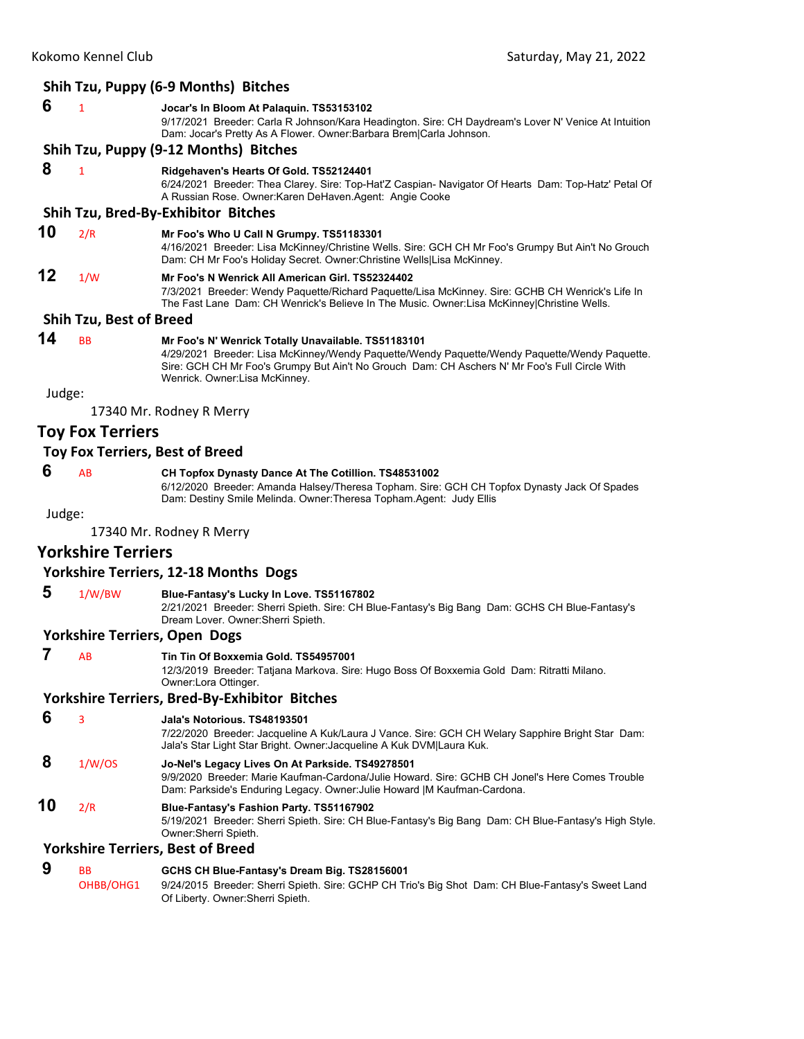### Shih Tzu, Puppy (6-9 Months) Bitches

**6** 1 **Jocar's In Bloom At Palaquin. TS53153102**
9/17/2021 Breeder: Carla R Johnson/Kara Headington. Sire: CH Daydream's Lover N' Venice At Intuition Dam: Jocar's Pretty As A Flower. Owner:Barbara Brem|Carla Johnson.

### Shih Tzu, Puppy (9-12 Months) Bitches

**8** 1 **Ridgehaven's Hearts Of Gold. TS52124401**
6/24/2021 Breeder: Thea Clarey. Sire: Top-Hat'Z Caspian- Navigator Of Hearts Dam: Top-Hatz' Petal Of A Russian Rose. Owner:Karen DeHaven.Agent: Angie Cooke

### Shih Tzu, Bred-By-Exhibitor Bitches

**10** 2/R **Mr Foo's Who U Call N Grumpy. TS51183301**
4/16/2021 Breeder: Lisa McKinney/Christine Wells. Sire: GCH CH Mr Foo's Grumpy But Ain't No Grouch Dam: CH Mr Foo's Holiday Secret. Owner:Christine Wells|Lisa McKinney.

**12** 1/W **Mr Foo's N Wenrick All American Girl. TS52324402**
7/3/2021 Breeder: Wendy Paquette/Richard Paquette/Lisa McKinney. Sire: GCHB CH Wenrick's Life In The Fast Lane Dam: CH Wenrick's Believe In The Music. Owner:Lisa McKinney|Christine Wells.

### Shih Tzu, Best of Breed

**14** BB **Mr Foo's N' Wenrick Totally Unavailable. TS51183101**
4/29/2021 Breeder: Lisa McKinney/Wendy Paquette/Wendy Paquette/Wendy Paquette/Wendy Paquette. Sire: GCH CH Mr Foo's Grumpy But Ain't No Grouch Dam: CH Aschers N' Mr Foo's Full Circle With Wenrick. Owner:Lisa McKinney.

Judge:

17340 Mr. Rodney R Merry

## Toy Fox Terriers

### Toy Fox Terriers, Best of Breed

**6** AB **CH Topfox Dynasty Dance At The Cotillion. TS48531002**
6/12/2020 Breeder: Amanda Halsey/Theresa Topham. Sire: GCH CH Topfox Dynasty Jack Of Spades Dam: Destiny Smile Melinda. Owner:Theresa Topham.Agent: Judy Ellis

Judge:

17340 Mr. Rodney R Merry

## Yorkshire Terriers

### Yorkshire Terriers, 12-18 Months Dogs

**5** 1/W/BW **Blue-Fantasy's Lucky In Love. TS51167802**
2/21/2021 Breeder: Sherri Spieth. Sire: CH Blue-Fantasy's Big Bang Dam: GCHS CH Blue-Fantasy's Dream Lover. Owner:Sherri Spieth.

### Yorkshire Terriers, Open Dogs

**7** AB **Tin Tin Of Boxxemia Gold. TS54957001**
12/3/2019 Breeder: Tatjana Markova. Sire: Hugo Boss Of Boxxemia Gold Dam: Ritratti Milano. Owner:Lora Ottinger.

### Yorkshire Terriers, Bred-By-Exhibitor Bitches

**6** 3 **Jala's Notorious. TS48193501**
7/22/2020 Breeder: Jacqueline A Kuk/Laura J Vance. Sire: GCH CH Welary Sapphire Bright Star Dam: Jala's Star Light Star Bright. Owner:Jacqueline A Kuk DVM|Laura Kuk.

**8** 1/W/OS **Jo-Nel's Legacy Lives On At Parkside. TS49278501**
9/9/2020 Breeder: Marie Kaufman-Cardona/Julie Howard. Sire: GCHB CH Jonel's Here Comes Trouble Dam: Parkside's Enduring Legacy. Owner:Julie Howard |M Kaufman-Cardona.

**10** 2/R **Blue-Fantasy's Fashion Party. TS51167902**
5/19/2021 Breeder: Sherri Spieth. Sire: CH Blue-Fantasy's Big Bang Dam: CH Blue-Fantasy's High Style. Owner:Sherri Spieth.

### Yorkshire Terriers, Best of Breed

**9** BB OHBB/OHG1 **GCHS CH Blue-Fantasy's Dream Big. TS28156001**
9/24/2015 Breeder: Sherri Spieth. Sire: GCHP CH Trio's Big Shot Dam: CH Blue-Fantasy's Sweet Land Of Liberty. Owner:Sherri Spieth.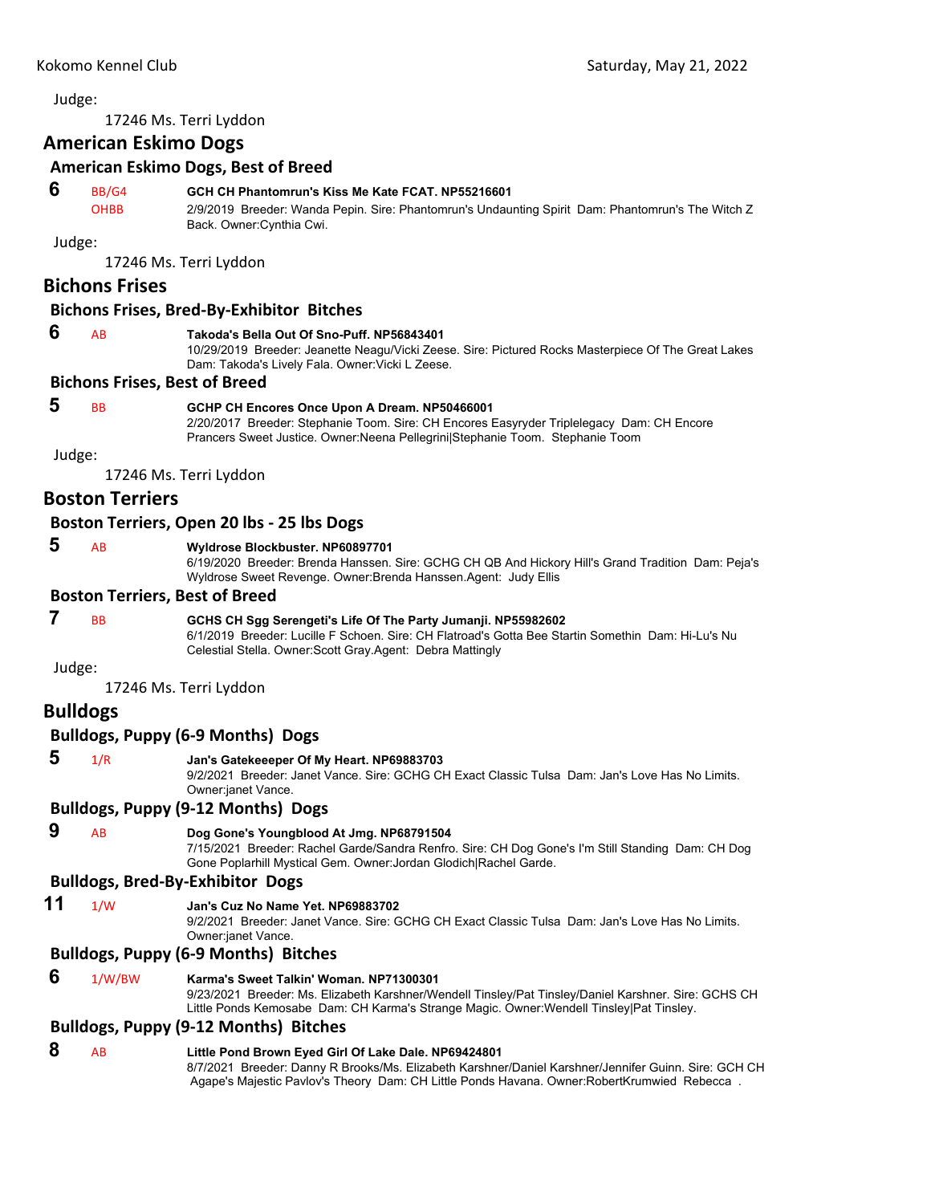Judge:

17246 Ms. Terri Lyddon

## American Eskimo Dogs

### American Eskimo Dogs, Best of Breed

**6** BB/G4 OHBB **GCH CH Phantomrun's Kiss Me Kate FCAT. NP55216601**
2/9/2019 Breeder: Wanda Pepin. Sire: Phantomrun's Undaunting Spirit Dam: Phantomrun's The Witch Z Back. Owner:Cynthia Cwi.

Judge:

17246 Ms. Terri Lyddon

## Bichons Frises

### Bichons Frises, Bred-By-Exhibitor Bitches

**6** AB **Takoda's Bella Out Of Sno-Puff. NP56843401**
10/29/2019 Breeder: Jeanette Neagu/Vicki Zeese. Sire: Pictured Rocks Masterpiece Of The Great Lakes Dam: Takoda's Lively Fala. Owner:Vicki L Zeese.

### Bichons Frises, Best of Breed

**5** BB **GCHP CH Encores Once Upon A Dream. NP50466001**
2/20/2017 Breeder: Stephanie Toom. Sire: CH Encores Easyryder Triplelegacy Dam: CH Encore Prancers Sweet Justice. Owner:Neena Pellegrini|Stephanie Toom. Stephanie Toom

Judge:

17246 Ms. Terri Lyddon

## Boston Terriers

### Boston Terriers, Open 20 lbs - 25 lbs Dogs

**5** AB **Wyldrose Blockbuster. NP60897701**
6/19/2020 Breeder: Brenda Hanssen. Sire: GCHG CH QB And Hickory Hill's Grand Tradition Dam: Peja's Wyldrose Sweet Revenge. Owner:Brenda Hanssen.Agent: Judy Ellis

### Boston Terriers, Best of Breed

**7** BB **GCHS CH Sgg Serengeti's Life Of The Party Jumanji. NP55982602**
6/1/2019 Breeder: Lucille F Schoen. Sire: CH Flatroad's Gotta Bee Startin Somethin Dam: Hi-Lu's Nu Celestial Stella. Owner:Scott Gray.Agent: Debra Mattingly

Judge:

17246 Ms. Terri Lyddon

## Bulldogs

### Bulldogs, Puppy (6-9 Months) Dogs

**5** 1/R **Jan's Gatekeeeper Of My Heart. NP69883703**
9/2/2021 Breeder: Janet Vance. Sire: GCHG CH Exact Classic Tulsa Dam: Jan's Love Has No Limits. Owner:janet Vance.

### Bulldogs, Puppy (9-12 Months) Dogs

**9** AB **Dog Gone's Youngblood At Jmg. NP68791504**
7/15/2021 Breeder: Rachel Garde/Sandra Renfro. Sire: CH Dog Gone's I'm Still Standing Dam: CH Dog Gone Poplarhill Mystical Gem. Owner:Jordan Glodich|Rachel Garde.

### Bulldogs, Bred-By-Exhibitor Dogs

**11** 1/W **Jan's Cuz No Name Yet. NP69883702**
9/2/2021 Breeder: Janet Vance. Sire: GCHG CH Exact Classic Tulsa Dam: Jan's Love Has No Limits. Owner:janet Vance.

### Bulldogs, Puppy (6-9 Months) Bitches

**6** 1/W/BW **Karma's Sweet Talkin' Woman. NP71300301**
9/23/2021 Breeder: Ms. Elizabeth Karshner/Wendell Tinsley/Pat Tinsley/Daniel Karshner. Sire: GCHS CH Little Ponds Kemosabe Dam: CH Karma's Strange Magic. Owner:Wendell Tinsley|Pat Tinsley.

### Bulldogs, Puppy (9-12 Months) Bitches

**8** AB **Little Pond Brown Eyed Girl Of Lake Dale. NP69424801**
8/7/2021 Breeder: Danny R Brooks/Ms. Elizabeth Karshner/Daniel Karshner/Jennifer Guinn. Sire: GCH CH Agape's Majestic Pavlov's Theory Dam: CH Little Ponds Havana. Owner:RobertKrumwied Rebecca .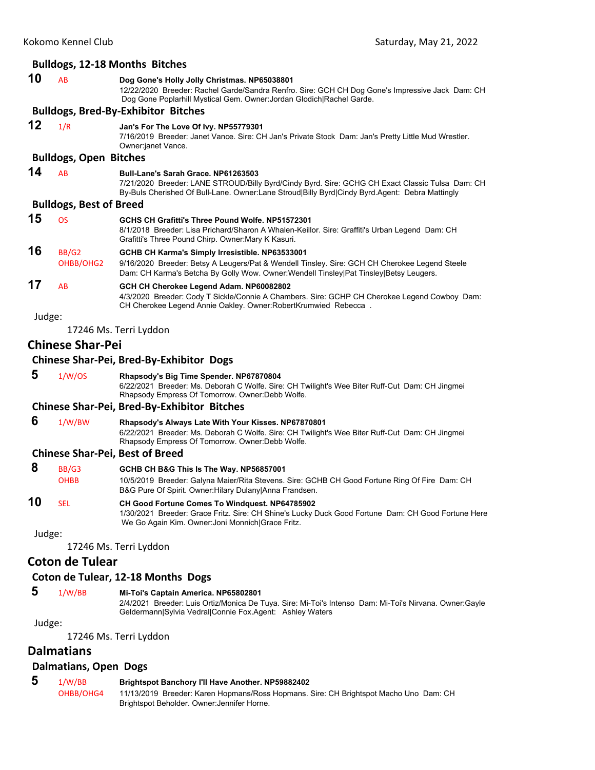### Bulldogs, 12-18 Months Bitches

**10** AB **Dog Gone's Holly Jolly Christmas. NP65038801**
12/22/2020 Breeder: Rachel Garde/Sandra Renfro. Sire: GCH CH Dog Gone's Impressive Jack Dam: CH Dog Gone Poplarhill Mystical Gem. Owner:Jordan Glodich|Rachel Garde.

### Bulldogs, Bred-By-Exhibitor Bitches

**12** 1/R **Jan's For The Love Of Ivy. NP55779301**
7/16/2019 Breeder: Janet Vance. Sire: CH Jan's Private Stock Dam: Jan's Pretty Little Mud Wrestler. Owner:janet Vance.

### Bulldogs, Open Bitches

**14** AB **Bull-Lane's Sarah Grace. NP61263503**
7/21/2020 Breeder: LANE STROUD/Billy Byrd/Cindy Byrd. Sire: GCHG CH Exact Classic Tulsa Dam: CH By-Buls Cherished Of Bull-Lane. Owner:Lane Stroud|Billy Byrd|Cindy Byrd.Agent: Debra Mattingly

### Bulldogs, Best of Breed

**15** OS **GCHS CH Grafitti's Three Pound Wolfe. NP51572301**
8/1/2018 Breeder: Lisa Prichard/Sharon A Whalen-Keillor. Sire: Graffiti's Urban Legend Dam: CH Grafitti's Three Pound Chirp. Owner:Mary K Kasuri.

**16** BB/G2 OHBB/OHG2 **GCHB CH Karma's Simply Irresistible. NP63533001**
9/16/2020 Breeder: Betsy A Leugers/Pat & Wendell Tinsley. Sire: GCH CH Cherokee Legend Steele Dam: CH Karma's Betcha By Golly Wow. Owner:Wendell Tinsley|Pat Tinsley|Betsy Leugers.

**17** AB **GCH CH Cherokee Legend Adam. NP60082802**
4/3/2020 Breeder: Cody T Sickle/Connie A Chambers. Sire: GCHP CH Cherokee Legend Cowboy Dam: CH Cherokee Legend Annie Oakley. Owner:RobertKrumwied Rebecca .

Judge:

17246 Ms. Terri Lyddon

## Chinese Shar-Pei

### Chinese Shar-Pei, Bred-By-Exhibitor Dogs

**5** 1/W/OS **Rhapsody's Big Time Spender. NP67870804**
6/22/2021 Breeder: Ms. Deborah C Wolfe. Sire: CH Twilight's Wee Biter Ruff-Cut Dam: CH Jingmei Rhapsody Empress Of Tomorrow. Owner:Debb Wolfe.

### Chinese Shar-Pei, Bred-By-Exhibitor Bitches

**6** 1/W/BW **Rhapsody's Always Late With Your Kisses. NP67870801**
6/22/2021 Breeder: Ms. Deborah C Wolfe. Sire: CH Twilight's Wee Biter Ruff-Cut Dam: CH Jingmei Rhapsody Empress Of Tomorrow. Owner:Debb Wolfe.

### Chinese Shar-Pei, Best of Breed

**8** BB/G3 OHBB **GCHB CH B&G This Is The Way. NP56857001**
10/5/2019 Breeder: Galyna Maier/Rita Stevens. Sire: GCHB CH Good Fortune Ring Of Fire Dam: CH B&G Pure Of Spirit. Owner:Hilary Dulany|Anna Frandsen.

**10** SEL **CH Good Fortune Comes To Windquest. NP64785902**
1/30/2021 Breeder: Grace Fritz. Sire: CH Shine's Lucky Duck Good Fortune Dam: CH Good Fortune Here We Go Again Kim. Owner:Joni Monnich|Grace Fritz.

Judge:

17246 Ms. Terri Lyddon

## Coton de Tulear

### Coton de Tulear, 12-18 Months Dogs

**5** 1/W/BB **Mi-Toi's Captain America. NP65802801**
2/4/2021 Breeder: Luis Ortiz/Monica De Tuya. Sire: Mi-Toi's Intenso Dam: Mi-Toi's Nirvana. Owner:Gayle Geldermann|Sylvia Vedral|Connie Fox.Agent: Ashley Waters

Judge:

17246 Ms. Terri Lyddon

## Dalmatians

### Dalmatians, Open Dogs

**5** 1/W/BB OHBB/OHG4 **Brightspot Banchory I'll Have Another. NP59882402**
11/13/2019 Breeder: Karen Hopmans/Ross Hopmans. Sire: CH Brightspot Macho Uno Dam: CH Brightspot Beholder. Owner:Jennifer Horne.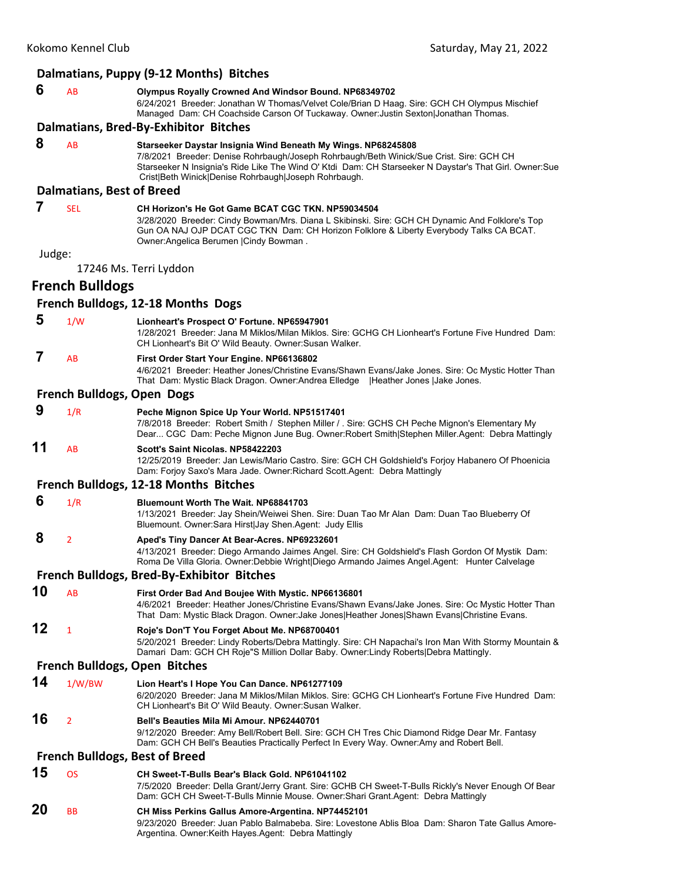### Dalmatians, Puppy (9-12 Months) Bitches

**6** AB **Olympus Royally Crowned And Windsor Bound. NP68349702**
6/24/2021 Breeder: Jonathan W Thomas/Velvet Cole/Brian D Haag. Sire: GCH CH Olympus Mischief Managed Dam: CH Coachside Carson Of Tuckaway. Owner:Justin Sexton|Jonathan Thomas.

### Dalmatians, Bred-By-Exhibitor Bitches

**8** AB **Starseeker Daystar Insignia Wind Beneath My Wings. NP68245808**
7/8/2021 Breeder: Denise Rohrbaugh/Joseph Rohrbaugh/Beth Winick/Sue Crist. Sire: GCH CH Starseeker N Insignia's Ride Like The Wind O' Ktdi Dam: CH Starseeker N Daystar's That Girl. Owner:Sue Crist|Beth Winick|Denise Rohrbaugh|Joseph Rohrbaugh.

### Dalmatians, Best of Breed

**7** SEL **CH Horizon's He Got Game BCAT CGC TKN. NP59034504**
3/28/2020 Breeder: Cindy Bowman/Mrs. Diana L Skibinski. Sire: GCH CH Dynamic And Folklore's Top Gun OA NAJ OJP DCAT CGC TKN Dam: CH Horizon Folklore & Liberty Everybody Talks CA BCAT. Owner:Angelica Berumen |Cindy Bowman .

Judge:

17246 Ms. Terri Lyddon

## French Bulldogs

### French Bulldogs, 12-18 Months Dogs

**5** 1/W **Lionheart's Prospect O' Fortune. NP65947901**
1/28/2021 Breeder: Jana M Miklos/Milan Miklos. Sire: GCHG CH Lionheart's Fortune Five Hundred Dam: CH Lionheart's Bit O' Wild Beauty. Owner:Susan Walker.

**7** AB **First Order Start Your Engine. NP66136802**
4/6/2021 Breeder: Heather Jones/Christine Evans/Shawn Evans/Jake Jones. Sire: Oc Mystic Hotter Than That Dam: Mystic Black Dragon. Owner:Andrea Elledge |Heather Jones |Jake Jones.

### French Bulldogs, Open Dogs

**9** 1/R **Peche Mignon Spice Up Your World. NP51517401**
7/8/2018 Breeder: Robert Smith / Stephen Miller / . Sire: GCHS CH Peche Mignon's Elementary My Dear... CGC Dam: Peche Mignon June Bug. Owner:Robert Smith|Stephen Miller.Agent: Debra Mattingly

**11** AB **Scott's Saint Nicolas. NP58422203**
12/25/2019 Breeder: Jan Lewis/Mario Castro. Sire: GCH CH Goldshield's Forjoy Habanero Of Phoenicia Dam: Forjoy Saxo's Mara Jade. Owner:Richard Scott.Agent: Debra Mattingly

### French Bulldogs, 12-18 Months Bitches

**6** 1/R **Bluemount Worth The Wait. NP68841703**
1/13/2021 Breeder: Jay Shein/Weiwei Shen. Sire: Duan Tao Mr Alan Dam: Duan Tao Blueberry Of Bluemount. Owner:Sara Hirst|Jay Shen.Agent: Judy Ellis

**8** 2 **Aped's Tiny Dancer At Bear-Acres. NP69232601**
4/13/2021 Breeder: Diego Armando Jaimes Angel. Sire: CH Goldshield's Flash Gordon Of Mystik Dam: Roma De Villa Gloria. Owner:Debbie Wright|Diego Armando Jaimes Angel.Agent: Hunter Calvelage

### French Bulldogs, Bred-By-Exhibitor Bitches

**10** AB **First Order Bad And Boujee With Mystic. NP66136801**
4/6/2021 Breeder: Heather Jones/Christine Evans/Shawn Evans/Jake Jones. Sire: Oc Mystic Hotter Than That Dam: Mystic Black Dragon. Owner:Jake Jones|Heather Jones|Shawn Evans|Christine Evans.

**12** 1 **Roje's Don'T You Forget About Me. NP68700401**
5/20/2021 Breeder: Lindy Roberts/Debra Mattingly. Sire: CH Napachai's Iron Man With Stormy Mountain & Damari Dam: GCH CH Roje"S Million Dollar Baby. Owner:Lindy Roberts|Debra Mattingly.

### French Bulldogs, Open Bitches

**14** 1/W/BW **Lion Heart's I Hope You Can Dance. NP61277109**
6/20/2020 Breeder: Jana M Miklos/Milan Miklos. Sire: GCHG CH Lionheart's Fortune Five Hundred Dam: CH Lionheart's Bit O' Wild Beauty. Owner:Susan Walker.

**16** 2 **Bell's Beauties Mila Mi Amour. NP62440701**
9/12/2020 Breeder: Amy Bell/Robert Bell. Sire: GCH CH Tres Chic Diamond Ridge Dear Mr. Fantasy Dam: GCH CH Bell's Beauties Practically Perfect In Every Way. Owner:Amy and Robert Bell.

### French Bulldogs, Best of Breed

**15** OS **CH Sweet-T-Bulls Bear's Black Gold. NP61041102**
7/5/2020 Breeder: Della Grant/Jerry Grant. Sire: GCHB CH Sweet-T-Bulls Rickly's Never Enough Of Bear Dam: GCH CH Sweet-T-Bulls Minnie Mouse. Owner:Shari Grant.Agent: Debra Mattingly

**20** BB **CH Miss Perkins Gallus Amore-Argentina. NP74452101**
9/23/2020 Breeder: Juan Pablo Balmabeba. Sire: Lovestone Ablis Bloa Dam: Sharon Tate Gallus Amore-Argentina. Owner:Keith Hayes.Agent: Debra Mattingly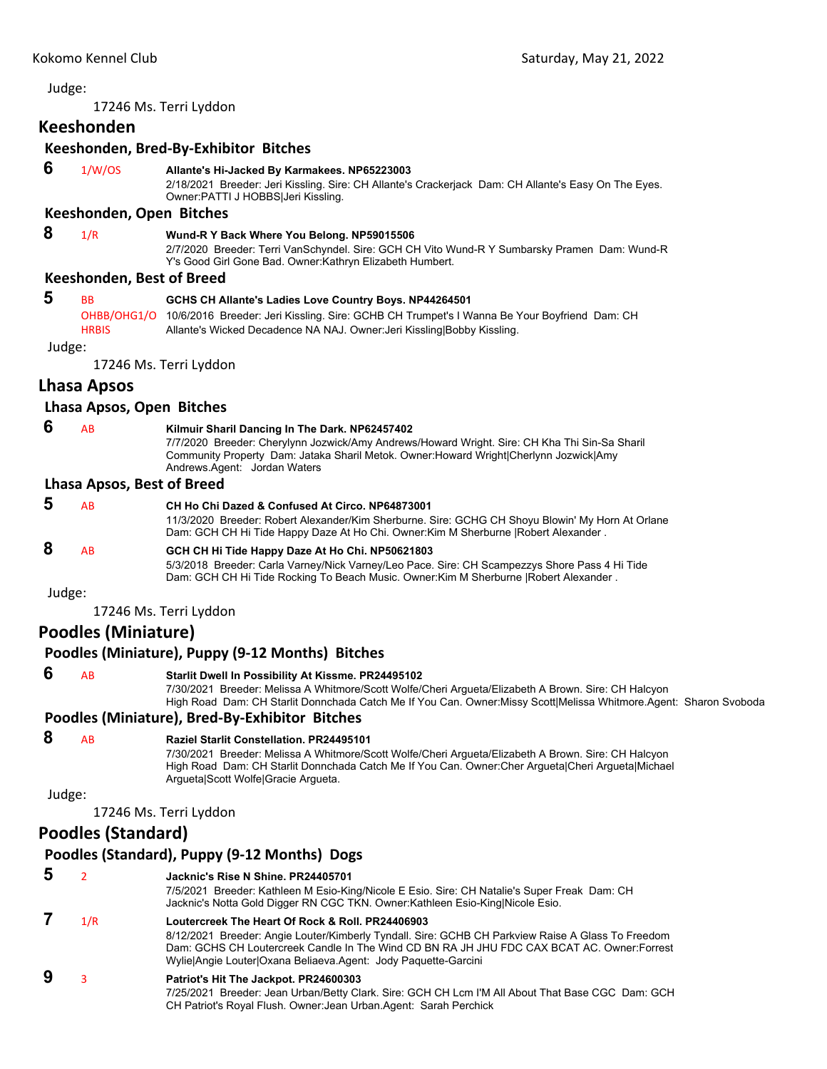Judge:

17246 Ms. Terri Lyddon

## Keeshonden

### Keeshonden, Bred-By-Exhibitor Bitches

**6** 1/W/OS **Allante's Hi-Jacked By Karmakees. NP65223003**
2/18/2021 Breeder: Jeri Kissling. Sire: CH Allante's Crackerjack Dam: CH Allante's Easy On The Eyes. Owner:PATTI J HOBBS|Jeri Kissling.

### Keeshonden, Open Bitches

**8** 1/R **Wund-R Y Back Where You Belong. NP59015506**
2/7/2020 Breeder: Terri VanSchyndel. Sire: GCH CH Vito Wund-R Y Sumbarsky Pramen Dam: Wund-R Y's Good Girl Gone Bad. Owner:Kathryn Elizabeth Humbert.

### Keeshonden, Best of Breed

**5** BB OHBB/OHG1/O HRBIS **GCHS CH Allante's Ladies Love Country Boys. NP44264501**
10/6/2016 Breeder: Jeri Kissling. Sire: GCHB CH Trumpet's I Wanna Be Your Boyfriend Dam: CH Allante's Wicked Decadence NA NAJ. Owner:Jeri Kissling|Bobby Kissling.

Judge:

17246 Ms. Terri Lyddon

## Lhasa Apsos

### Lhasa Apsos, Open Bitches

**6** AB **Kilmuir Sharil Dancing In The Dark. NP62457402**
7/7/2020 Breeder: Cherylynn Jozwick/Amy Andrews/Howard Wright. Sire: CH Kha Thi Sin-Sa Sharil Community Property Dam: Jataka Sharil Metok. Owner:Howard Wright|Cherlynn Jozwick|Amy Andrews.Agent: Jordan Waters

### Lhasa Apsos, Best of Breed

**5** AB **CH Ho Chi Dazed & Confused At Circo. NP64873001**
11/3/2020 Breeder: Robert Alexander/Kim Sherburne. Sire: GCHG CH Shoyu Blowin' My Horn At Orlane Dam: GCH CH Hi Tide Happy Daze At Ho Chi. Owner:Kim M Sherburne |Robert Alexander .

**8** AB **GCH CH Hi Tide Happy Daze At Ho Chi. NP50621803**
5/3/2018 Breeder: Carla Varney/Nick Varney/Leo Pace. Sire: CH Scampezzys Shore Pass 4 Hi Tide Dam: GCH CH Hi Tide Rocking To Beach Music. Owner:Kim M Sherburne |Robert Alexander .

Judge:

17246 Ms. Terri Lyddon

## Poodles (Miniature)

### Poodles (Miniature), Puppy (9-12 Months) Bitches

**6** AB **Starlit Dwell In Possibility At Kissme. PR24495102**
7/30/2021 Breeder: Melissa A Whitmore/Scott Wolfe/Cheri Argueta/Elizabeth A Brown. Sire: CH Halcyon High Road Dam: CH Starlit Donnchada Catch Me If You Can. Owner:Missy Scott|Melissa Whitmore.Agent: Sharon Svoboda

### Poodles (Miniature), Bred-By-Exhibitor Bitches

**8** AB **Raziel Starlit Constellation. PR24495101**
7/30/2021 Breeder: Melissa A Whitmore/Scott Wolfe/Cheri Argueta/Elizabeth A Brown. Sire: CH Halcyon High Road Dam: CH Starlit Donnchada Catch Me If You Can. Owner:Cher Argueta|Cheri Argueta|Michael Argueta|Scott Wolfe|Gracie Argueta.

Judge:

17246 Ms. Terri Lyddon

## Poodles (Standard)

### Poodles (Standard), Puppy (9-12 Months) Dogs

**5** 2 **Jacknic's Rise N Shine. PR24405701**
7/5/2021 Breeder: Kathleen M Esio-King/Nicole E Esio. Sire: CH Natalie's Super Freak Dam: CH Jacknic's Notta Gold Digger RN CGC TKN. Owner:Kathleen Esio-King|Nicole Esio.

**7** 1/R **Loutercreek The Heart Of Rock & Roll. PR24406903**
8/12/2021 Breeder: Angie Louter/Kimberly Tyndall. Sire: GCHB CH Parkview Raise A Glass To Freedom Dam: GCHS CH Loutercreek Candle In The Wind CD BN RA JH JHU FDC CAX BCAT AC. Owner:Forrest Wylie|Angie Louter|Oxana Beliaeva.Agent: Jody Paquette-Garcini

**9** 3 **Patriot's Hit The Jackpot. PR24600303**
7/25/2021 Breeder: Jean Urban/Betty Clark. Sire: GCH CH Lcm I'M All About That Base CGC Dam: GCH CH Patriot's Royal Flush. Owner:Jean Urban.Agent: Sarah Perchick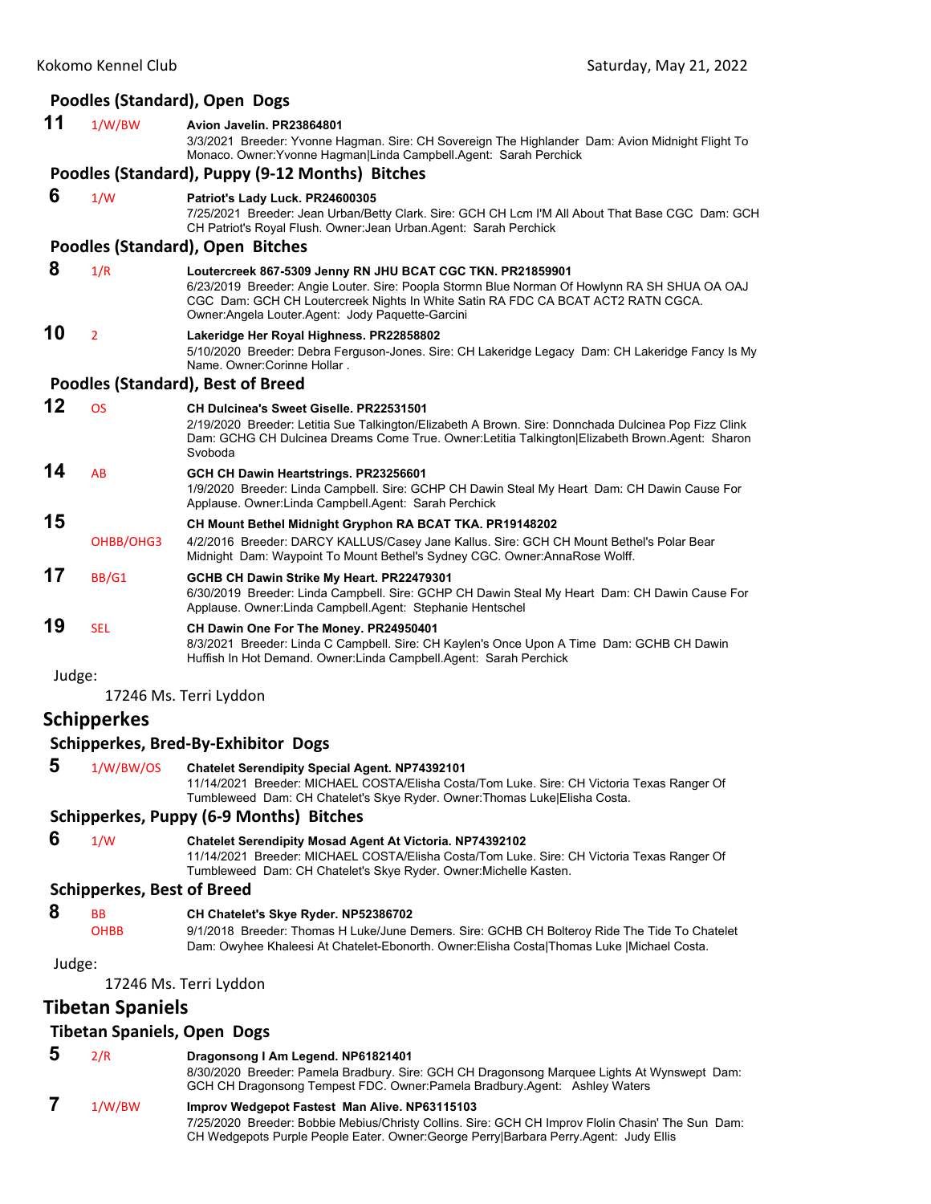### Poodles (Standard), Open Dogs

**11** 1/W/BW **Avion Javelin. PR23864801**
3/3/2021 Breeder: Yvonne Hagman. Sire: CH Sovereign The Highlander Dam: Avion Midnight Flight To Monaco. Owner:Yvonne Hagman|Linda Campbell.Agent: Sarah Perchick

### Poodles (Standard), Puppy (9-12 Months) Bitches

**6** 1/W **Patriot's Lady Luck. PR24600305**
7/25/2021 Breeder: Jean Urban/Betty Clark. Sire: GCH CH Lcm I'M All About That Base CGC Dam: GCH CH Patriot's Royal Flush. Owner:Jean Urban.Agent: Sarah Perchick

### Poodles (Standard), Open Bitches

**8** 1/R **Loutercreek 867-5309 Jenny RN JHU BCAT CGC TKN. PR21859901**
6/23/2019 Breeder: Angie Louter. Sire: Poopla Stormn Blue Norman Of Howlynn RA SH SHUA OA OAJ CGC Dam: GCH CH Loutercreek Nights In White Satin RA FDC CA BCAT ACT2 RATN CGCA. Owner:Angela Louter.Agent: Jody Paquette-Garcini

**10** 2 **Lakeridge Her Royal Highness. PR22858802**
5/10/2020 Breeder: Debra Ferguson-Jones. Sire: CH Lakeridge Legacy Dam: CH Lakeridge Fancy Is My Name. Owner:Corinne Hollar .

### Poodles (Standard), Best of Breed

**12** OS **CH Dulcinea's Sweet Giselle. PR22531501**
2/19/2020 Breeder: Letitia Sue Talkington/Elizabeth A Brown. Sire: Donnchada Dulcinea Pop Fizz Clink Dam: GCHG CH Dulcinea Dreams Come True. Owner:Letitia Talkington|Elizabeth Brown.Agent: Sharon Svoboda

**14** AB **GCH CH Dawin Heartstrings. PR23256601**
1/9/2020 Breeder: Linda Campbell. Sire: GCHP CH Dawin Steal My Heart Dam: CH Dawin Cause For Applause. Owner:Linda Campbell.Agent: Sarah Perchick

**15** OHBB/OHG3 **CH Mount Bethel Midnight Gryphon RA BCAT TKA. PR19148202**
4/2/2016 Breeder: DARCY KALLUS/Casey Jane Kallus. Sire: GCH CH Mount Bethel's Polar Bear Midnight Dam: Waypoint To Mount Bethel's Sydney CGC. Owner:AnnaRose Wolff.

**17** BB/G1 **GCHB CH Dawin Strike My Heart. PR22479301**
6/30/2019 Breeder: Linda Campbell. Sire: GCHP CH Dawin Steal My Heart Dam: CH Dawin Cause For Applause. Owner:Linda Campbell.Agent: Stephanie Hentschel

**19** SEL **CH Dawin One For The Money. PR24950401**
8/3/2021 Breeder: Linda C Campbell. Sire: CH Kaylen's Once Upon A Time Dam: GCHB CH Dawin Huffish In Hot Demand. Owner:Linda Campbell.Agent: Sarah Perchick

Judge:
17246 Ms. Terri Lyddon

## Schipperkes

### Schipperkes, Bred-By-Exhibitor Dogs

**5** 1/W/BW/OS **Chatelet Serendipity Special Agent. NP74392101**
11/14/2021 Breeder: MICHAEL COSTA/Elisha Costa/Tom Luke. Sire: CH Victoria Texas Ranger Of Tumbleweed Dam: CH Chatelet's Skye Ryder. Owner:Thomas Luke|Elisha Costa.

### Schipperkes, Puppy (6-9 Months) Bitches

**6** 1/W **Chatelet Serendipity Mosad Agent At Victoria. NP74392102**
11/14/2021 Breeder: MICHAEL COSTA/Elisha Costa/Tom Luke. Sire: CH Victoria Texas Ranger Of Tumbleweed Dam: CH Chatelet's Skye Ryder. Owner:Michelle Kasten.

### Schipperkes, Best of Breed

**8** BB OHBB **CH Chatelet's Skye Ryder. NP52386702**
9/1/2018 Breeder: Thomas H Luke/June Demers. Sire: GCHB CH Bolteroy Ride The Tide To Chatelet Dam: Owyhee Khaleesi At Chatelet-Ebonorth. Owner:Elisha Costa|Thomas Luke |Michael Costa.

Judge:
17246 Ms. Terri Lyddon

## Tibetan Spaniels

### Tibetan Spaniels, Open Dogs

**5** 2/R **Dragonsong I Am Legend. NP61821401**
8/30/2020 Breeder: Pamela Bradbury. Sire: GCH CH Dragonsong Marquee Lights At Wynswept Dam: GCH CH Dragonsong Tempest FDC. Owner:Pamela Bradbury.Agent: Ashley Waters

**7** 1/W/BW **Improv Wedgepot Fastest Man Alive. NP63115103**
7/25/2020 Breeder: Bobbie Mebius/Christy Collins. Sire: GCH CH Improv Flolin Chasin' The Sun Dam: CH Wedgepots Purple People Eater. Owner:George Perry|Barbara Perry.Agent: Judy Ellis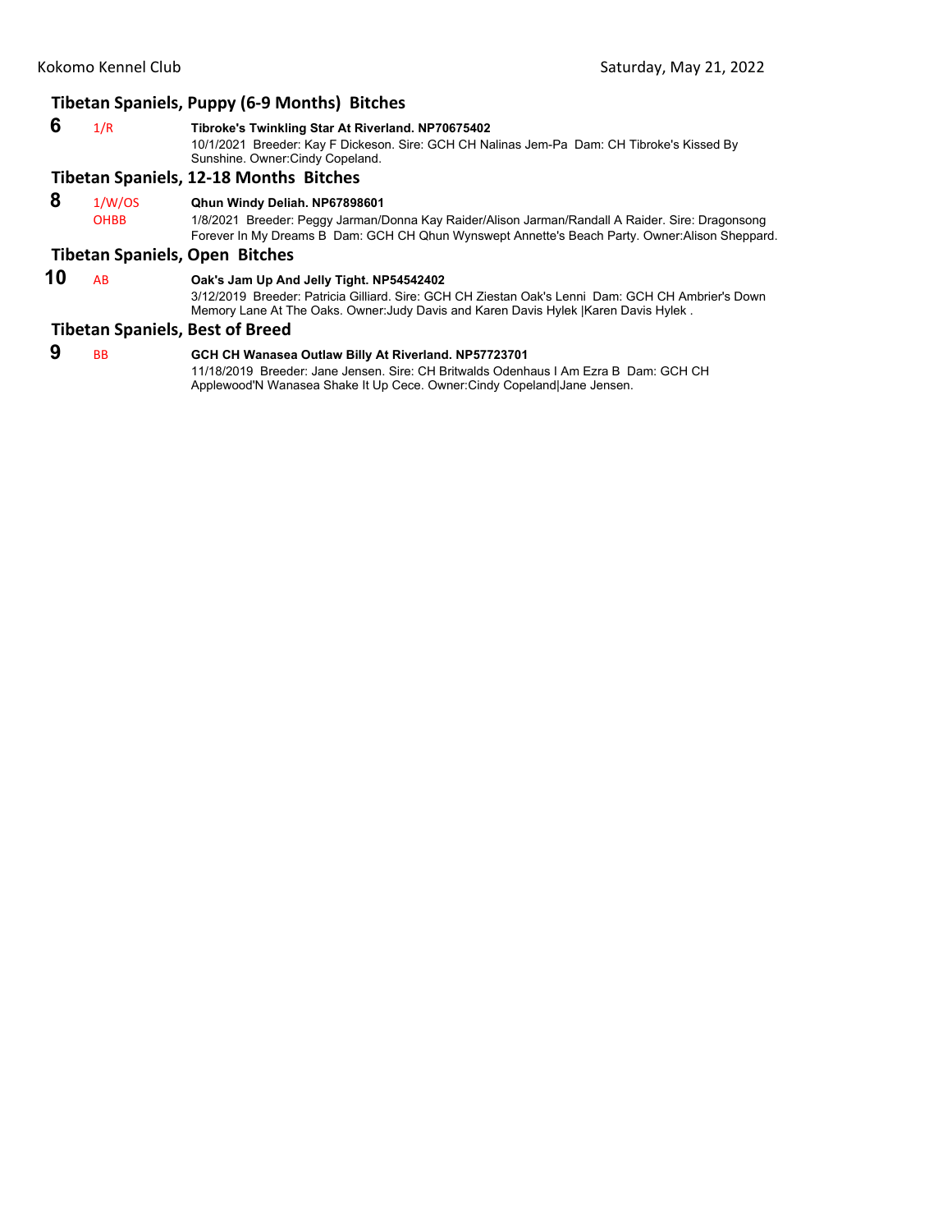## Tibetan Spaniels, Puppy (6-9 Months) Bitches

**6** 1/R **Tibroke's Twinkling Star At Riverland. NP70675402**
10/1/2021 Breeder: Kay F Dickeson. Sire: GCH CH Nalinas Jem-Pa Dam: CH Tibroke's Kissed By Sunshine. Owner:Cindy Copeland.

## Tibetan Spaniels, 12-18 Months Bitches

**8** 1/W/OS OHBB **Qhun Windy Deliah. NP67898601**
1/8/2021 Breeder: Peggy Jarman/Donna Kay Raider/Alison Jarman/Randall A Raider. Sire: Dragonsong Forever In My Dreams B Dam: GCH CH Qhun Wynswept Annette's Beach Party. Owner:Alison Sheppard.

## Tibetan Spaniels, Open Bitches

**10** AB **Oak's Jam Up And Jelly Tight. NP54542402**
3/12/2019 Breeder: Patricia Gilliard. Sire: GCH CH Ziestan Oak's Lenni Dam: GCH CH Ambrier's Down Memory Lane At The Oaks. Owner:Judy Davis and Karen Davis Hylek |Karen Davis Hylek .

## Tibetan Spaniels, Best of Breed

**9** BB **GCH CH Wanasea Outlaw Billy At Riverland. NP57723701**
11/18/2019 Breeder: Jane Jensen. Sire: CH Britwalds Odenhaus I Am Ezra B Dam: GCH CH Applewood'N Wanasea Shake It Up Cece. Owner:Cindy Copeland|Jane Jensen.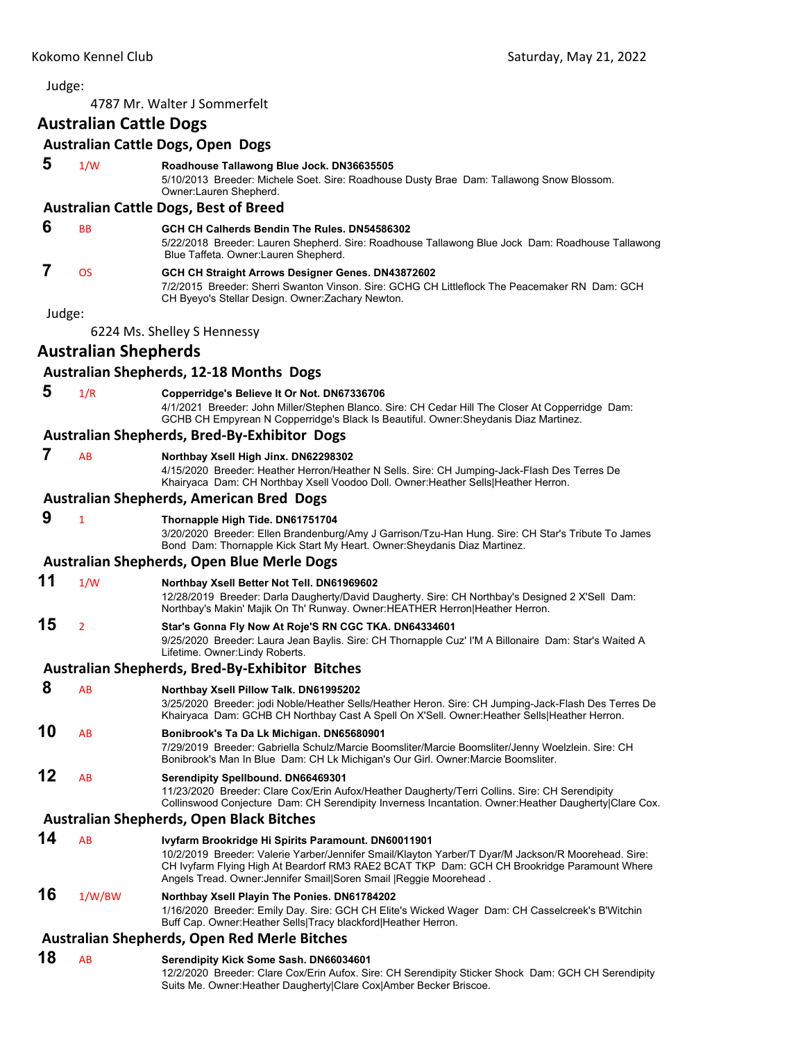Judge:

4787 Mr. Walter J Sommerfelt

## Australian Cattle Dogs

### Australian Cattle Dogs, Open Dogs

**5** 1/W **Roadhouse Tallawong Blue Jock. DN36635505**
5/10/2013 Breeder: Michele Soet. Sire: Roadhouse Dusty Brae Dam: Tallawong Snow Blossom. Owner:Lauren Shepherd.

### Australian Cattle Dogs, Best of Breed

**6** BB **GCH CH Calherds Bendin The Rules. DN54586302**
5/22/2018 Breeder: Lauren Shepherd. Sire: Roadhouse Tallawong Blue Jock Dam: Roadhouse Tallawong Blue Taffeta. Owner:Lauren Shepherd.

**7** OS **GCH CH Straight Arrows Designer Genes. DN43872602**
7/2/2015 Breeder: Sherri Swanton Vinson. Sire: GCHG CH Littleflock The Peacemaker RN Dam: GCH CH Byeyo's Stellar Design. Owner:Zachary Newton.

Judge:

6224 Ms. Shelley S Hennessy

## Australian Shepherds

### Australian Shepherds, 12-18 Months Dogs

**5** 1/R **Copperridge's Believe It Or Not. DN67336706**
4/1/2021 Breeder: John Miller/Stephen Blanco. Sire: CH Cedar Hill The Closer At Copperridge Dam: GCHB CH Empyrean N Copperridge's Black Is Beautiful. Owner:Sheydanis Diaz Martinez.

### Australian Shepherds, Bred-By-Exhibitor Dogs

**7** AB **Northbay Xsell High Jinx. DN62298302**
4/15/2020 Breeder: Heather Herron/Heather N Sells. Sire: CH Jumping-Jack-Flash Des Terres De Khairyaca Dam: CH Northbay Xsell Voodoo Doll. Owner:Heather Sells|Heather Herron.

### Australian Shepherds, American Bred Dogs

**9** 1 **Thornapple High Tide. DN61751704**
3/20/2020 Breeder: Ellen Brandenburg/Amy J Garrison/Tzu-Han Hung. Sire: CH Star's Tribute To James Bond Dam: Thornapple Kick Start My Heart. Owner:Sheydanis Diaz Martinez.

### Australian Shepherds, Open Blue Merle Dogs

**11** 1/W **Northbay Xsell Better Not Tell. DN61969602**
12/28/2019 Breeder: Darla Daugherty/David Daugherty. Sire: CH Northbay's Designed 2 X'Sell Dam: Northbay's Makin' Majik On Th' Runway. Owner:HEATHER Herron|Heather Herron.

**15** 2 **Star's Gonna Fly Now At Roje'S RN CGC TKA. DN64334601**
9/25/2020 Breeder: Laura Jean Baylis. Sire: CH Thornapple Cuz' I'M A Billonaire Dam: Star's Waited A Lifetime. Owner:Lindy Roberts.

### Australian Shepherds, Bred-By-Exhibitor Bitches

**8** AB **Northbay Xsell Pillow Talk. DN61995202**
3/25/2020 Breeder: jodi Noble/Heather Sells/Heather Heron. Sire: CH Jumping-Jack-Flash Des Terres De Khairyaca Dam: GCHB CH Northbay Cast A Spell On X'Sell. Owner:Heather Sells|Heather Herron.

**10** AB **Bonibrook's Ta Da Lk Michigan. DN65680901**
7/29/2019 Breeder: Gabriella Schulz/Marcie Boomsliter/Marcie Boomsliter/Jenny Woelzlein. Sire: CH Bonibrook's Man In Blue Dam: CH Lk Michigan's Our Girl. Owner:Marcie Boomsliter.

**12** AB **Serendipity Spellbound. DN66469301**
11/23/2020 Breeder: Clare Cox/Erin Aufox/Heather Daugherty/Terri Collins. Sire: CH Serendipity Collinswood Conjecture Dam: CH Serendipity Inverness Incantation. Owner:Heather Daugherty|Clare Cox.

### Australian Shepherds, Open Black Bitches

**14** AB **Ivyfarm Brookridge Hi Spirits Paramount. DN60011901**
10/2/2019 Breeder: Valerie Yarber/Jennifer Smail/Klayton Yarber/T Dyar/M Jackson/R Moorehead. Sire: CH Ivyfarm Flying High At Beardorf RM3 RAE2 BCAT TKP Dam: GCH CH Brookridge Paramount Where Angels Tread. Owner:Jennifer Smail|Soren Smail |Reggie Moorehead .

**16** 1/W/BW **Northbay Xsell Playin The Ponies. DN61784202**
1/16/2020 Breeder: Emily Day. Sire: GCH CH Elite's Wicked Wager Dam: CH Casselcreek's B'Witchin Buff Cap. Owner:Heather Sells|Tracy blackford|Heather Herron.

### Australian Shepherds, Open Red Merle Bitches

**18** AB **Serendipity Kick Some Sash. DN66034601**
12/2/2020 Breeder: Clare Cox/Erin Aufox. Sire: CH Serendipity Sticker Shock Dam: GCH CH Serendipity Suits Me. Owner:Heather Daugherty|Clare Cox|Amber Becker Briscoe.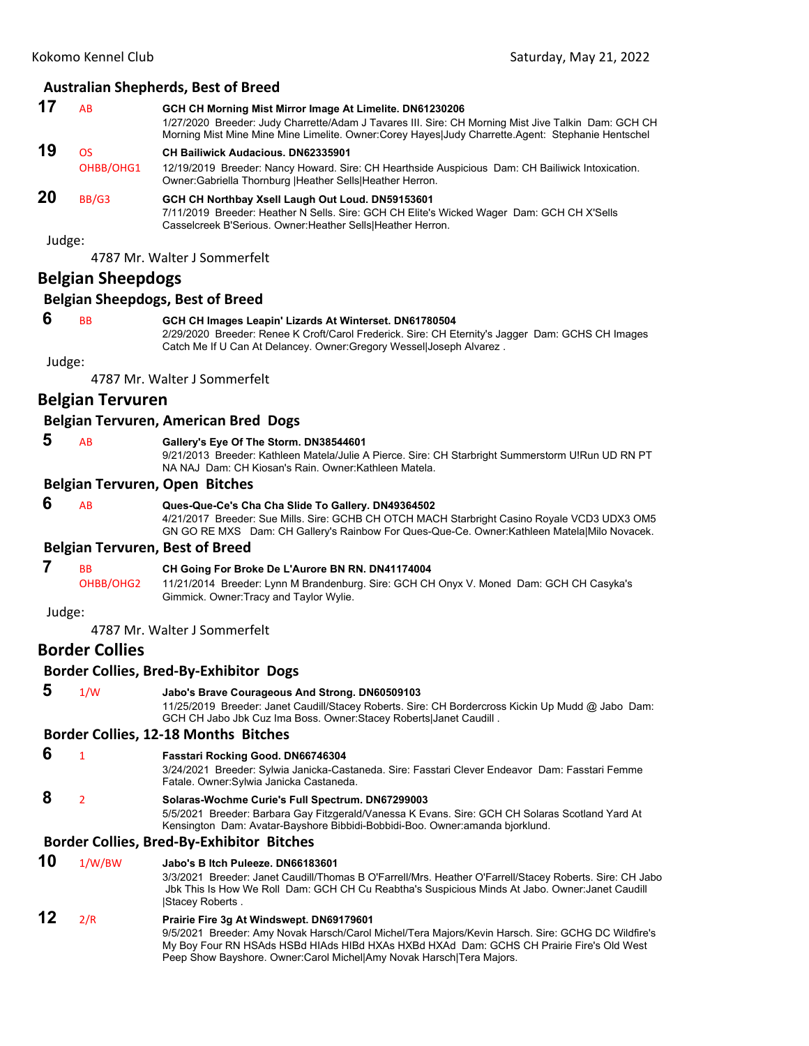### Australian Shepherds, Best of Breed

**17** AB **GCH CH Morning Mist Mirror Image At Limelite. DN61230206**
1/27/2020 Breeder: Judy Charrette/Adam J Tavares III. Sire: CH Morning Mist Jive Talkin Dam: GCH CH Morning Mist Mine Mine Mine Limelite. Owner:Corey Hayes|Judy Charrette.Agent: Stephanie Hentschel

**19** OS OHBB/OHG1 **CH Bailiwick Audacious. DN62335901**
12/19/2019 Breeder: Nancy Howard. Sire: CH Hearthside Auspicious Dam: CH Bailiwick Intoxication. Owner:Gabriella Thornburg |Heather Sells|Heather Herron.

**20** BB/G3 **GCH CH Northbay Xsell Laugh Out Loud. DN59153601**
7/11/2019 Breeder: Heather N Sells. Sire: GCH CH Elite's Wicked Wager Dam: GCH CH X'Sells Casselcreek B'Serious. Owner:Heather Sells|Heather Herron.

Judge:

4787 Mr. Walter J Sommerfelt

## Belgian Sheepdogs

### Belgian Sheepdogs, Best of Breed

**6** BB **GCH CH Images Leapin' Lizards At Winterset. DN61780504**
2/29/2020 Breeder: Renee K Croft/Carol Frederick. Sire: CH Eternity's Jagger Dam: GCHS CH Images Catch Me If U Can At Delancey. Owner:Gregory Wessel|Joseph Alvarez .

Judge:

4787 Mr. Walter J Sommerfelt

## Belgian Tervuren

### Belgian Tervuren, American Bred Dogs

**5** AB **Gallery's Eye Of The Storm. DN38544601**
9/21/2013 Breeder: Kathleen Matela/Julie A Pierce. Sire: CH Starbright Summerstorm U!Run UD RN PT NA NAJ Dam: CH Kiosan's Rain. Owner:Kathleen Matela.

### Belgian Tervuren, Open Bitches

**6** AB **Ques-Que-Ce's Cha Cha Slide To Gallery. DN49364502**
4/21/2017 Breeder: Sue Mills. Sire: GCHB CH OTCH MACH Starbright Casino Royale VCD3 UDX3 OM5 GN GO RE MXS Dam: CH Gallery's Rainbow For Ques-Que-Ce. Owner:Kathleen Matela|Milo Novacek.

### Belgian Tervuren, Best of Breed

**7** BB OHBB/OHG2 **CH Going For Broke De L'Aurore BN RN. DN41174004**
11/21/2014 Breeder: Lynn M Brandenburg. Sire: GCH CH Onyx V. Moned Dam: GCH CH Casyka's Gimmick. Owner:Tracy and Taylor Wylie.

Judge:

4787 Mr. Walter J Sommerfelt

## Border Collies

### Border Collies, Bred-By-Exhibitor Dogs

**5** 1/W **Jabo's Brave Courageous And Strong. DN60509103**
11/25/2019 Breeder: Janet Caudill/Stacey Roberts. Sire: CH Bordercross Kickin Up Mudd @ Jabo Dam: GCH CH Jabo Jbk Cuz Ima Boss. Owner:Stacey Roberts|Janet Caudill .

### Border Collies, 12-18 Months Bitches

**6** 1 **Fasstari Rocking Good. DN66746304**
3/24/2021 Breeder: Sylwia Janicka-Castaneda. Sire: Fasstari Clever Endeavor Dam: Fasstari Femme Fatale. Owner:Sylwia Janicka Castaneda.

**8** 2 **Solaras-Wochme Curie's Full Spectrum. DN67299003**
5/5/2021 Breeder: Barbara Gay Fitzgerald/Vanessa K Evans. Sire: GCH CH Solaras Scotland Yard At Kensington Dam: Avatar-Bayshore Bibbidi-Bobbidi-Boo. Owner:amanda bjorklund.

### Border Collies, Bred-By-Exhibitor Bitches

**10** 1/W/BW **Jabo's B Itch Puleeze. DN66183601**
3/3/2021 Breeder: Janet Caudill/Thomas B O'Farrell/Mrs. Heather O'Farrell/Stacey Roberts. Sire: CH Jabo Jbk This Is How We Roll Dam: GCH CH Cu Reabtha's Suspicious Minds At Jabo. Owner:Janet Caudill |Stacey Roberts .

**12** 2/R **Prairie Fire 3g At Windswept. DN69179601**
9/5/2021 Breeder: Amy Novak Harsch/Carol Michel/Tera Majors/Kevin Harsch. Sire: GCHG DC Wildfire's My Boy Four RN HSAds HSBd HIAds HIBd HXAs HXBd HXAd Dam: GCHS CH Prairie Fire's Old West Peep Show Bayshore. Owner:Carol Michel|Amy Novak Harsch|Tera Majors.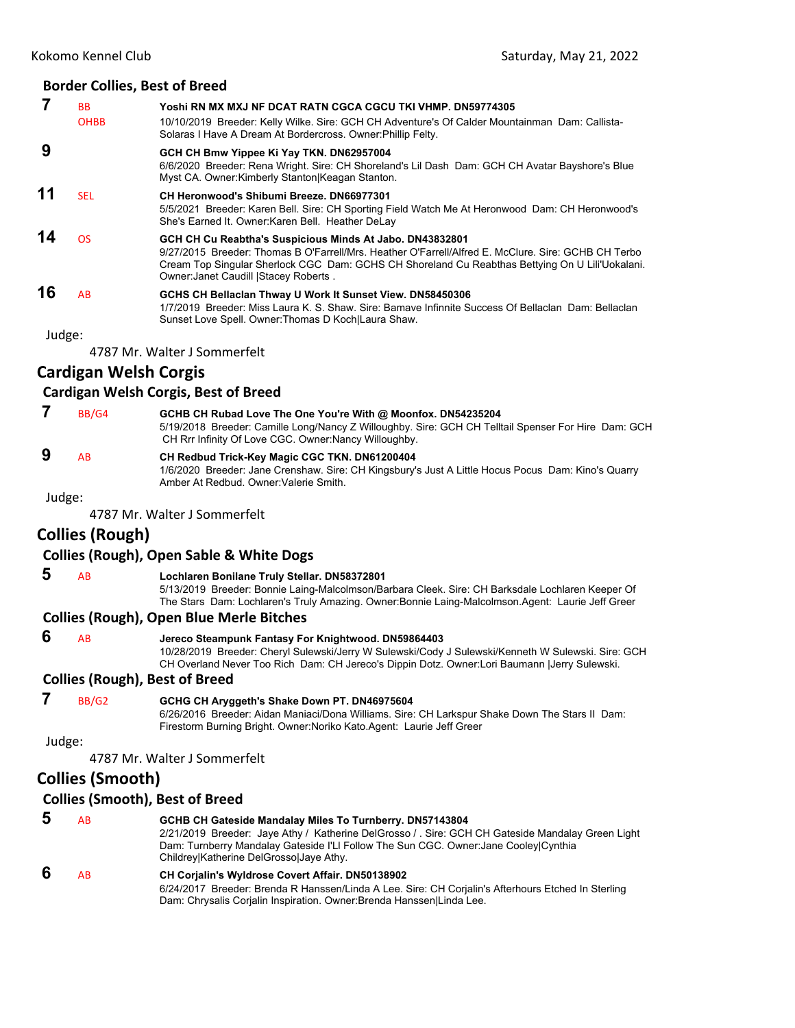### Border Collies, Best of Breed

**7** BB OHBB **Yoshi RN MX MXJ NF DCAT RATN CGCA CGCU TKI VHMP. DN59774305**
10/10/2019 Breeder: Kelly Wilke. Sire: GCH CH Adventure's Of Calder Mountainman Dam: Callista-Solaras I Have A Dream At Bordercross. Owner:Phillip Felty.

**9** **GCH CH Bmw Yippee Ki Yay TKN. DN62957004**
6/6/2020 Breeder: Rena Wright. Sire: CH Shoreland's Lil Dash Dam: GCH CH Avatar Bayshore's Blue Myst CA. Owner:Kimberly Stanton|Keagan Stanton.

**11** SEL **CH Heronwood's Shibumi Breeze. DN66977301**
5/5/2021 Breeder: Karen Bell. Sire: CH Sporting Field Watch Me At Heronwood Dam: CH Heronwood's She's Earned It. Owner:Karen Bell. Heather DeLay

**14** OS **GCH CH Cu Reabtha's Suspicious Minds At Jabo. DN43832801**
9/27/2015 Breeder: Thomas B O'Farrell/Mrs. Heather O'Farrell/Alfred E. McClure. Sire: GCHB CH Terbo Cream Top Singular Sherlock CGC Dam: GCHS CH Shoreland Cu Reabthas Bettying On U Lili'Uokalani. Owner:Janet Caudill |Stacey Roberts .

**16** AB **GCHS CH Bellaclan Thway U Work It Sunset View. DN58450306**
1/7/2019 Breeder: Miss Laura K. S. Shaw. Sire: Bamave Infinnite Success Of Bellaclan Dam: Bellaclan Sunset Love Spell. Owner:Thomas D Koch|Laura Shaw.

Judge:

4787 Mr. Walter J Sommerfelt

## Cardigan Welsh Corgis

### Cardigan Welsh Corgis, Best of Breed

**7** BB/G4 **GCHB CH Rubad Love The One You're With @ Moonfox. DN54235204**
5/19/2018 Breeder: Camille Long/Nancy Z Willoughby. Sire: GCH CH Telltail Spenser For Hire Dam: GCH CH Rrr Infinity Of Love CGC. Owner:Nancy Willoughby.

**9** AB **CH Redbud Trick-Key Magic CGC TKN. DN61200404**
1/6/2020 Breeder: Jane Crenshaw. Sire: CH Kingsbury's Just A Little Hocus Pocus Dam: Kino's Quarry Amber At Redbud. Owner:Valerie Smith.

Judge:

4787 Mr. Walter J Sommerfelt

## Collies (Rough)

### Collies (Rough), Open Sable & White Dogs

**5** AB **Lochlaren Bonilane Truly Stellar. DN58372801**
5/13/2019 Breeder: Bonnie Laing-Malcolmson/Barbara Cleek. Sire: CH Barksdale Lochlaren Keeper Of The Stars Dam: Lochlaren's Truly Amazing. Owner:Bonnie Laing-Malcolmson.Agent: Laurie Jeff Greer

### Collies (Rough), Open Blue Merle Bitches

**6** AB **Jereco Steampunk Fantasy For Knightwood. DN59864403**
10/28/2019 Breeder: Cheryl Sulewski/Jerry W Sulewski/Cody J Sulewski/Kenneth W Sulewski. Sire: GCH CH Overland Never Too Rich Dam: CH Jereco's Dippin Dotz. Owner:Lori Baumann |Jerry Sulewski.

### Collies (Rough), Best of Breed

**7** BB/G2 **GCHG CH Aryggeth's Shake Down PT. DN46975604**
6/26/2016 Breeder: Aidan Maniaci/Dona Williams. Sire: CH Larkspur Shake Down The Stars II Dam: Firestorm Burning Bright. Owner:Noriko Kato.Agent: Laurie Jeff Greer

Judge:

4787 Mr. Walter J Sommerfelt

## Collies (Smooth)

### Collies (Smooth), Best of Breed

**5** AB **GCHB CH Gateside Mandalay Miles To Turnberry. DN57143804**
2/21/2019 Breeder: Jaye Athy / Katherine DelGrosso / . Sire: GCH CH Gateside Mandalay Green Light Dam: Turnberry Mandalay Gateside I'Ll Follow The Sun CGC. Owner:Jane Cooley|Cynthia Childrey|Katherine DelGrosso|Jaye Athy.

**6** AB **CH Corjalin's Wyldrose Covert Affair. DN50138902**
6/24/2017 Breeder: Brenda R Hanssen/Linda A Lee. Sire: CH Corjalin's Afterhours Etched In Sterling Dam: Chrysalis Corjalin Inspiration. Owner:Brenda Hanssen|Linda Lee.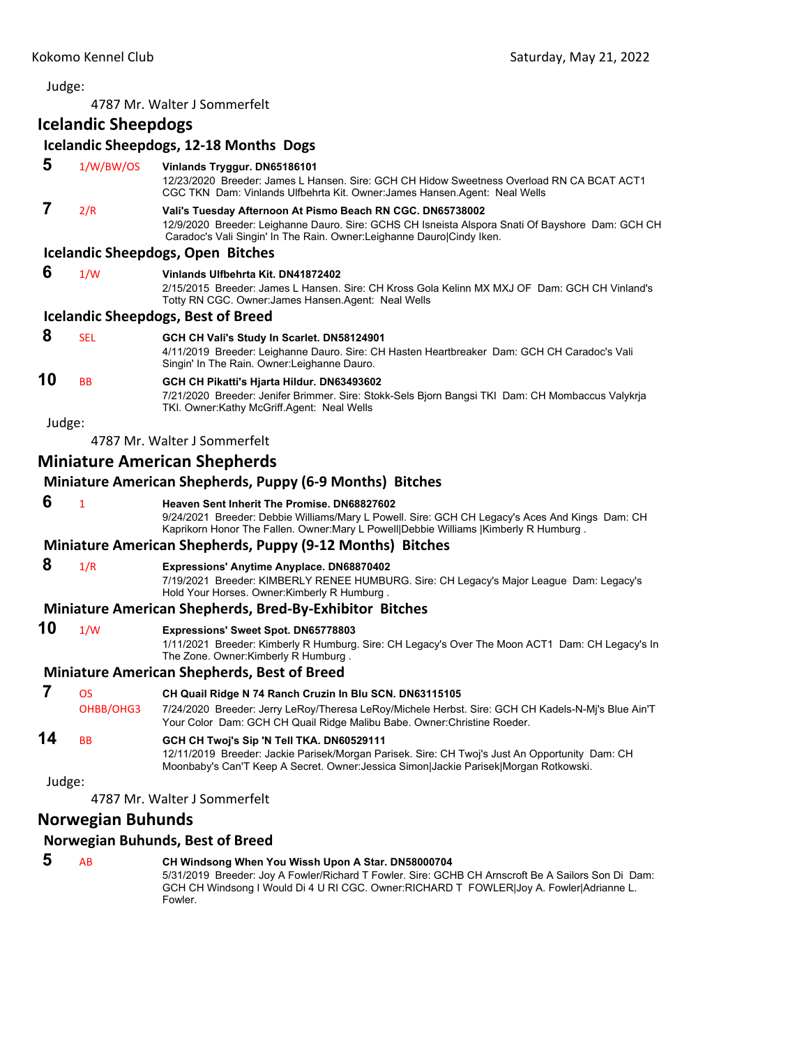Judge:

4787 Mr. Walter J Sommerfelt

## Icelandic Sheepdogs

### Icelandic Sheepdogs, 12-18 Months Dogs

**5** 1/W/BW/OS **Vinlands Tryggur. DN65186101**
12/23/2020 Breeder: James L Hansen. Sire: GCH CH Hidow Sweetness Overload RN CA BCAT ACT1 CGC TKN Dam: Vinlands Ulfbehrta Kit. Owner:James Hansen.Agent: Neal Wells

**7** 2/R **Vali's Tuesday Afternoon At Pismo Beach RN CGC. DN65738002**
12/9/2020 Breeder: Leighanne Dauro. Sire: GCHS CH Isneista Alspora Snati Of Bayshore Dam: GCH CH Caradoc's Vali Singin' In The Rain. Owner:Leighanne Dauro|Cindy Iken.

### Icelandic Sheepdogs, Open Bitches

**6** 1/W **Vinlands Ulfbehrta Kit. DN41872402**
2/15/2015 Breeder: James L Hansen. Sire: CH Kross Gola Kelinn MX MXJ OF Dam: GCH CH Vinland's Totty RN CGC. Owner:James Hansen.Agent: Neal Wells

### Icelandic Sheepdogs, Best of Breed

**8** SEL **GCH CH Vali's Study In Scarlet. DN58124901**
4/11/2019 Breeder: Leighanne Dauro. Sire: CH Hasten Heartbreaker Dam: GCH CH Caradoc's Vali Singin' In The Rain. Owner:Leighanne Dauro.

**10** BB **GCH CH Pikatti's Hjarta Hildur. DN63493602**
7/21/2020 Breeder: Jenifer Brimmer. Sire: Stokk-Sels Bjorn Bangsi TKI Dam: CH Mombaccus Valykrja TKI. Owner:Kathy McGriff.Agent: Neal Wells

Judge:

4787 Mr. Walter J Sommerfelt

## Miniature American Shepherds

### Miniature American Shepherds, Puppy (6-9 Months) Bitches

**6** 1 **Heaven Sent Inherit The Promise. DN68827602**
9/24/2021 Breeder: Debbie Williams/Mary L Powell. Sire: GCH CH Legacy's Aces And Kings Dam: CH Kaprikorn Honor The Fallen. Owner:Mary L Powell|Debbie Williams |Kimberly R Humburg .

### Miniature American Shepherds, Puppy (9-12 Months) Bitches

**8** 1/R **Expressions' Anytime Anyplace. DN68870402**
7/19/2021 Breeder: KIMBERLY RENEE HUMBURG. Sire: CH Legacy's Major League Dam: Legacy's Hold Your Horses. Owner:Kimberly R Humburg .

### Miniature American Shepherds, Bred-By-Exhibitor Bitches

**10** 1/W **Expressions' Sweet Spot. DN65778803**
1/11/2021 Breeder: Kimberly R Humburg. Sire: CH Legacy's Over The Moon ACT1 Dam: CH Legacy's In The Zone. Owner:Kimberly R Humburg .

### Miniature American Shepherds, Best of Breed

**7** OS OHBB/OHG3 **CH Quail Ridge N 74 Ranch Cruzin In Blu SCN. DN63115105**
7/24/2020 Breeder: Jerry LeRoy/Theresa LeRoy/Michele Herbst. Sire: GCH CH Kadels-N-Mj's Blue Ain'T Your Color Dam: GCH CH Quail Ridge Malibu Babe. Owner:Christine Roeder.

**14** BB **GCH CH Twoj's Sip 'N Tell TKA. DN60529111**
12/11/2019 Breeder: Jackie Parisek/Morgan Parisek. Sire: CH Twoj's Just An Opportunity Dam: CH Moonbaby's Can'T Keep A Secret. Owner:Jessica Simon|Jackie Parisek|Morgan Rotkowski.

Judge:

4787 Mr. Walter J Sommerfelt

## Norwegian Buhunds

### Norwegian Buhunds, Best of Breed

**5** AB **CH Windsong When You Wissh Upon A Star. DN58000704**
5/31/2019 Breeder: Joy A Fowler/Richard T Fowler. Sire: GCHB CH Arnscroft Be A Sailors Son Di Dam: GCH CH Windsong I Would Di 4 U RI CGC. Owner:RICHARD T FOWLER|Joy A. Fowler|Adrianne L. Fowler.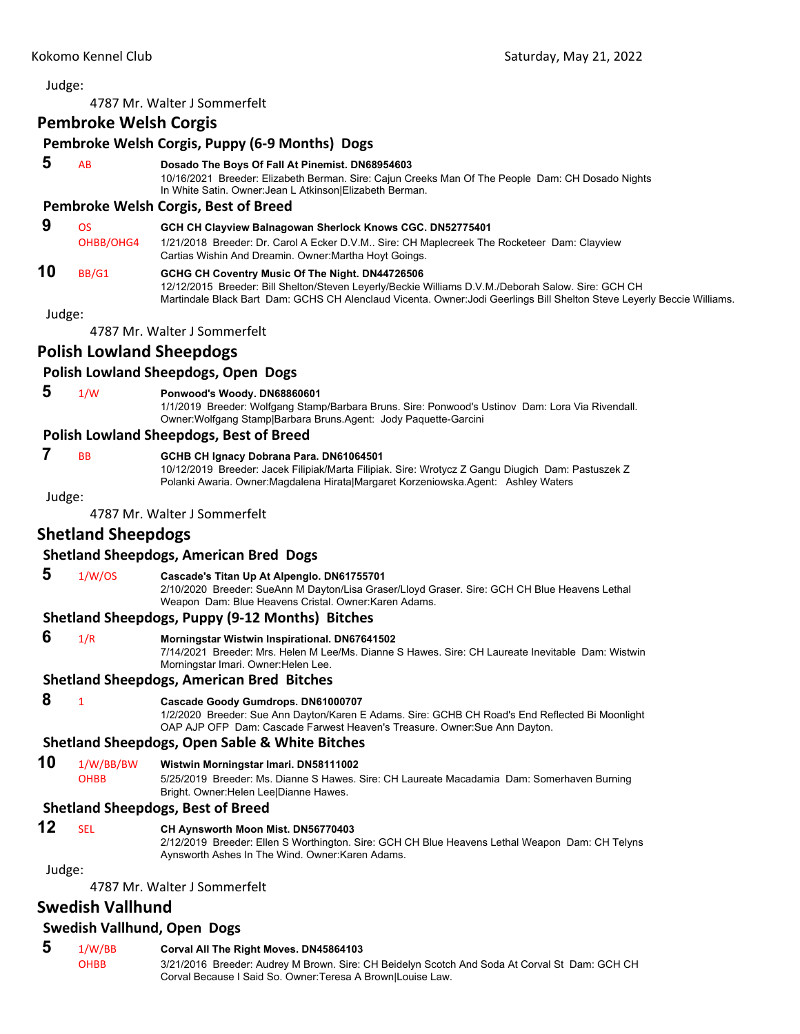Judge:

4787 Mr. Walter J Sommerfelt

## Pembroke Welsh Corgis

### Pembroke Welsh Corgis, Puppy (6-9 Months) Dogs

**5** AB **Dosado The Boys Of Fall At Pinemist. DN68954603**
10/16/2021 Breeder: Elizabeth Berman. Sire: Cajun Creeks Man Of The People Dam: CH Dosado Nights In White Satin. Owner:Jean L Atkinson|Elizabeth Berman.

### Pembroke Welsh Corgis, Best of Breed

**9** OS OHBB/OHG4 **GCH CH Clayview Balnagowan Sherlock Knows CGC. DN52775401**
1/21/2018 Breeder: Dr. Carol A Ecker D.V.M.. Sire: CH Maplecreek The Rocketeer Dam: Clayview Cartias Wishin And Dreamin. Owner:Martha Hoyt Goings.

**10** BB/G1 **GCHG CH Coventry Music Of The Night. DN44726506**
12/12/2015 Breeder: Bill Shelton/Steven Leyerly/Beckie Williams D.V.M./Deborah Salow. Sire: GCH CH Martindale Black Bart Dam: GCHS CH Alenclaud Vicenta. Owner:Jodi Geerlings Bill Shelton Steve Leyerly Beccie Williams.

Judge:

4787 Mr. Walter J Sommerfelt

## Polish Lowland Sheepdogs

### Polish Lowland Sheepdogs, Open Dogs

**5** 1/W **Ponwood's Woody. DN68860601**
1/1/2019 Breeder: Wolfgang Stamp/Barbara Bruns. Sire: Ponwood's Ustinov Dam: Lora Via Rivendall. Owner:Wolfgang Stamp|Barbara Bruns.Agent: Jody Paquette-Garcini

### Polish Lowland Sheepdogs, Best of Breed

**7** BB **GCHB CH Ignacy Dobrana Para. DN61064501**
10/12/2019 Breeder: Jacek Filipiak/Marta Filipiak. Sire: Wrotycz Z Gangu Diugich Dam: Pastuszek Z Polanki Awaria. Owner:Magdalena Hirata|Margaret Korzeniowska.Agent: Ashley Waters

Judge:

4787 Mr. Walter J Sommerfelt

## Shetland Sheepdogs

### Shetland Sheepdogs, American Bred Dogs

**5** 1/W/OS **Cascade's Titan Up At Alpenglo. DN61755701**
2/10/2020 Breeder: SueAnn M Dayton/Lisa Graser/Lloyd Graser. Sire: GCH CH Blue Heavens Lethal Weapon Dam: Blue Heavens Cristal. Owner:Karen Adams.

### Shetland Sheepdogs, Puppy (9-12 Months) Bitches

**6** 1/R **Morningstar Wistwin Inspirational. DN67641502**
7/14/2021 Breeder: Mrs. Helen M Lee/Ms. Dianne S Hawes. Sire: CH Laureate Inevitable Dam: Wistwin Morningstar Imari. Owner:Helen Lee.

### Shetland Sheepdogs, American Bred Bitches

**8** 1 **Cascade Goody Gumdrops. DN61000707**
1/2/2020 Breeder: Sue Ann Dayton/Karen E Adams. Sire: GCHB CH Road's End Reflected Bi Moonlight OAP AJP OFP Dam: Cascade Farwest Heaven's Treasure. Owner:Sue Ann Dayton.

### Shetland Sheepdogs, Open Sable & White Bitches

**10** 1/W/BB/BW OHBB **Wistwin Morningstar Imari. DN58111002**
5/25/2019 Breeder: Ms. Dianne S Hawes. Sire: CH Laureate Macadamia Dam: Somerhaven Burning Bright. Owner:Helen Lee|Dianne Hawes.

### Shetland Sheepdogs, Best of Breed

**12** SEL **CH Aynsworth Moon Mist. DN56770403**
2/12/2019 Breeder: Ellen S Worthington. Sire: GCH CH Blue Heavens Lethal Weapon Dam: CH Telyns Aynsworth Ashes In The Wind. Owner:Karen Adams.

Judge:

4787 Mr. Walter J Sommerfelt

## Swedish Vallhund

### Swedish Vallhund, Open Dogs

**5** 1/W/BB OHBB **Corval All The Right Moves. DN45864103**
3/21/2016 Breeder: Audrey M Brown. Sire: CH Beidelyn Scotch And Soda At Corval St Dam: GCH CH Corval Because I Said So. Owner:Teresa A Brown|Louise Law.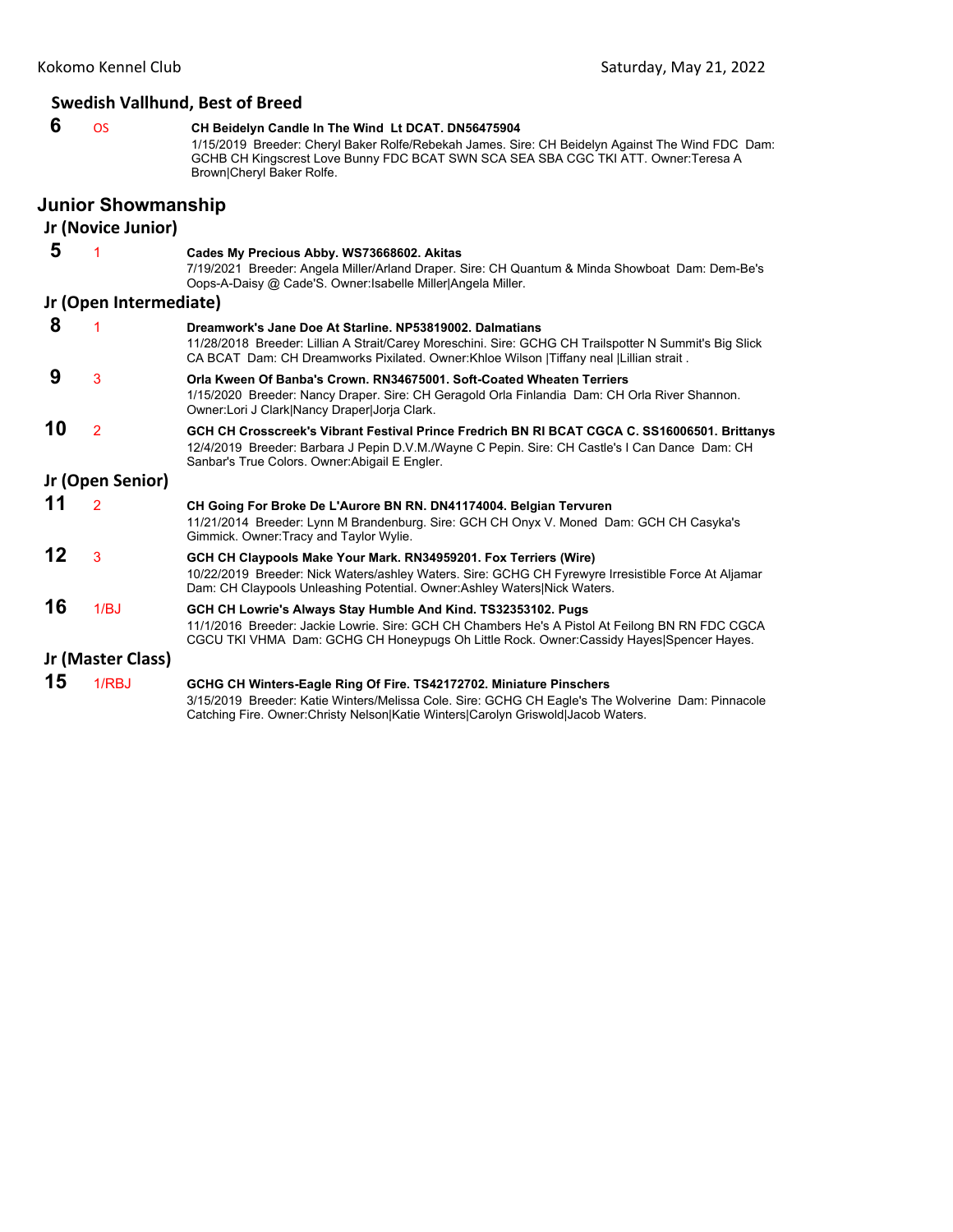## Swedish Vallhund, Best of Breed

**6** OS **CH Beidelyn Candle In The Wind Lt DCAT. DN56475904**
1/15/2019 Breeder: Cheryl Baker Rolfe/Rebekah James. Sire: CH Beidelyn Against The Wind FDC Dam: GCHB CH Kingscrest Love Bunny FDC BCAT SWN SCA SEA SBA CGC TKI ATT. Owner:Teresa A Brown|Cheryl Baker Rolfe.

# Junior Showmanship

### Jr (Novice Junior)

**5** 1 **Cades My Precious Abby. WS73668602. Akitas**
7/19/2021 Breeder: Angela Miller/Arland Draper. Sire: CH Quantum & Minda Showboat Dam: Dem-Be's Oops-A-Daisy @ Cade'S. Owner:Isabelle Miller|Angela Miller.

### Jr (Open Intermediate)

**8** 1 **Dreamwork's Jane Doe At Starline. NP53819002. Dalmatians**
11/28/2018 Breeder: Lillian A Strait/Carey Moreschini. Sire: GCHG CH Trailspotter N Summit's Big Slick CA BCAT Dam: CH Dreamworks Pixilated. Owner:Khloe Wilson |Tiffany neal |Lillian strait .

**9** 3 **Orla Kween Of Banba's Crown. RN34675001. Soft-Coated Wheaten Terriers**
1/15/2020 Breeder: Nancy Draper. Sire: CH Geragold Orla Finlandia Dam: CH Orla River Shannon. Owner:Lori J Clark|Nancy Draper|Jorja Clark.

**10** 2 **GCH CH Crosscreek's Vibrant Festival Prince Fredrich BN RI BCAT CGCA C. SS16006501. Brittanys**
12/4/2019 Breeder: Barbara J Pepin D.V.M./Wayne C Pepin. Sire: CH Castle's I Can Dance Dam: CH Sanbar's True Colors. Owner:Abigail E Engler.

### Jr (Open Senior)

**11** 2 **CH Going For Broke De L'Aurore BN RN. DN41174004. Belgian Tervuren**
11/21/2014 Breeder: Lynn M Brandenburg. Sire: GCH CH Onyx V. Moned Dam: GCH CH Casyka's Gimmick. Owner:Tracy and Taylor Wylie.

**12** 3 **GCH CH Claypools Make Your Mark. RN34959201. Fox Terriers (Wire)**
10/22/2019 Breeder: Nick Waters/ashley Waters. Sire: GCHG CH Fyrewyre Irresistible Force At Aljamar Dam: CH Claypools Unleashing Potential. Owner:Ashley Waters|Nick Waters.

**16** 1/BJ **GCH CH Lowrie's Always Stay Humble And Kind. TS32353102. Pugs**
11/1/2016 Breeder: Jackie Lowrie. Sire: GCH CH Chambers He's A Pistol At Feilong BN RN FDC CGCA CGCU TKI VHMA Dam: GCHG CH Honeypugs Oh Little Rock. Owner:Cassidy Hayes|Spencer Hayes.

### Jr (Master Class)

**15** 1/RBJ **GCHG CH Winters-Eagle Ring Of Fire. TS42172702. Miniature Pinschers**
3/15/2019 Breeder: Katie Winters/Melissa Cole. Sire: GCHG CH Eagle's The Wolverine Dam: Pinnacole Catching Fire. Owner:Christy Nelson|Katie Winters|Carolyn Griswold|Jacob Waters.